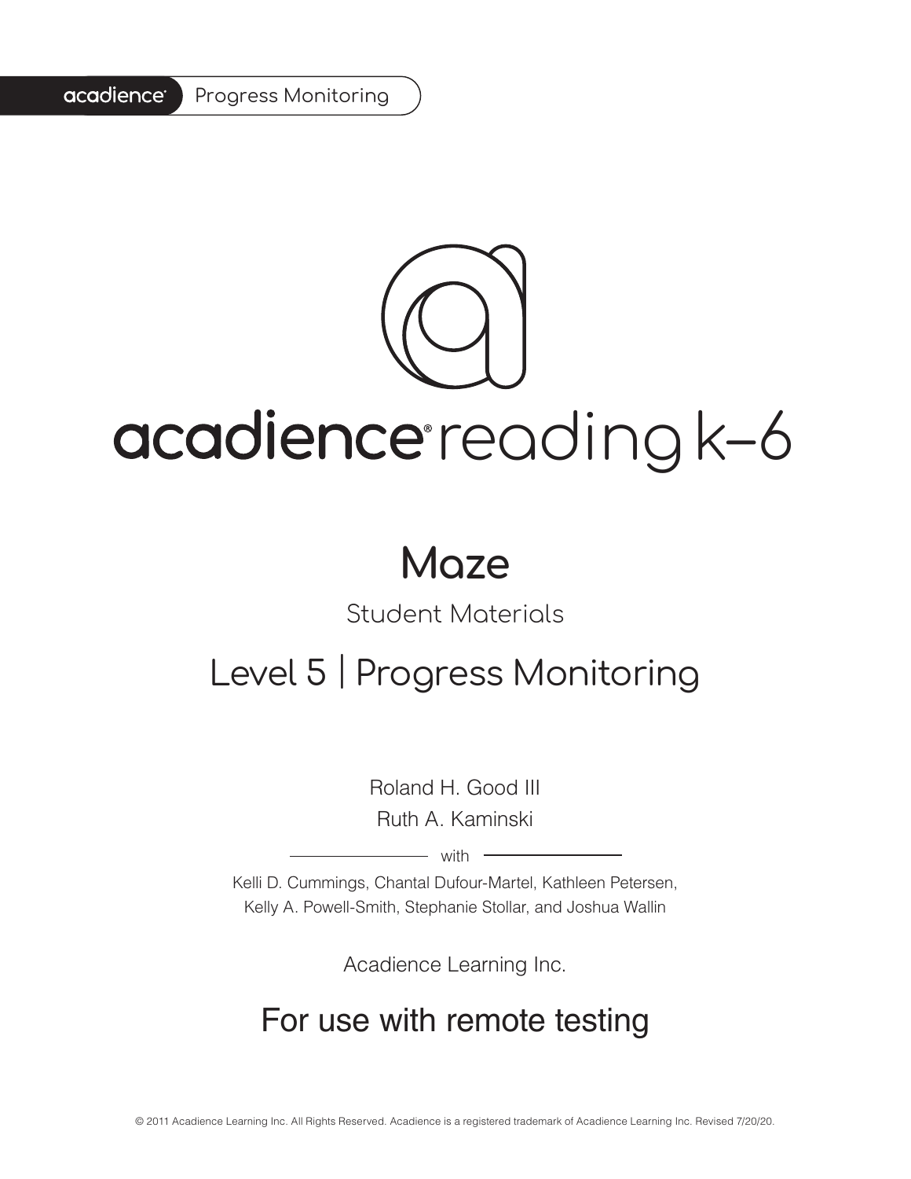acadience® Progress Monitoring

# acadience® reading k–6

## Maze

Student Materials

## Level 5 | Progress Monitoring

Roland H. Good III

Ruth A. Kaminski

with

Kelli D. Cummings, Chantal Dufour-Martel, Kathleen Petersen, Kelly A. Powell-Smith, Stephanie Stollar, and Joshua Wallin

Acadience Learning Inc.

## For use with remote testing

© 2011 Acadience Learning Inc. All Rights Reserved. Acadience is a registered trademark of Acadience Learning Inc. Revised 7/20/20.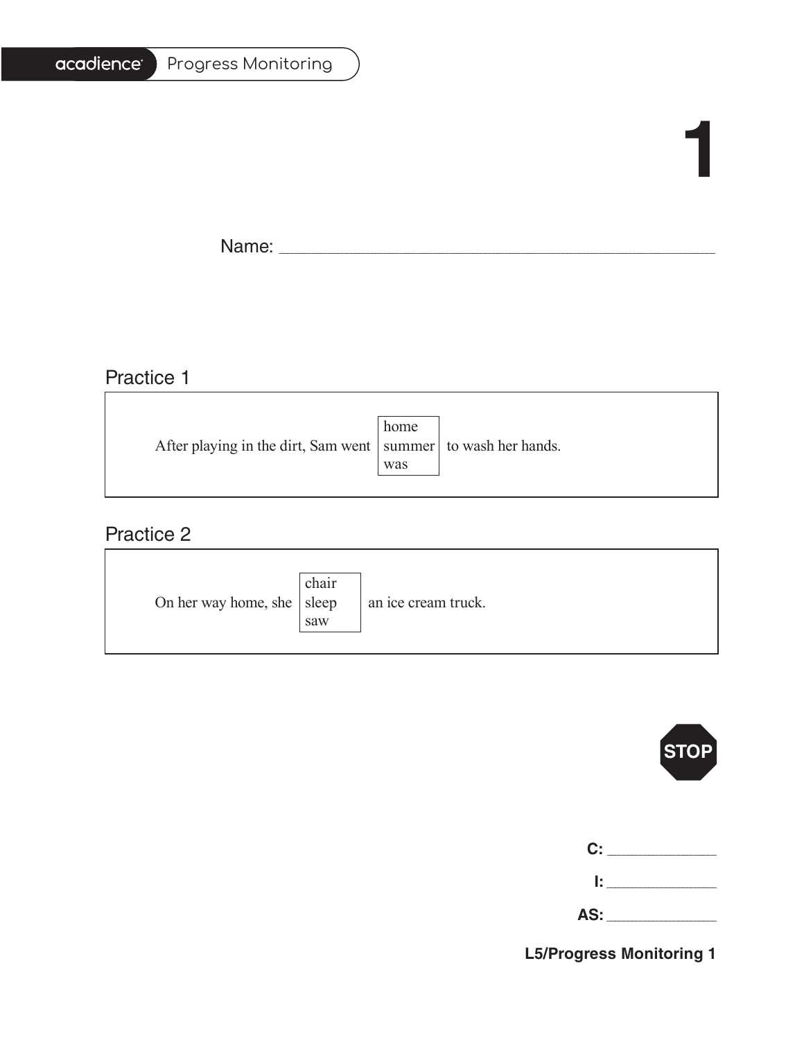# 1

Name: ___________________________________________

## Practice 1

After playing in the dirt, Sam went [home / summer / was] to wash her hands.

## Practice 2

On her way home, she [chair / sleep / saw] an ice cream truck.

STOP

**C:** ____________

**I:** ____________

**AS:** ____________

**L5/Progress Monitoring 1**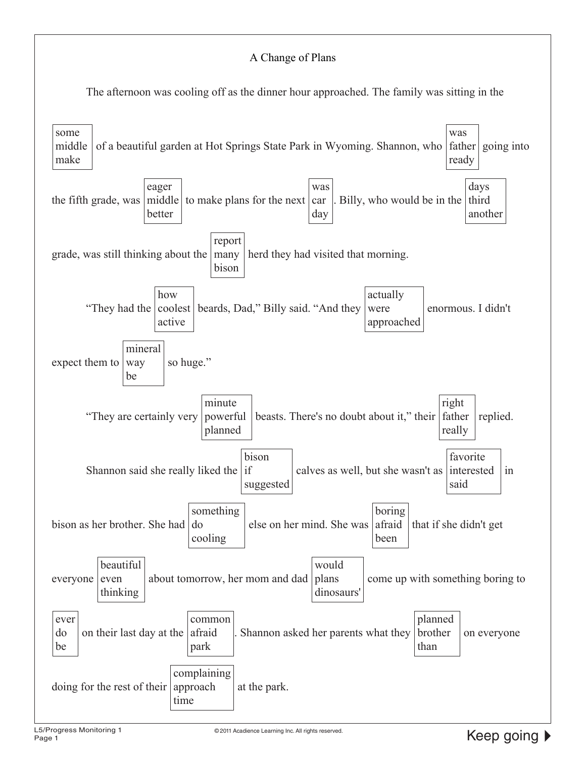# A Change of Plans

The afternoon was cooling off as the dinner hour approached. The family was sitting in the [some / middle / make] of a beautiful garden at Hot Springs State Park in Wyoming. Shannon, who [was / father / ready] going into the fifth grade, was [eager / middle / better] to make plans for the next [was / car / day]. Billy, who would be in the [days / third / another] grade, was still thinking about the [report / many / bison] herd they had visited that morning.

"They had the [how / coolest / active] beards, Dad," Billy said. "And they [actually / were / approached] enormous. I didn't expect them to [mineral / way / be] so huge."

"They are certainly very [minute / powerful / planned] beasts. There's no doubt about it," their [right / father / really] replied.

Shannon said she really liked the [bison / if / suggested] calves as well, but she wasn't as [favorite / interested / said] in bison as her brother. She had [something / do / cooling] else on her mind. She was [boring / afraid / been] that if she didn't get everyone [beautiful / even / thinking] about tomorrow, her mom and dad [would / plans / dinosaurs'] come up with something boring to [ever / do / be] on their last day at the [common / afraid / park]. Shannon asked her parents what they [planned / brother / than] on everyone doing for the rest of their [complaining / approach / time] at the park.

Keep going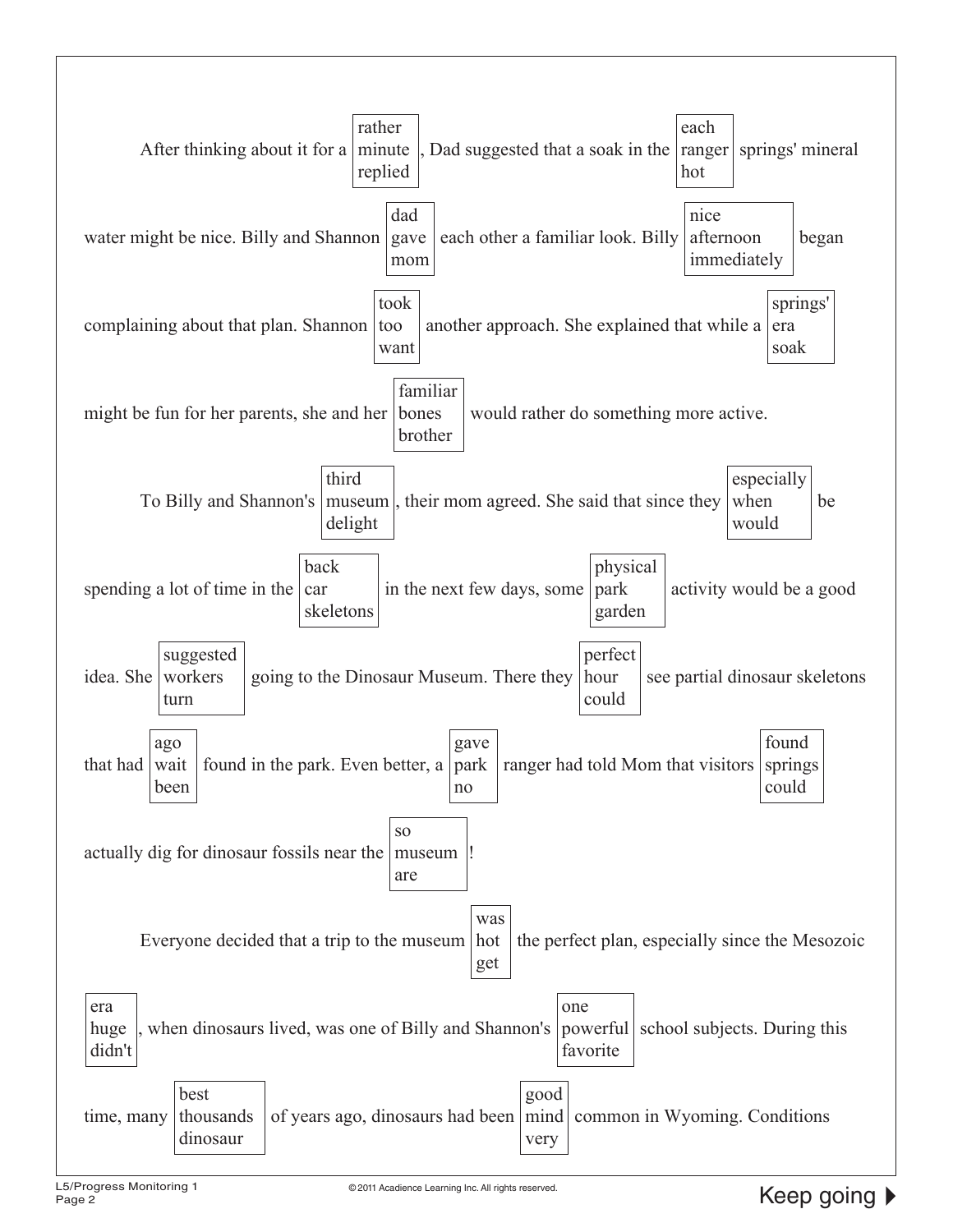After thinking about it for a [rather / minute / replied], Dad suggested that a soak in the [each / ranger / hot] springs' mineral water might be nice. Billy and Shannon [dad / gave / mom] each other a familiar look. Billy [nice / afternoon / immediately] began complaining about that plan. Shannon [took / too / want] another approach. She explained that while a [springs' / era / soak] might be fun for her parents, she and her [familiar / bones / brother] would rather do something more active.

To Billy and Shannon's [third / museum / delight], their mom agreed. She said that since they [especially / when / would] be spending a lot of time in the [back / car / skeletons] in the next few days, some [physical / park / garden] activity would be a good idea. She [suggested / workers / turn] going to the Dinosaur Museum. There they [perfect / hour / could] see partial dinosaur skeletons that had [ago / wait / been] found in the park. Even better, a [gave / park / no] ranger had told Mom that visitors [found / springs / could] actually dig for dinosaur fossils near the [so / museum / are]!

Everyone decided that a trip to the museum [was / hot / get] the perfect plan, especially since the Mesozoic [era / huge / didn't], when dinosaurs lived, was one of Billy and Shannon's [one / powerful / favorite] school subjects. During this time, many [best / thousands / dinosaur] of years ago, dinosaurs had been [good / mind / very] common in Wyoming. Conditions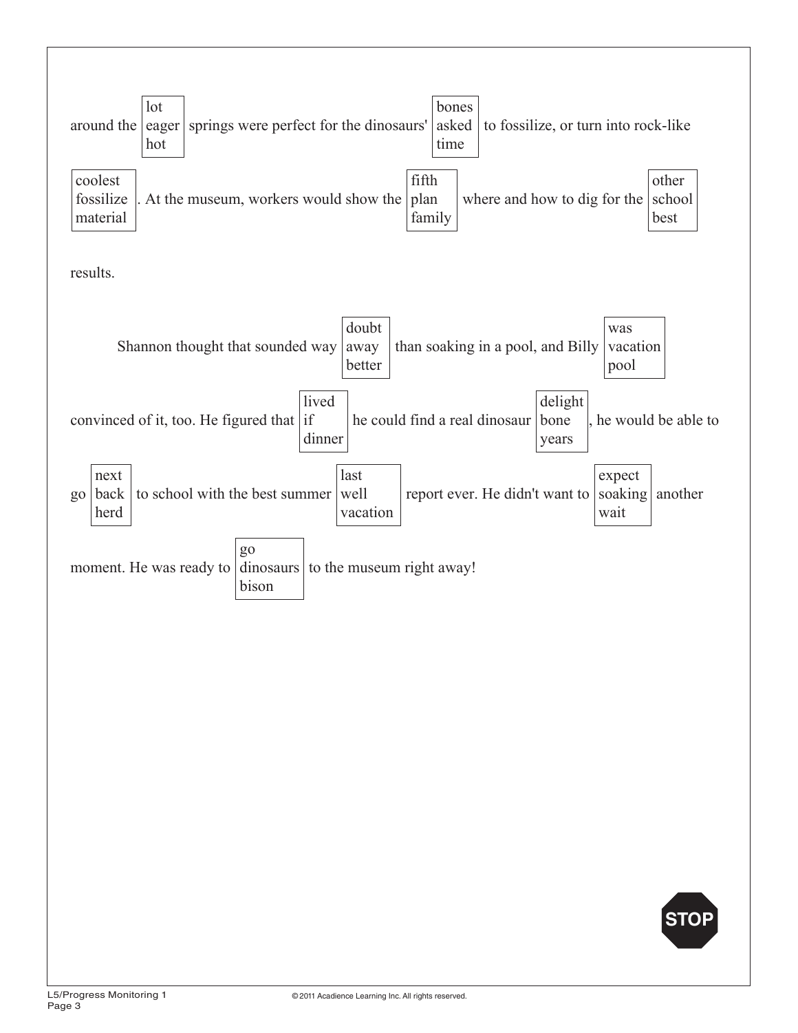around the [lot / eager / hot] springs were perfect for the dinosaurs' [bones / asked / time] to fossilize, or turn into rock-like [coolest / fossilize / material]. At the museum, workers would show the [fifth / plan / family] where and how to dig for the [other / school / best] results.

Shannon thought that sounded way [doubt / away / better] than soaking in a pool, and Billy [was / vacation / pool] convinced of it, too. He figured that [lived / if / dinner] he could find a real dinosaur [delight / bone / years], he would be able to go [next / back / herd] to school with the best summer [last / well / vacation] report ever. He didn't want to [expect / soaking / wait] another moment. He was ready to [go / dinosaurs / bison] to the museum right away!

STOP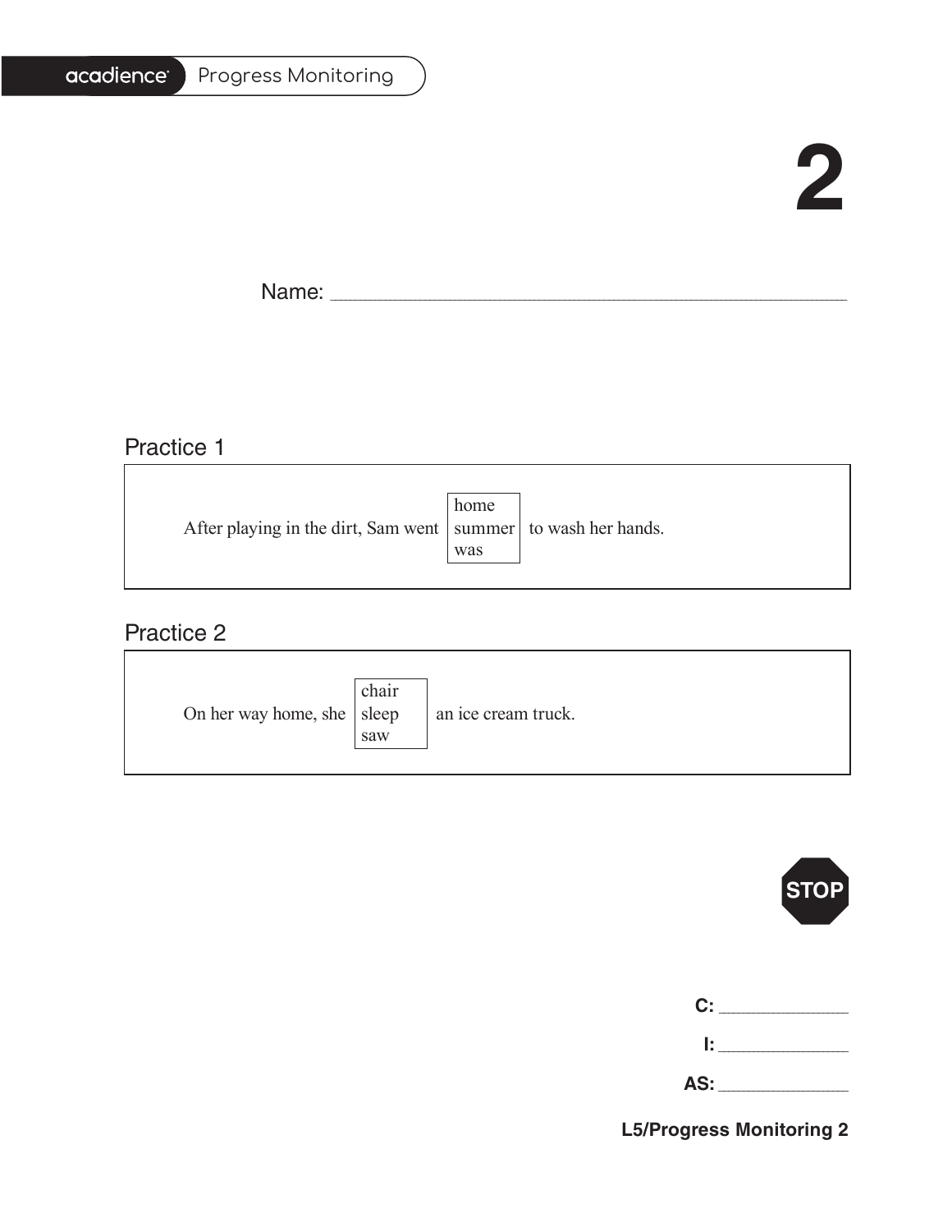# 2

Name: ______________________________________________

## Practice 1

After playing in the dirt, Sam went [home / summer / was] to wash her hands.

## Practice 2

On her way home, she [chair / sleep / saw] an ice cream truck.

STOP

**C:** ____________

**I:** ____________

**AS:** ____________

**L5/Progress Monitoring 2**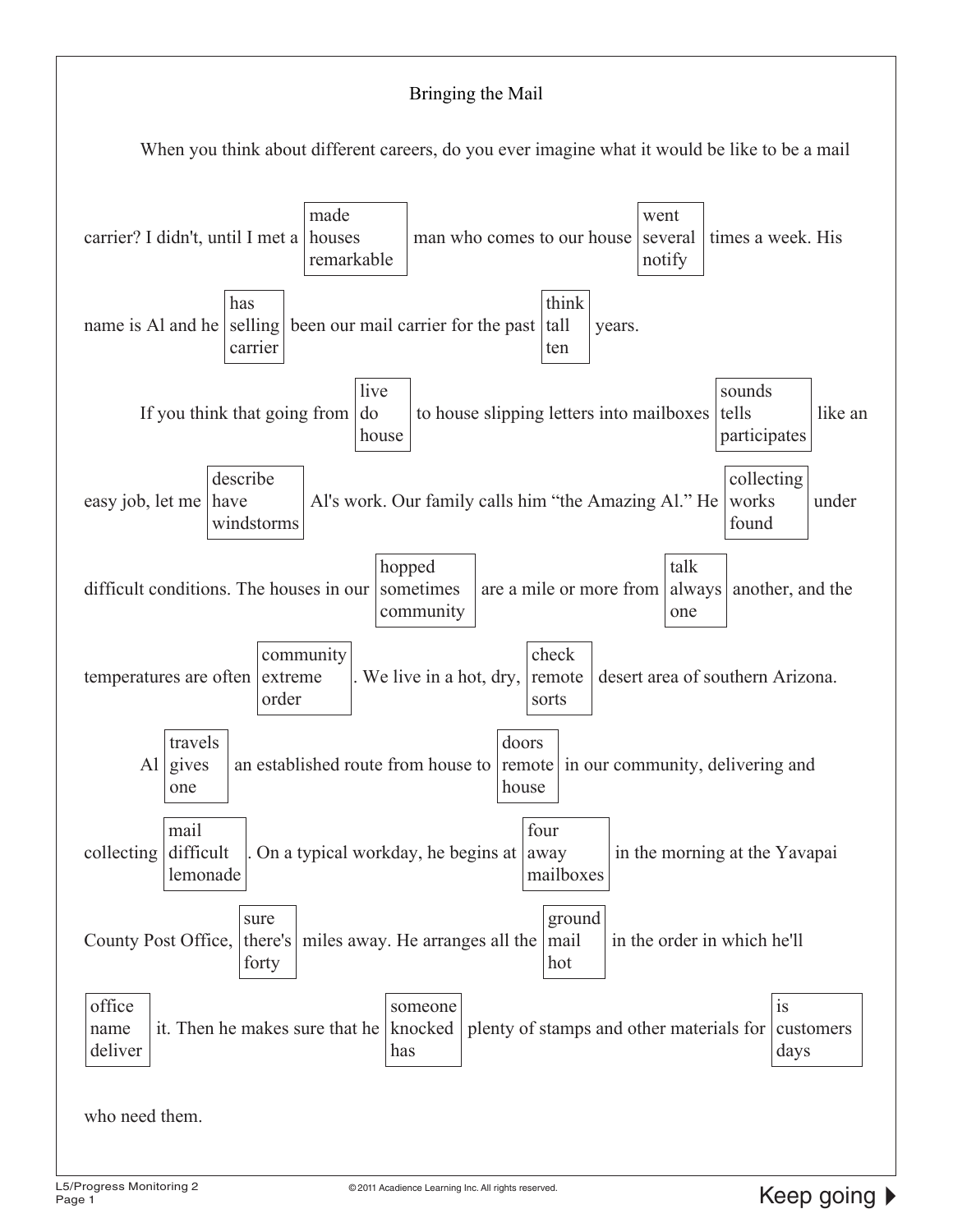# Bringing the Mail

When you think about different careers, do you ever imagine what it would be like to be a mail carrier? I didn't, until I met a [made / houses / remarkable] man who comes to our house [went / several / notify] times a week. His name is Al and he [has / selling / carrier] been our mail carrier for the past [think / tall / ten] years.

If you think that going from [live / do / house] to house slipping letters into mailboxes [sounds / tells / participates] like an easy job, let me [describe / have / windstorms] Al's work. Our family calls him "the Amazing Al." He [collecting / works / found] under difficult conditions. The houses in our [hopped / sometimes / community] are a mile or more from [talk / always / one] another, and the temperatures are often [community / extreme / order]. We live in a hot, dry, [check / remote / sorts] desert area of southern Arizona.

Al [travels / gives / one] an established route from house to [doors / remote / house] in our community, delivering and collecting [mail / difficult / lemonade]. On a typical workday, he begins at [four / away / mailboxes] in the morning at the Yavapai County Post Office, [sure / there's / forty] miles away. He arranges all the [ground / mail / hot] in the order in which he'll [office / name / deliver] it. Then he makes sure that he [someone / knocked / has] plenty of stamps and other materials for [is / customers / days] who need them.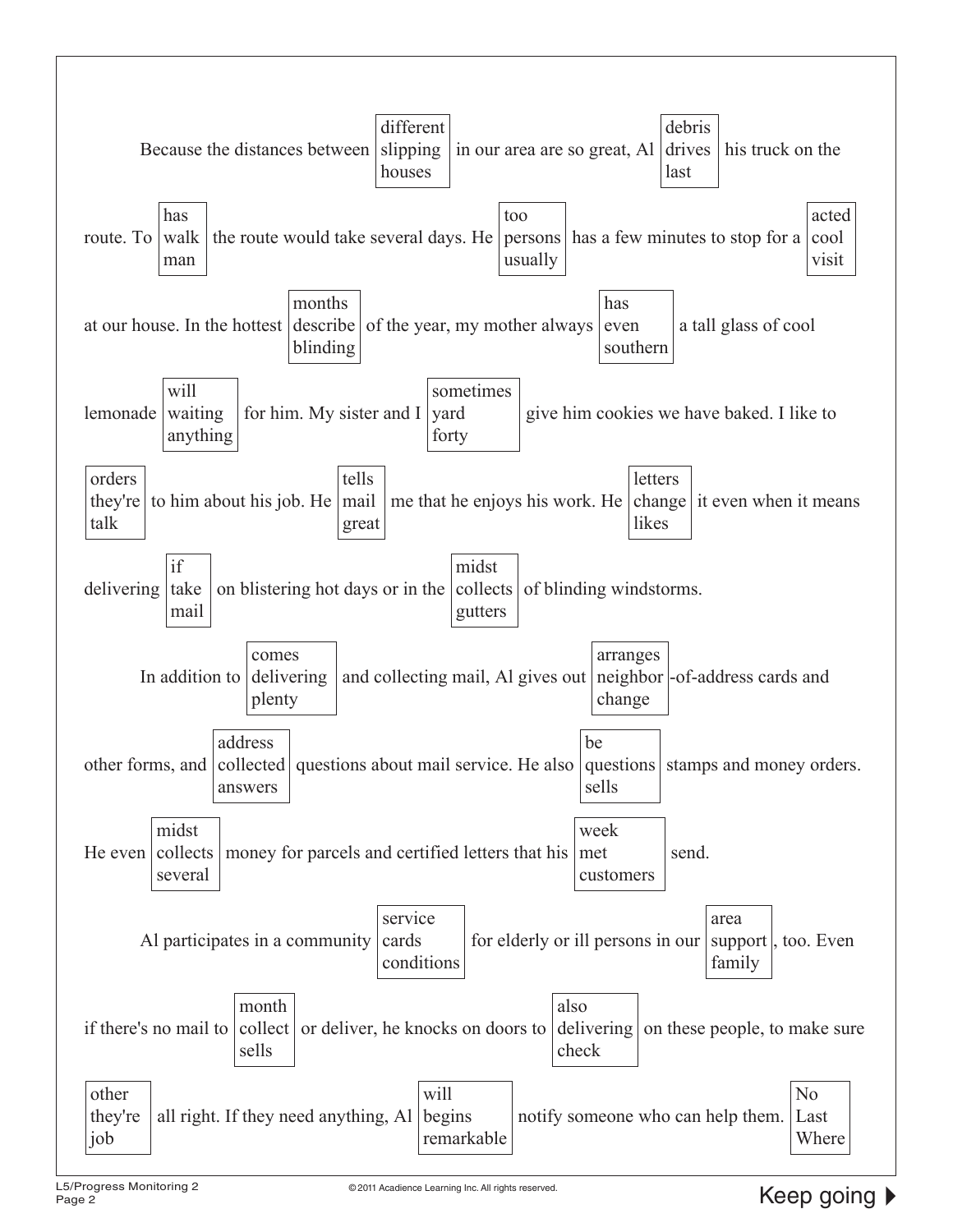Because the distances between [different / slipping / houses] in our area are so great, Al [debris / drives / last] his truck on the route. To [has / walk / man] the route would take several days. He [too / persons / usually] has a few minutes to stop for a [acted / cool / visit] at our house. In the hottest [months / describe / blinding] of the year, my mother always [has / even / southern] a tall glass of cool lemonade [will / waiting / anything] for him. My sister and I [sometimes / yard / forty] give him cookies we have baked. I like to [orders / they're / talk] to him about his job. He [tells / mail / great] me that he enjoys his work. He [letters / change / likes] it even when it means delivering [if / take / mail] on blistering hot days or in the [midst / collects / gutters] of blinding windstorms.

In addition to [comes / delivering / plenty] and collecting mail, Al gives out [arranges / neighbor / change]-of-address cards and other forms, and [address / collected / answers] questions about mail service. He also [be / questions / sells] stamps and money orders. He even [midst / collects / several] money for parcels and certified letters that his [week / met / customers] send.

Al participates in a community [service / cards / conditions] for elderly or ill persons in our [area / support / family], too. Even if there's no mail to [month / collect / sells] or deliver, he knocks on doors to [also / delivering / check] on these people, to make sure [other / they're / job] all right. If they need anything, Al [will / begins / remarkable] notify someone who can help them. [No / Last / Where]

Keep going ▶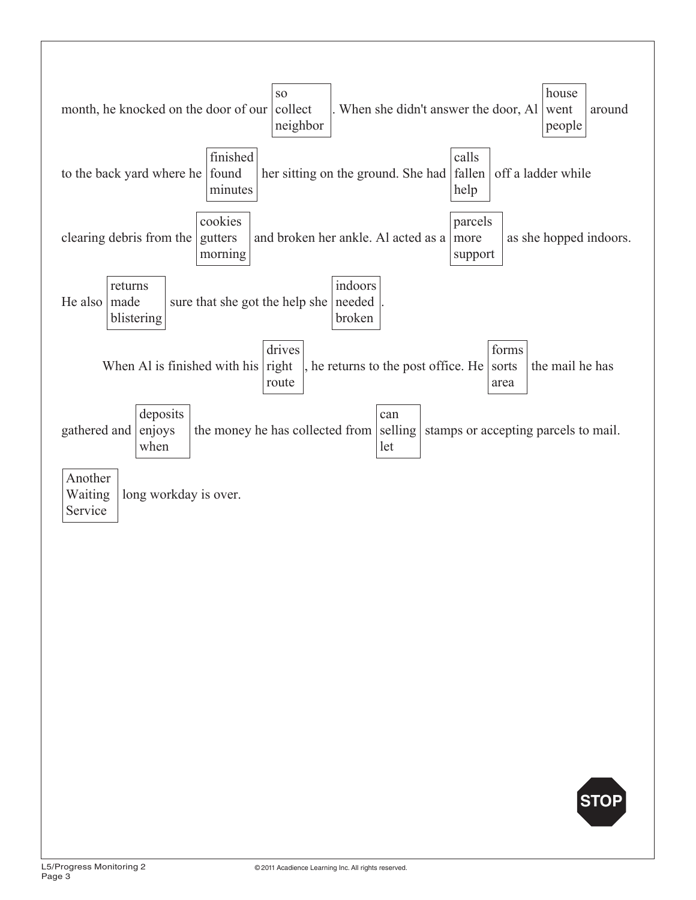month, he knocked on the door of our [so / collect / neighbor]. When she didn't answer the door, Al [house / went / people] around to the back yard where he [finished / found / minutes] her sitting on the ground. She had [calls / fallen / help] off a ladder while clearing debris from the [cookies / gutters / morning] and broken her ankle. Al acted as a [parcels / more / support] as she hopped indoors. He also [returns / made / blistering] sure that she got the help she [indoors / needed / broken].

When Al is finished with his [drives / right / route], he returns to the post office. He [forms / sorts / area] the mail he has gathered and [deposits / enjoys / when] the money he has collected from [can / selling / let] stamps or accepting parcels to mail. [Another / Waiting / Service] long workday is over.

STOP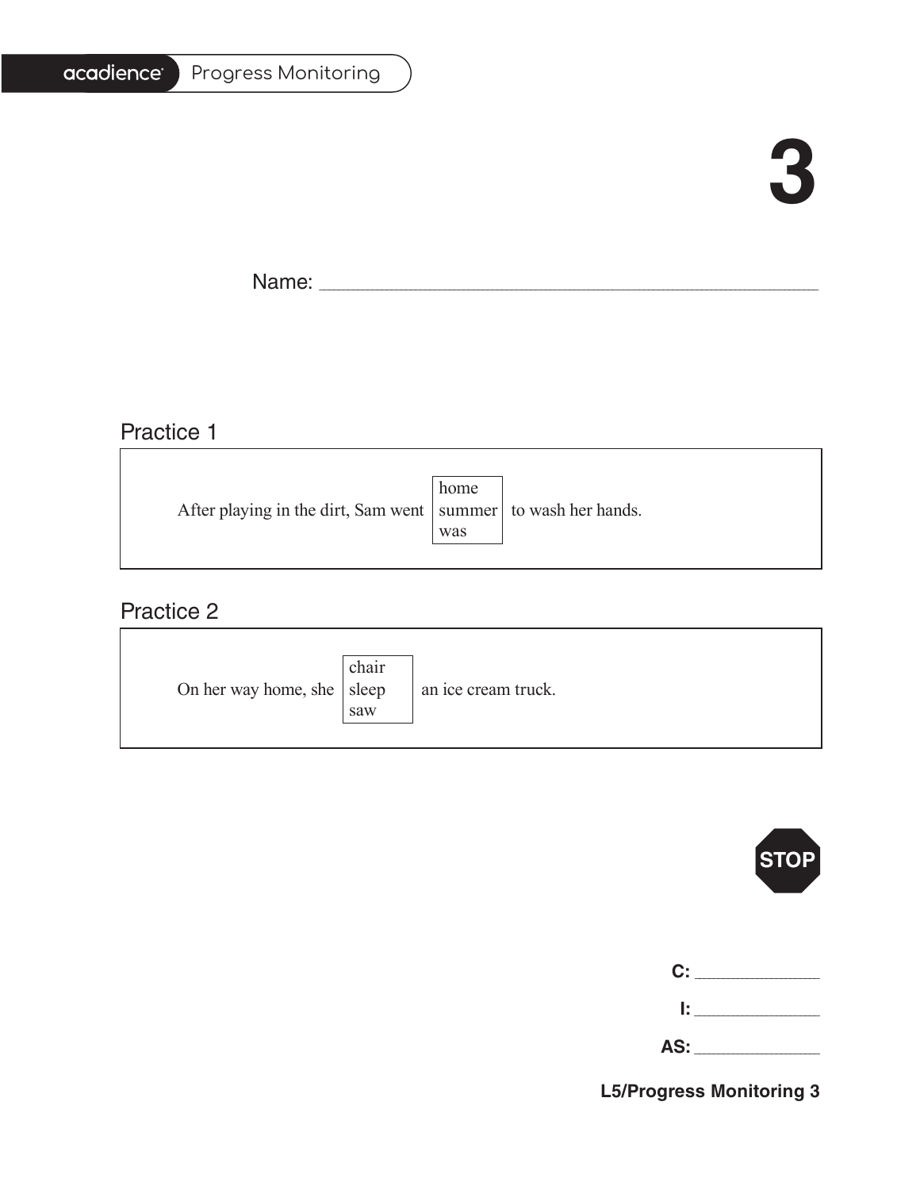acadience Progress Monitoring

# 3

Name: ______________________________________________

## Practice 1

After playing in the dirt, Sam went [home / summer / was] to wash her hands.

## Practice 2

On her way home, she [chair / sleep / saw] an ice cream truck.

STOP

**C:** ____________

**I:** ____________

**AS:** ____________

**L5/Progress Monitoring 3**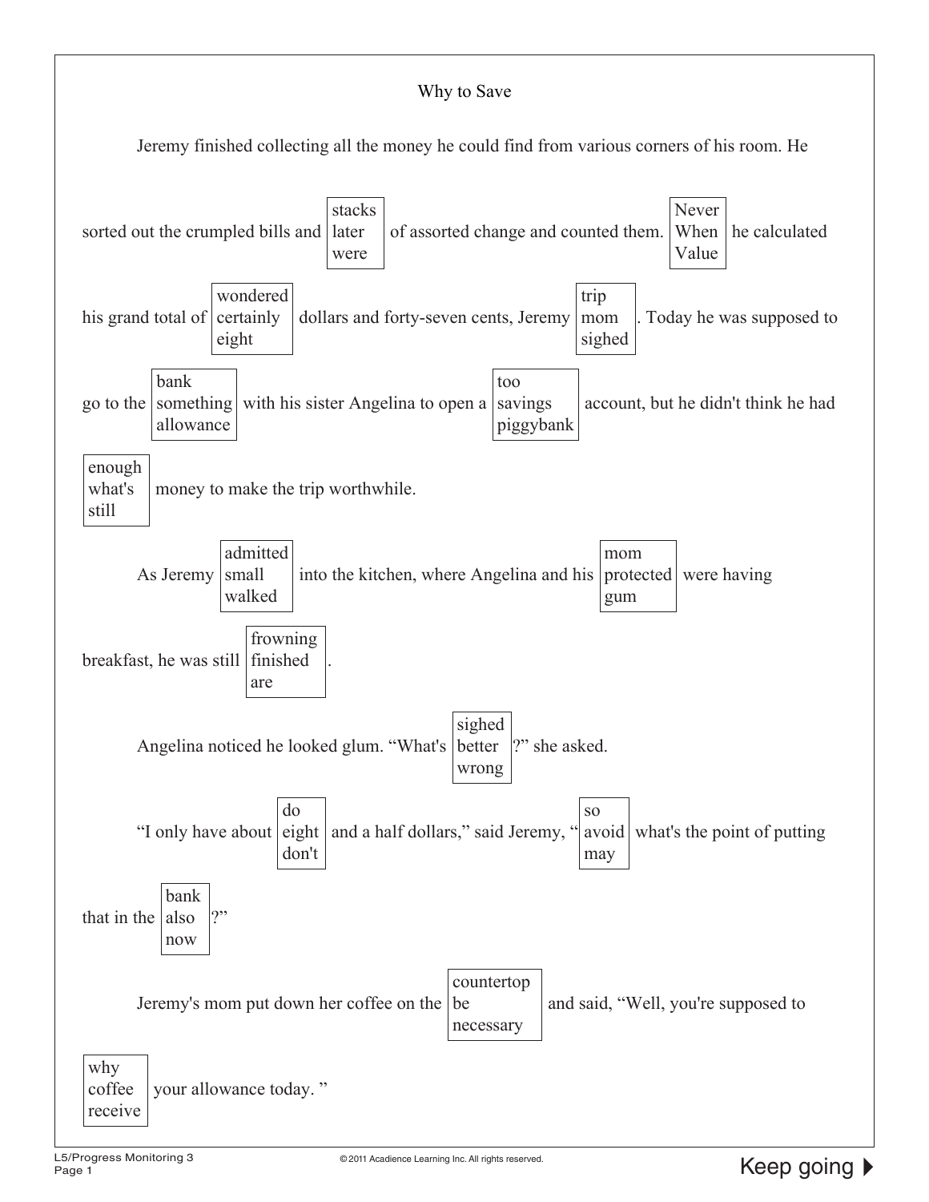Why to Save

Jeremy finished collecting all the money he could find from various corners of his room. He sorted out the crumpled bills and [stacks / later / were] of assorted change and counted them. [Never / When / Value] he calculated his grand total of [wondered / certainly / eight] dollars and forty-seven cents, Jeremy [trip / mom / sighed]. Today he was supposed to go to the [bank / something / allowance] with his sister Angelina to open a [too / savings / piggybank] account, but he didn't think he had [enough / what's / still] money to make the trip worthwhile.

As Jeremy [admitted / small / walked] into the kitchen, where Angelina and his [mom / protected / gum] were having breakfast, he was still [frowning / finished / are].

Angelina noticed he looked glum. “What's [sighed / better / wrong]?” she asked.

“I only have about [do / eight / don't] and a half dollars,” said Jeremy, “[so / avoid / may] what's the point of putting that in the [bank / also / now]?”

Jeremy's mom put down her coffee on the [countertop / be / necessary] and said, “Well, you're supposed to [why / coffee / receive] your allowance today. ”

Keep going ▶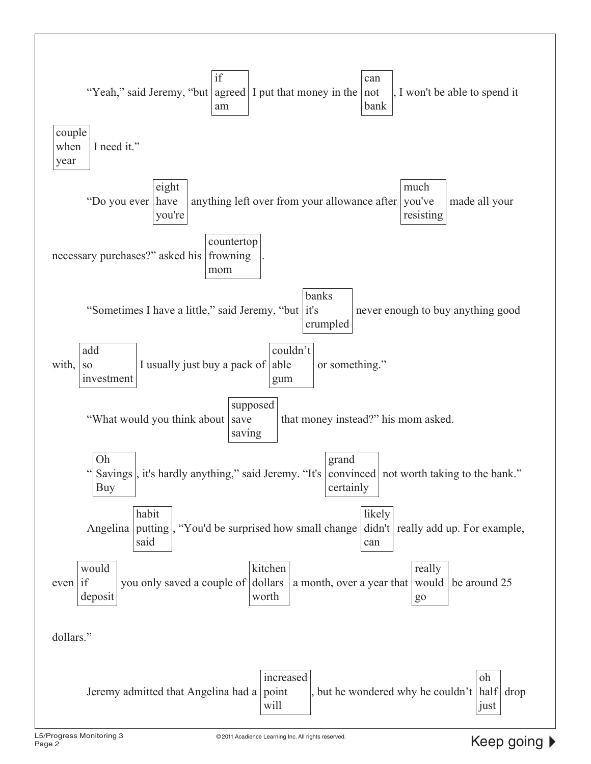"Yeah," said Jeremy, "but [if / agreed / am] I put that money in the [can / not / bank], I won't be able to spend it [couple / when / year] I need it."

"Do you ever [eight / have / you're] anything left over from your allowance after [much / you've / resisting] made all your necessary purchases?" asked his [countertop / frowning / mom].

"Sometimes I have a little," said Jeremy, "but [banks / it's / crumpled] never enough to buy anything good with, [add / so / investment] I usually just buy a pack of [couldn't / able / gum] or something."

"What would you think about [supposed / save / saving] that money instead?" his mom asked.

"[Oh / Savings / Buy], it's hardly anything," said Jeremy. "It's [grand / convinced / certainly] not worth taking to the bank."

Angelina [habit / putting / said], "You'd be surprised how small change [likely / didn't / can] really add up. For example, even [would / if / deposit] you only saved a couple of [kitchen / dollars / worth] a month, over a year that [really / would / go] be around 25 dollars."

Jeremy admitted that Angelina had a [increased / point / will], but he wondered why he couldn't [oh / half / just] drop

Keep going ▶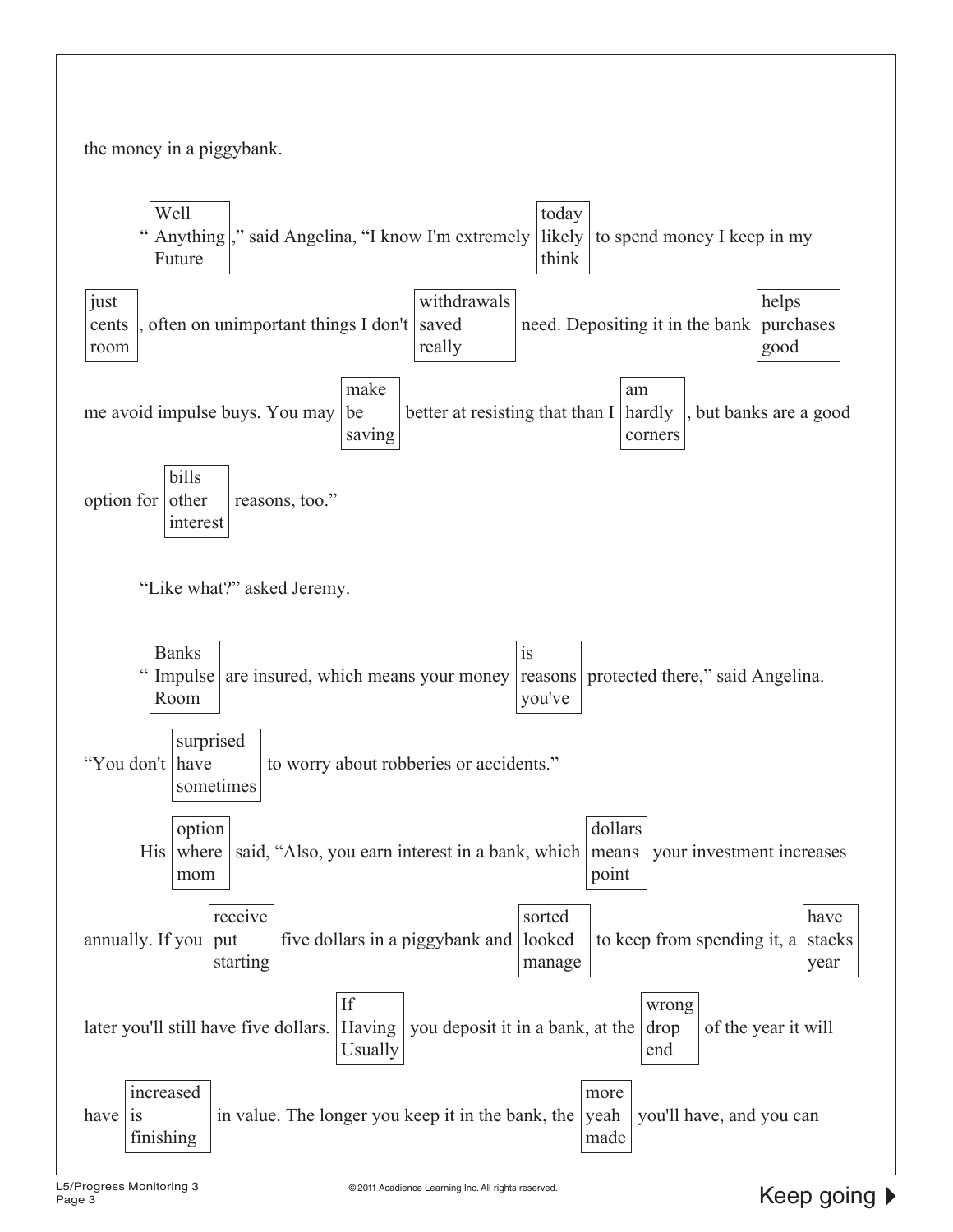the money in a piggybank.

"[Well / Anything / Future]," said Angelina, "I know I'm extremely [today / likely / think] to spend money I keep in my [just / cents / room], often on unimportant things I don't [withdrawals / saved / really] need. Depositing it in the bank [helps / purchases / good] me avoid impulse buys. You may [make / be / saving] better at resisting that than I [am / hardly / corners], but banks are a good option for [bills / other / interest] reasons, too."

"Like what?" asked Jeremy.

"[Banks / Impulse / Room] are insured, which means your money [is / reasons / you've] protected there," said Angelina. "You don't [surprised / have / sometimes] to worry about robberies or accidents."

His [option / where / mom] said, "Also, you earn interest in a bank, which [dollars / means / point] your investment increases annually. If you [receive / put / starting] five dollars in a piggybank and [sorted / looked / manage] to keep from spending it, a [have / stacks / year] later you'll still have five dollars. [If / Having / Usually] you deposit it in a bank, at the [wrong / drop / end] of the year it will have [increased / is / finishing] in value. The longer you keep it in the bank, the [more / yeah / made] you'll have, and you can

Keep going ▶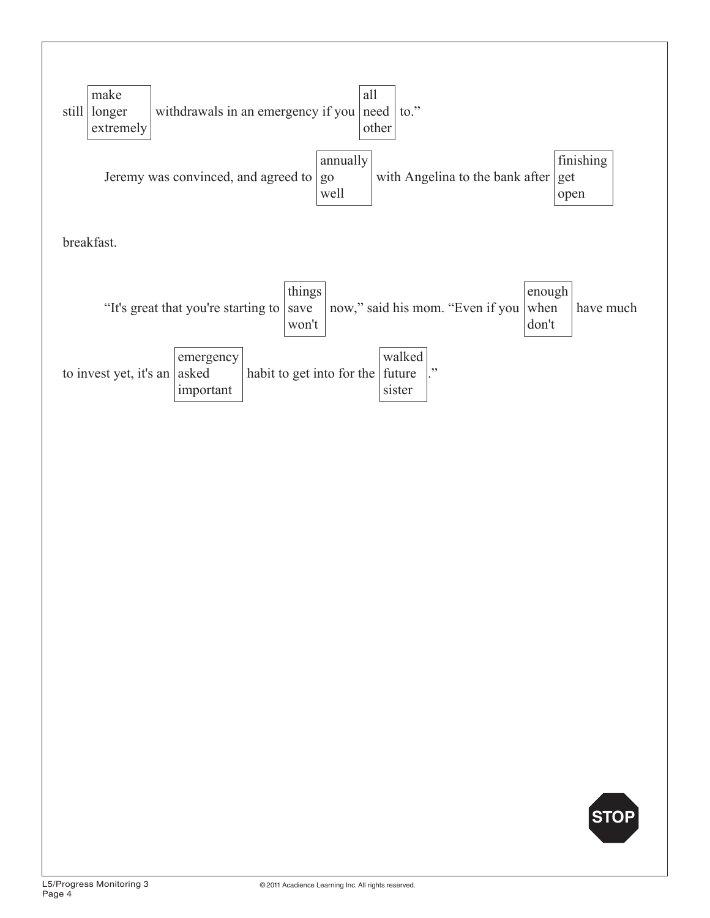still [make / longer / extremely] withdrawals in an emergency if you [all / need / other] to."

Jeremy was convinced, and agreed to [annually / go / well] with Angelina to the bank after [finishing / get / open] breakfast.

"It's great that you're starting to [things / save / won't] now," said his mom. "Even if you [enough / when / don't] have much to invest yet, it's an [emergency / asked / important] habit to get into for the [walked / future / sister]."

STOP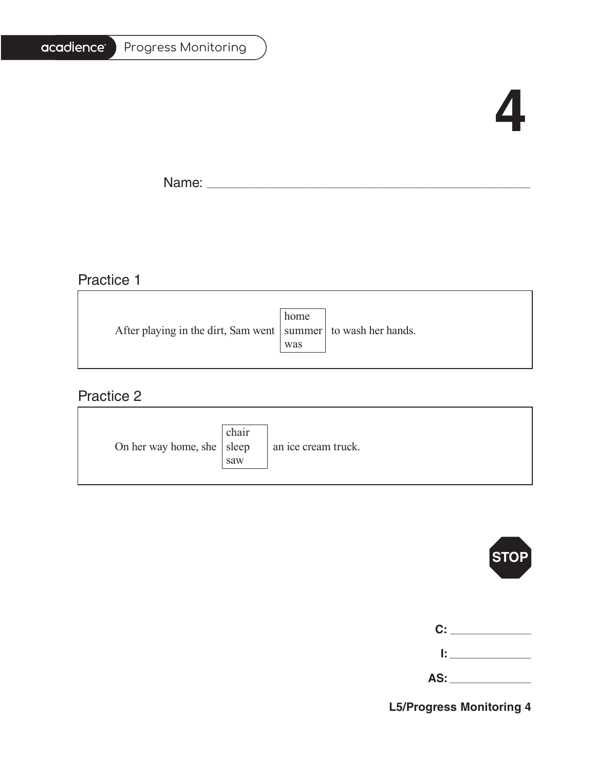acadience Progress Monitoring

# 4

Name: ___________________________________________

## Practice 1

After playing in the dirt, Sam went [home / summer / was] to wash her hands.

## Practice 2

On her way home, she [chair / sleep / saw] an ice cream truck.

STOP

**C:** ______________

**I:** ______________

**AS:** ______________

**L5/Progress Monitoring 4**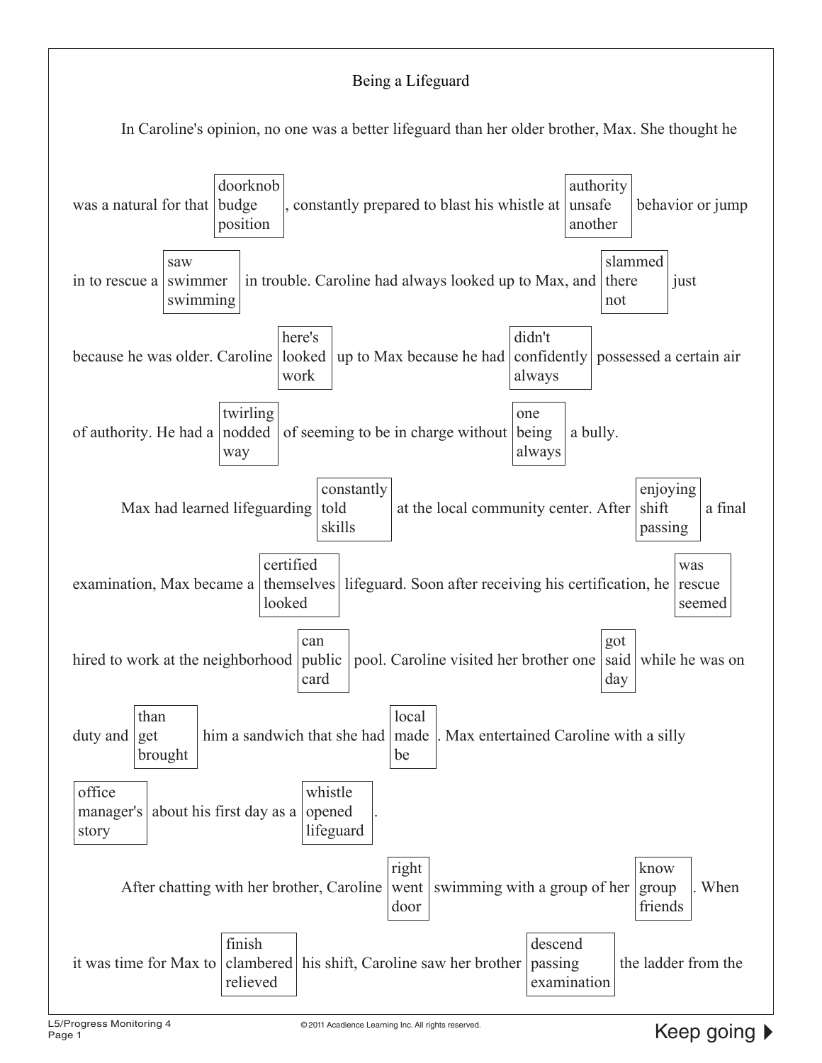Being a Lifeguard

In Caroline's opinion, no one was a better lifeguard than her older brother, Max. She thought he was a natural for that [doorknob / budge / position], constantly prepared to blast his whistle at [authority / unsafe / another] behavior or jump in to rescue a [saw / swimmer / swimming] in trouble. Caroline had always looked up to Max, and [slammed / there / not] just because he was older. Caroline [here's / looked / work] up to Max because he had [didn't / confidently / always] possessed a certain air of authority. He had a [twirling / nodded / way] of seeming to be in charge without [one / being / always] a bully.

Max had learned lifeguarding [constantly / told / skills] at the local community center. After [enjoying / shift / passing] a final examination, Max became a [certified / themselves / looked] lifeguard. Soon after receiving his certification, he [was / rescue / seemed] hired to work at the neighborhood [can / public / card] pool. Caroline visited her brother one [got / said / day] while he was on duty and [than / get / brought] him a sandwich that she had [local / made / be]. Max entertained Caroline with a silly [office / manager's / story] about his first day as a [whistle / opened / lifeguard].

After chatting with her brother, Caroline [right / went / door] swimming with a group of her [know / group / friends]. When it was time for Max to [finish / clambered / relieved] his shift, Caroline saw her brother [descend / passing / examination] the ladder from the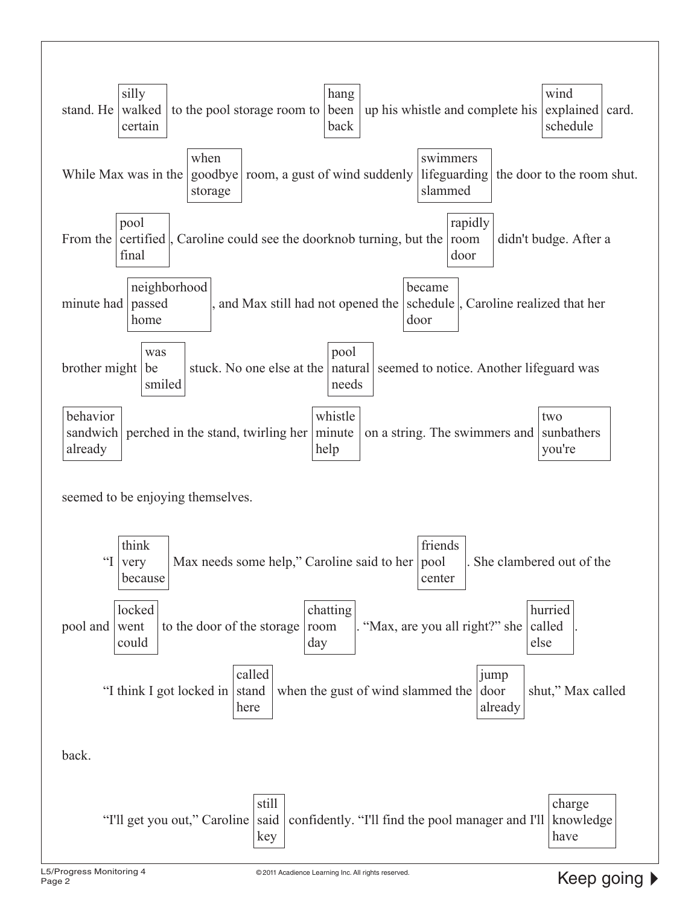stand. He [silly / walked / certain] to the pool storage room to [hang / been / back] up his whistle and complete his [wind / explained / schedule] card. While Max was in the [when / goodbye / storage] room, a gust of wind suddenly [swimmers / lifeguarding / slammed] the door to the room shut. From the [pool / certified / final], Caroline could see the doorknob turning, but the [rapidly / room / door] didn't budge. After a minute had [neighborhood / passed / home], and Max still had not opened the [became / schedule / door], Caroline realized that her brother might [was / be / smiled] stuck. No one else at the [pool / natural / needs] seemed to notice. Another lifeguard was [behavior / sandwich / already] perched in the stand, twirling her [whistle / minute / help] on a string. The swimmers and [two / sunbathers / you're] seemed to be enjoying themselves.

"I [think / very / because] Max needs some help," Caroline said to her [friends / pool / center]. She clambered out of the pool and [locked / went / could] to the door of the storage [chatting / room / day]. "Max, are you all right?" she [hurried / called / else].

"I think I got locked in [called / stand / here] when the gust of wind slammed the [jump / door / already] shut," Max called back.

"I'll get you out," Caroline [still / said / key] confidently. "I'll find the pool manager and I'll [charge / knowledge / have]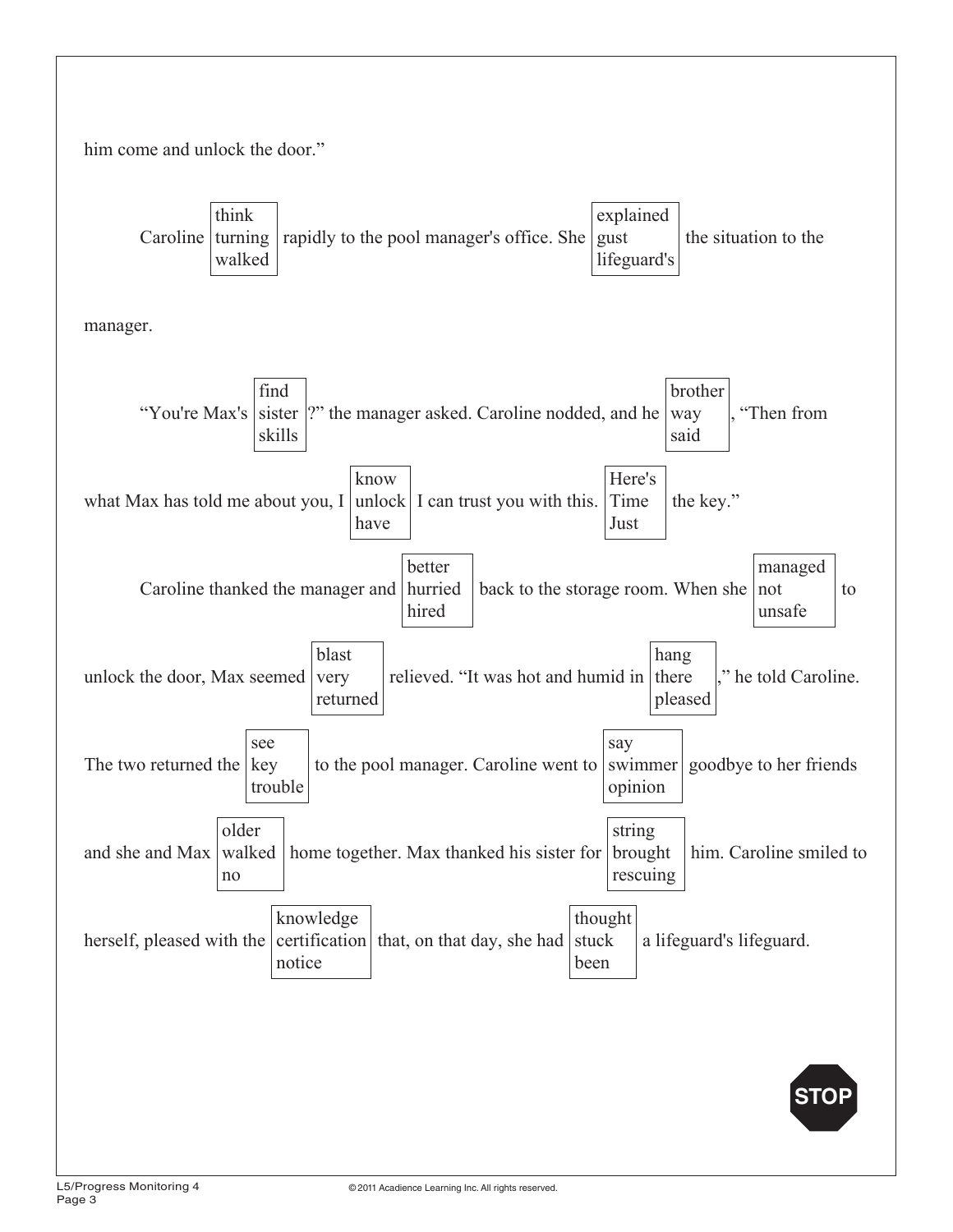him come and unlock the door."

Caroline [think / turning / walked] rapidly to the pool manager's office. She [explained / gust / lifeguard's] the situation to the manager.

"You're Max's [find / sister / skills]?" the manager asked. Caroline nodded, and he [brother / way / said], "Then from what Max has told me about you, I [know / unlock / have] I can trust you with this. [Here's / Time / Just] the key."

Caroline thanked the manager and [better / hurried / hired] back to the storage room. When she [managed / not / unsafe] to unlock the door, Max seemed [blast / very / returned] relieved. "It was hot and humid in [hang / there / pleased]," he told Caroline. The two returned the [see / key / trouble] to the pool manager. Caroline went to [say / swimmer / opinion] goodbye to her friends and she and Max [older / walked / no] home together. Max thanked his sister for [string / brought / rescuing] him. Caroline smiled to herself, pleased with the [knowledge / certification / notice] that, on that day, she had [thought / stuck / been] a lifeguard's lifeguard.

STOP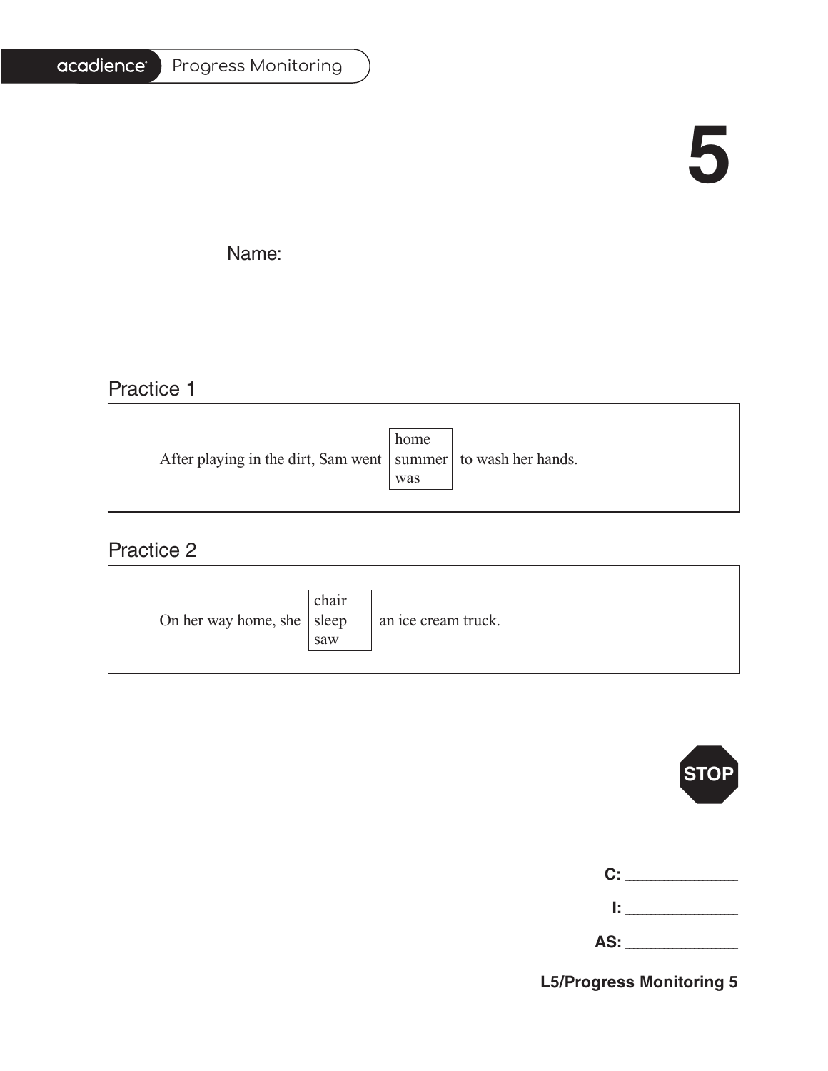acadience Progress Monitoring

# 5

Name: ______________________________

## Practice 1

After playing in the dirt, Sam went [home / summer / was] to wash her hands.

## Practice 2

On her way home, she [chair / sleep / saw] an ice cream truck.

STOP

**C:** ____________

**I:** ____________

**AS:** ____________

**L5/Progress Monitoring 5**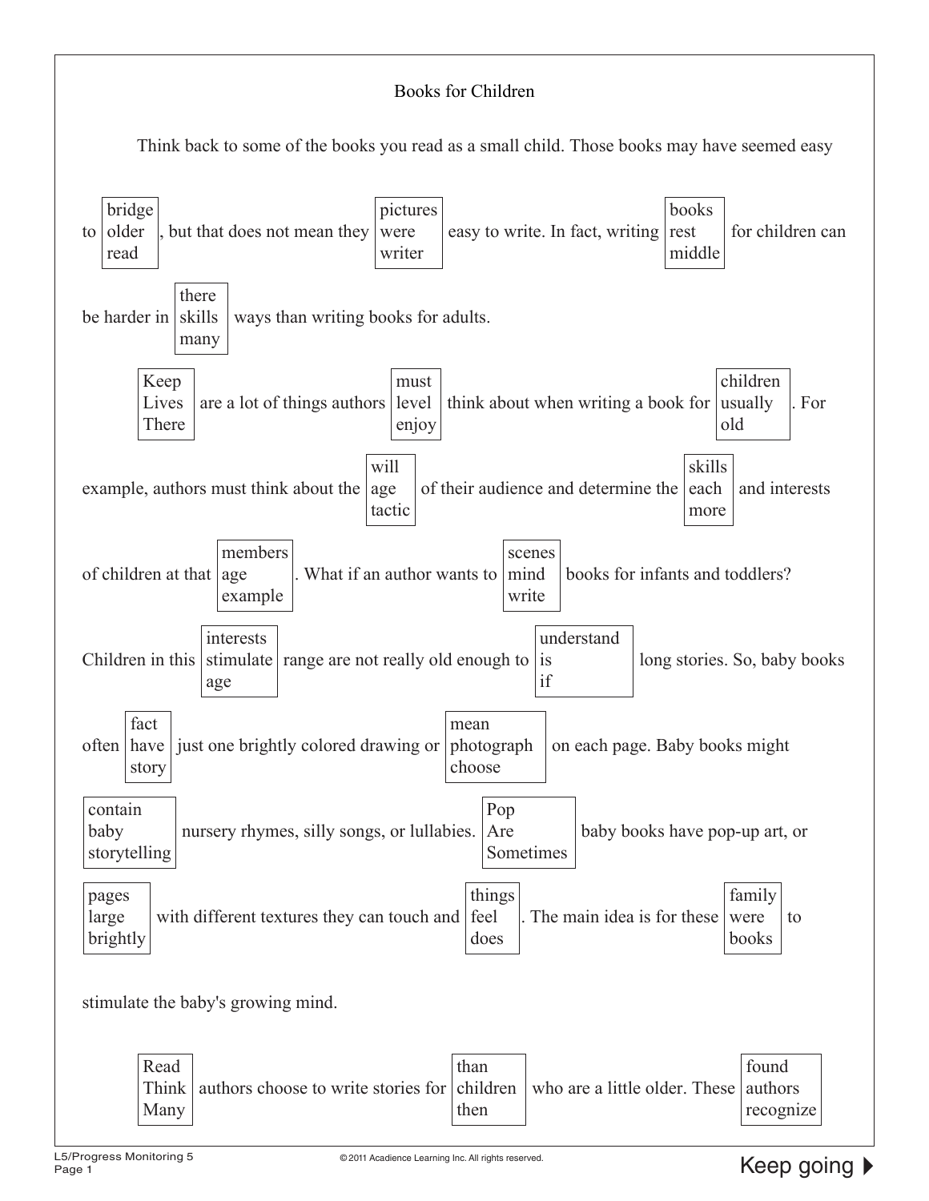# Books for Children

Think back to some of the books you read as a small child. Those books may have seemed easy to [bridge / older / read], but that does not mean they [pictures / were / writer] easy to write. In fact, writing [books / rest / middle] for children can be harder in [there / skills / many] ways than writing books for adults.

[Keep / Lives / There] are a lot of things authors [must / level / enjoy] think about when writing a book for [children / usually / old]. For example, authors must think about the [will / age / tactic] of their audience and determine the [skills / each / more] and interests of children at that [members / age / example]. What if an author wants to [scenes / mind / write] books for infants and toddlers? Children in this [interests / stimulate / age] range are not really old enough to [understand / is / if] long stories. So, baby books often [fact / have / story] just one brightly colored drawing or [mean / photograph / choose] on each page. Baby books might [contain / baby / storytelling] nursery rhymes, silly songs, or lullabies. [Pop / Are / Sometimes] baby books have pop-up art, or [pages / large / brightly] with different textures they can touch and [things / feel / does]. The main idea is for these [family / were / books] to stimulate the baby's growing mind.

[Read / Think / Many] authors choose to write stories for [than / children / then] who are a little older. These [found / authors / recognize]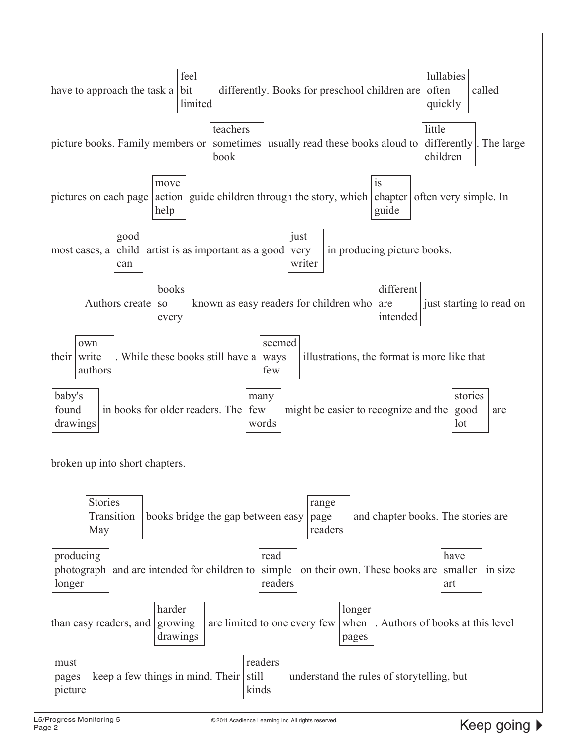have to approach the task a [feel / bit / limited] differently. Books for preschool children are [lullabies / often / quickly] called picture books. Family members or [teachers / sometimes / book] usually read these books aloud to [little / differently / children]. The large pictures on each page [move / action / help] guide children through the story, which [is / chapter / guide] often very simple. In most cases, a [good / child / can] artist is as important as a good [just / very / writer] in producing picture books.

Authors create [books / so / every] known as easy readers for children who [different / are / intended] just starting to read on their [own / write / authors]. While these books still have a [seemed / ways / few] illustrations, the format is more like that [baby's / found / drawings] in books for older readers. The [many / few / words] might be easier to recognize and the [stories / good / lot] are broken up into short chapters.

[Stories / Transition / May] books bridge the gap between easy [range / page / readers] and chapter books. The stories are [producing / photograph / longer] and are intended for children to [read / simple / readers] on their own. These books are [have / smaller / art] in size than easy readers, and [harder / growing / drawings] are limited to one every few [longer / when / pages]. Authors of books at this level [must / pages / picture] keep a few things in mind. Their [readers / still / kinds] understand the rules of storytelling, but

Keep going ▶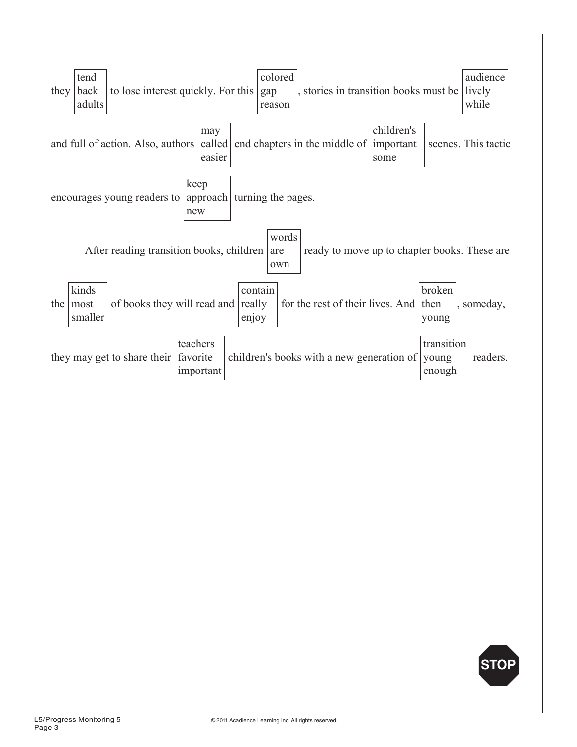they [tend / back / adults] to lose interest quickly. For this [colored / gap / reason], stories in transition books must be [audience / lively / while] and full of action. Also, authors [may / called / easier] end chapters in the middle of [children's / important / some] scenes. This tactic encourages young readers to [keep / approach / new] turning the pages.

After reading transition books, children [words / are / own] ready to move up to chapter books. These are the [kinds / most / smaller] of books they will read and [contain / really / enjoy] for the rest of their lives. And [broken / then / young], someday, they may get to share their [teachers / favorite / important] children's books with a new generation of [transition / young / enough] readers.

STOP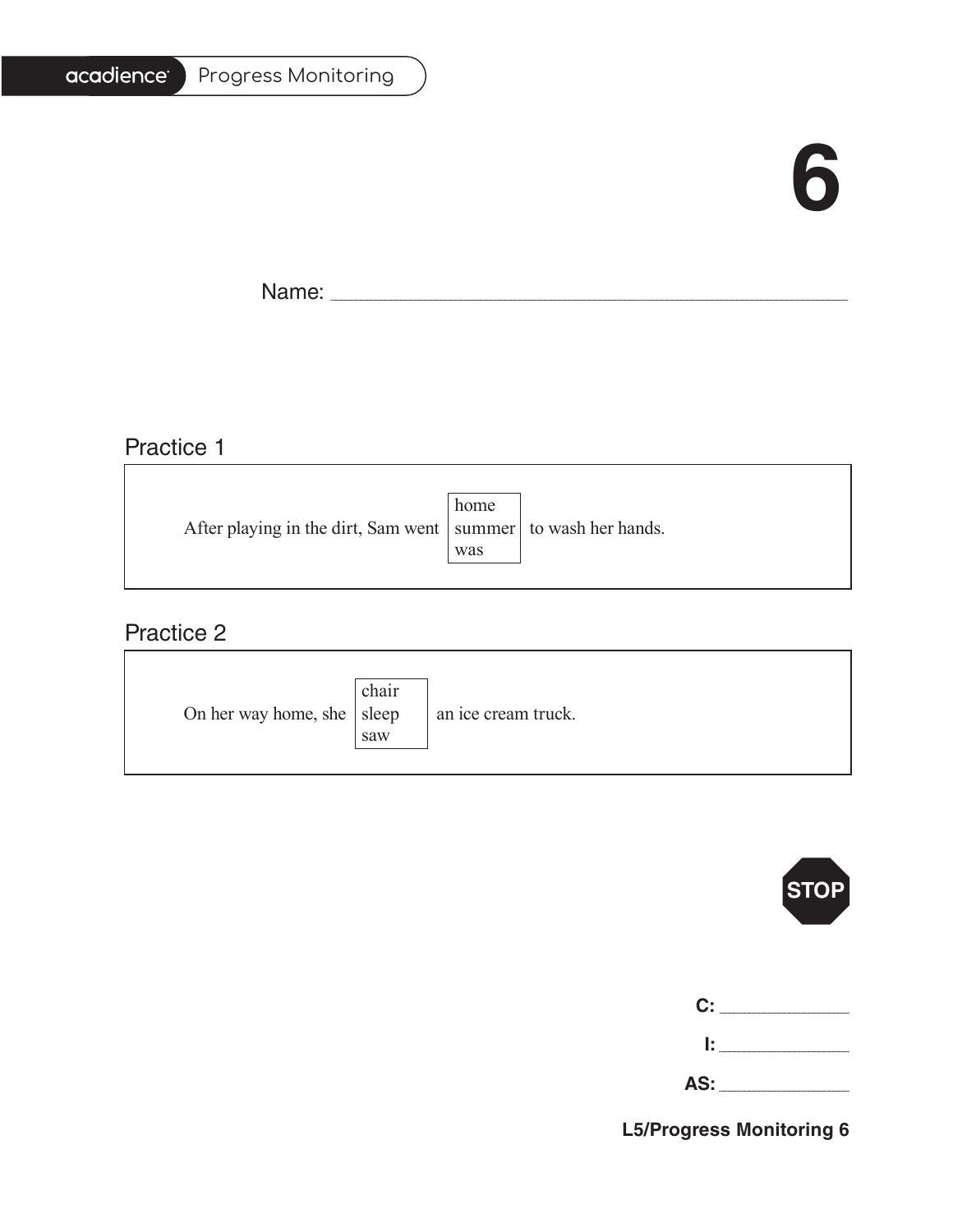acadience Progress Monitoring

# 6

Name: ____________________________________________

## Practice 1

After playing in the dirt, Sam went [home / summer / was] to wash her hands.

## Practice 2

On her way home, she [chair / sleep / saw] an ice cream truck.

STOP

**C:** ____________

**I:** ____________

**AS:** ____________

**L5/Progress Monitoring 6**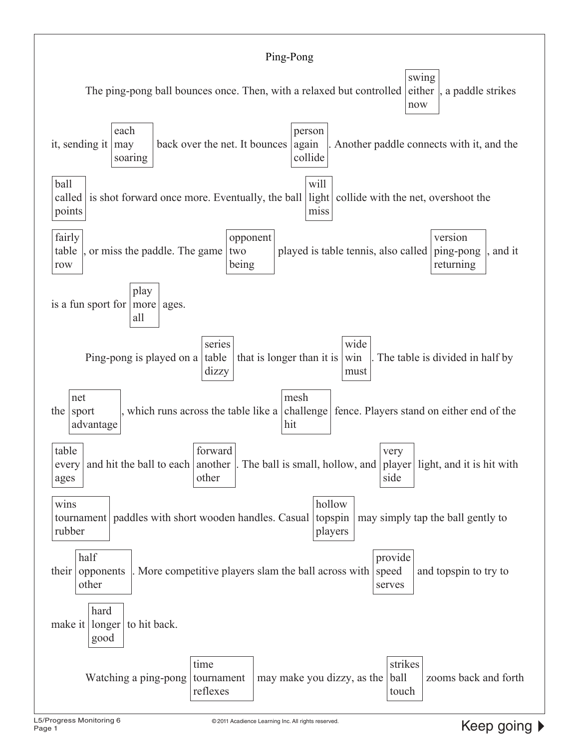# Ping-Pong

The ping-pong ball bounces once. Then, with a relaxed but controlled [swing / either / now], a paddle strikes it, sending it [each / may / soaring] back over the net. It bounces [person / again / collide]. Another paddle connects with it, and the [ball / called / points] is shot forward once more. Eventually, the ball [will / light / miss] collide with the net, overshoot the [fairly / table / row], or miss the paddle. The game [opponent / two / being] played is table tennis, also called [version / ping-pong / returning], and it is a fun sport for [play / more / all] ages.

Ping-pong is played on a [series / table / dizzy] that is longer than it is [wide / win / must]. The table is divided in half by the [net / sport / advantage], which runs across the table like a [mesh / challenge / hit] fence. Players stand on either end of the [table / every / ages] and hit the ball to each [forward / another / other]. The ball is small, hollow, and [very / player / side] light, and it is hit with [wins / tournament / rubber] paddles with short wooden handles. Casual [hollow / topspin / players] may simply tap the ball gently to their [half / opponents / other]. More competitive players slam the ball across with [provide / speed / serves] and topspin to try to make it [hard / longer / good] to hit back.

Watching a ping-pong [time / tournament / reflexes] may make you dizzy, as the [strikes / ball / touch] zooms back and forth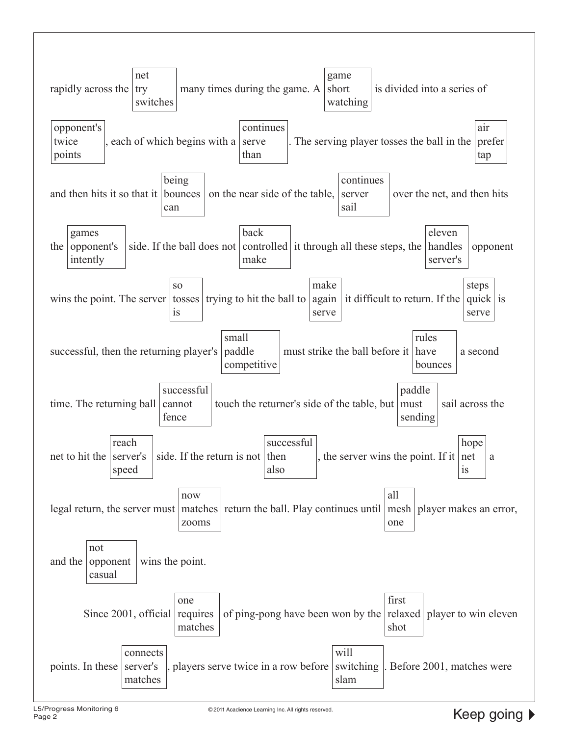rapidly across the [net / try / switches] many times during the game. A [game / short / watching] is divided into a series of [opponent's / twice / points], each of which begins with a [continues / serve / than]. The serving player tosses the ball in the [air / prefer / tap] and then hits it so that it [being / bounces / can] on the near side of the table, [continues / server / sail] over the net, and then hits the [games / opponent's / intently] side. If the ball does not [back / controlled / make] it through all these steps, the [eleven / handles / server's] opponent wins the point. The server [so / tosses / is] trying to hit the ball to [make / again / serve] it difficult to return. If the [steps / quick / serve] is successful, then the returning player's [small / paddle / competitive] must strike the ball before it [rules / have / bounces] a second time. The returning ball [successful / cannot / fence] touch the returner's side of the table, but [paddle / must / sending] sail across the net to hit the [reach / server's / speed] side. If the return is not [successful / then / also], the server wins the point. If it [hope / net / is] a legal return, the server must [now / matches / zooms] return the ball. Play continues until [all / mesh / one] player makes an error, and the [not / opponent / casual] wins the point.

Since 2001, official [one / requires / matches] of ping-pong have been won by the [first / relaxed / shot] player to win eleven points. In these [connects / server's / matches], players serve twice in a row before [will / switching / slam]. Before 2001, matches were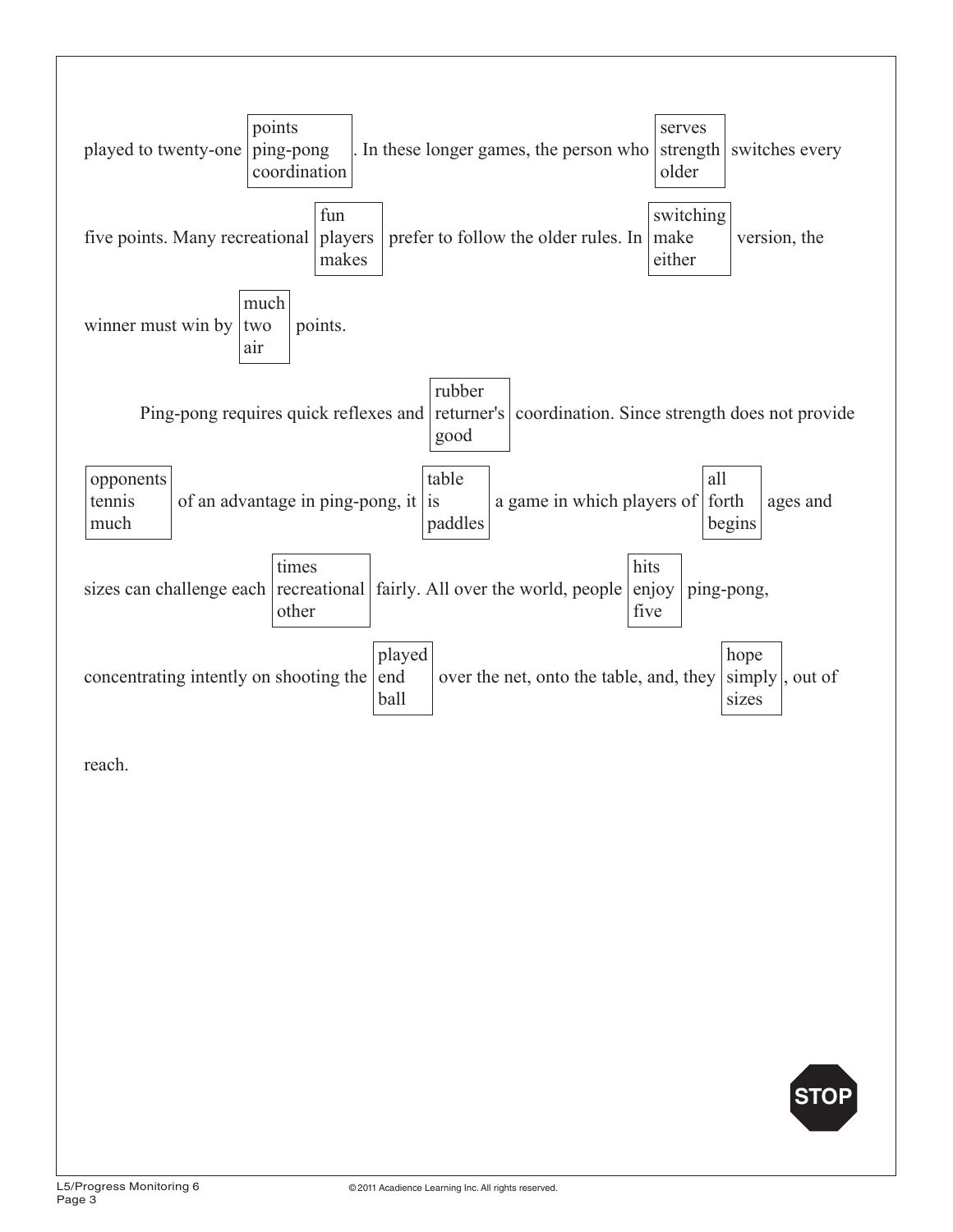played to twenty-one [points / ping-pong / coordination]. In these longer games, the person who [serves / strength / older] switches every five points. Many recreational [fun / players / makes] prefer to follow the older rules. In [switching / make / either] version, the winner must win by [much / two / air] points.

Ping-pong requires quick reflexes and [rubber / returner's / good] coordination. Since strength does not provide [opponents / tennis / much] of an advantage in ping-pong, it [table / is / paddles] a game in which players of [all / forth / begins] ages and sizes can challenge each [times / recreational / other] fairly. All over the world, people [hits / enjoy / five] ping-pong, concentrating intently on shooting the [played / end / ball] over the net, onto the table, and, they [hope / simply / sizes], out of reach.

STOP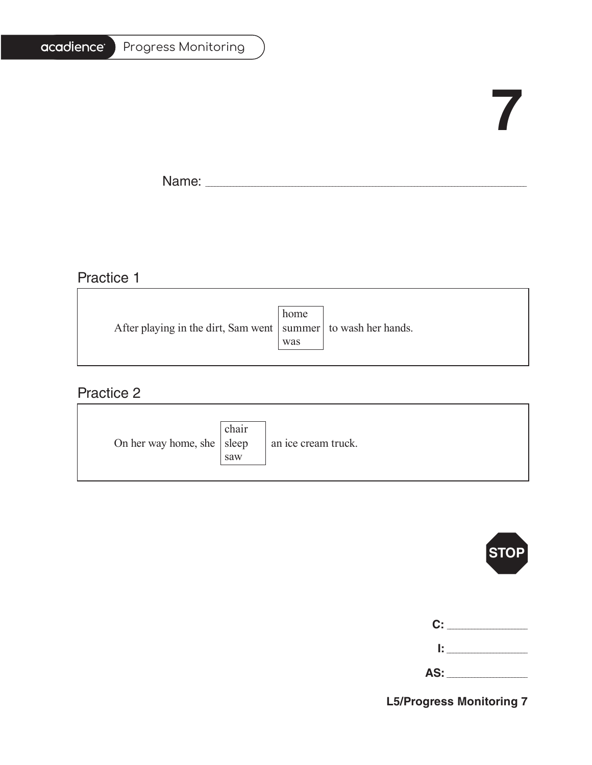acadience Progress Monitoring

# 7

Name: ______________________________________________

## Practice 1

After playing in the dirt, Sam went [home / summer / was] to wash her hands.

## Practice 2

On her way home, she [chair / sleep / saw] an ice cream truck.

STOP

**C:** ____________

**I:** ____________

**AS:** ____________

**L5/Progress Monitoring 7**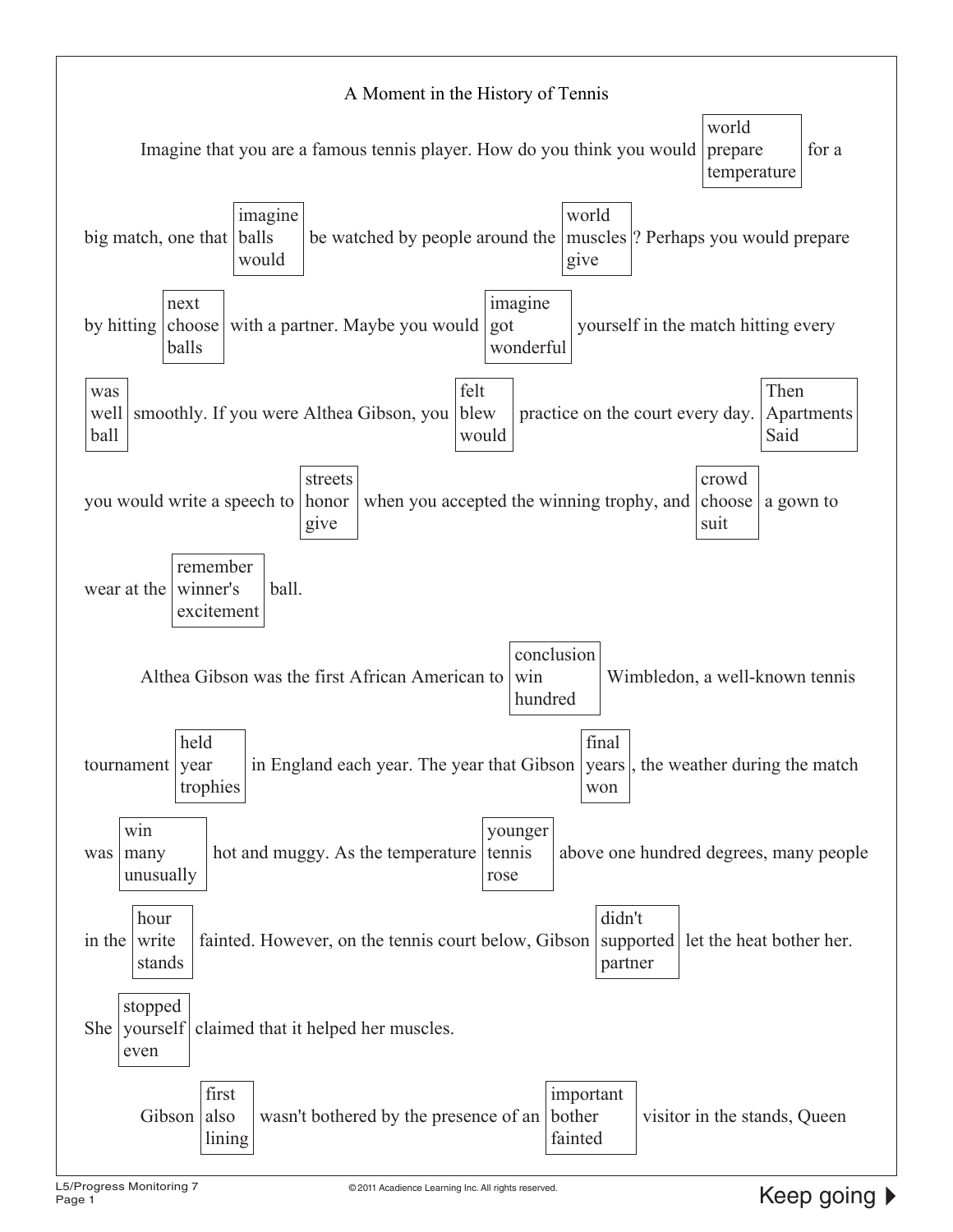# A Moment in the History of Tennis

Imagine that you are a famous tennis player. How do you think you would [world / prepare / temperature] for a big match, one that [imagine / balls / would] be watched by people around the [world / muscles / give]? Perhaps you would prepare by hitting [next / choose / balls] with a partner. Maybe you would [imagine / got / wonderful] yourself in the match hitting every [was / well / ball] smoothly. If you were Althea Gibson, you [felt / blew / would] practice on the court every day. [Then / Apartments / Said] you would write a speech to [streets / honor / give] when you accepted the winning trophy, and [crowd / choose / suit] a gown to wear at the [remember / winner's / excitement] ball.

Althea Gibson was the first African American to [conclusion / win / hundred] Wimbledon, a well-known tennis tournament [held / year / trophies] in England each year. The year that Gibson [final / years / won], the weather during the match was [win / many / unusually] hot and muggy. As the temperature [younger / tennis / rose] above one hundred degrees, many people in the [hour / write / stands] fainted. However, on the tennis court below, Gibson [didn't / supported / partner] let the heat bother her. She [stopped / yourself / even] claimed that it helped her muscles.

Gibson [first / also / lining] wasn't bothered by the presence of an [important / bother / fainted] visitor in the stands, Queen

Keep going ▶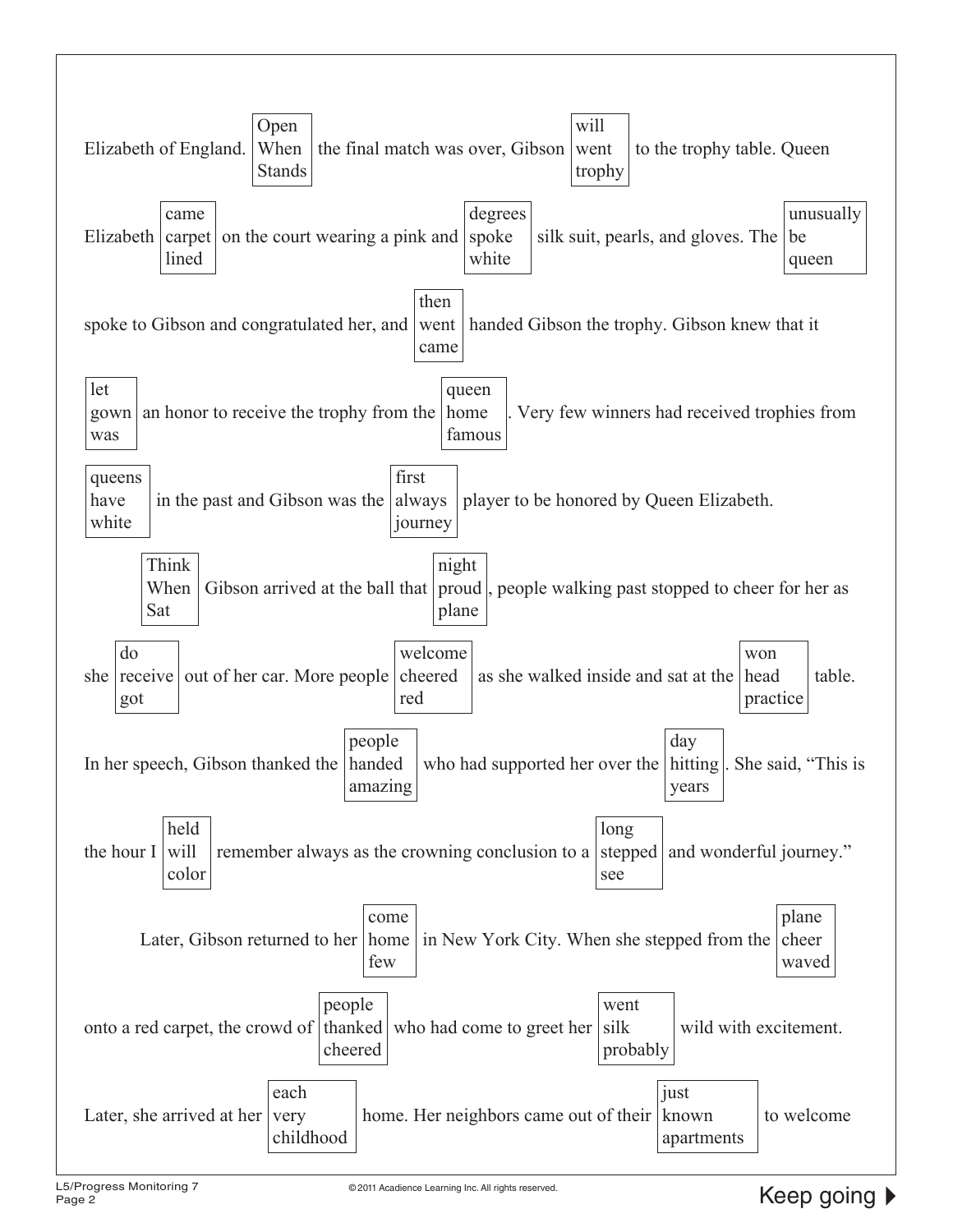Elizabeth of England. [Open / When / Stands] the final match was over, Gibson [will / went / trophy] to the trophy table. Queen Elizabeth [came / carpet / lined] on the court wearing a pink and [degrees / spoke / white] silk suit, pearls, and gloves. The [unusually / be / queen] spoke to Gibson and congratulated her, and [then / went / came] handed Gibson the trophy. Gibson knew that it [let / gown / was] an honor to receive the trophy from the [queen / home / famous]. Very few winners had received trophies from [queens / have / white] in the past and Gibson was the [first / always / journey] player to be honored by Queen Elizabeth.

[Think / When / Sat] Gibson arrived at the ball that [night / proud / plane], people walking past stopped to cheer for her as she [do / receive / got] out of her car. More people [welcome / cheered / red] as she walked inside and sat at the [won / head / practice] table. In her speech, Gibson thanked the [people / handed / amazing] who had supported her over the [day / hitting / years]. She said, "This is the hour I [held / will / color] remember always as the crowning conclusion to a [long / stepped / see] and wonderful journey."

Later, Gibson returned to her [come / home / few] in New York City. When she stepped from the [plane / cheer / waved] onto a red carpet, the crowd of [people / thanked / cheered] who had come to greet her [went / silk / probably] wild with excitement. Later, she arrived at her [each / very / childhood] home. Her neighbors came out of their [just / known / apartments] to welcome

Keep going ▶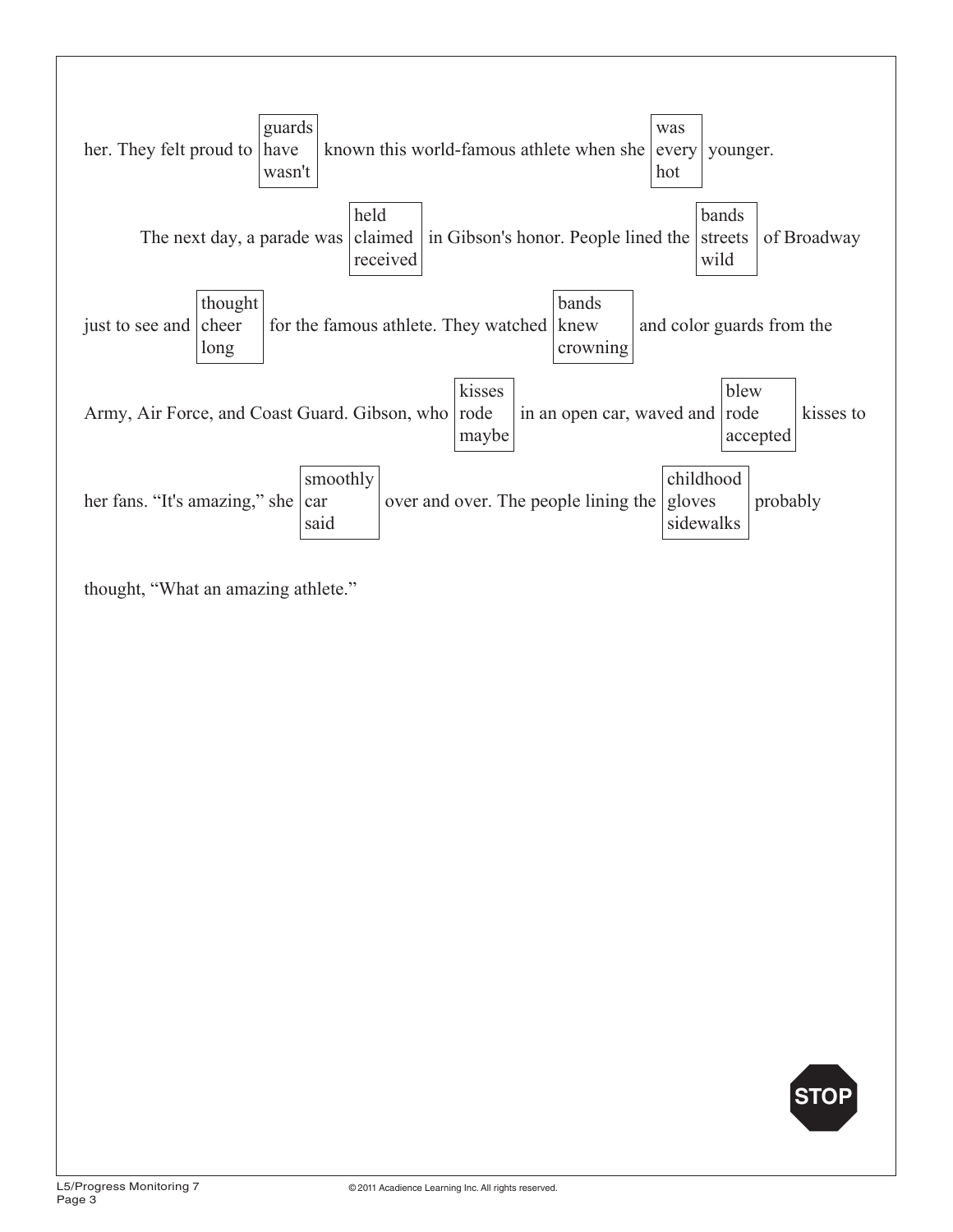her. They felt proud to [guards / have / wasn't] known this world-famous athlete when she [was / every / hot] younger.

The next day, a parade was [held / claimed / received] in Gibson's honor. People lined the [bands / streets / wild] of Broadway just to see and [thought / cheer / long] for the famous athlete. They watched [bands / knew / crowning] and color guards from the Army, Air Force, and Coast Guard. Gibson, who [kisses / rode / maybe] in an open car, waved and [blew / rode / accepted] kisses to her fans. "It's amazing," she [smoothly / car / said] over and over. The people lining the [childhood / gloves / sidewalks] probably thought, "What an amazing athlete."

STOP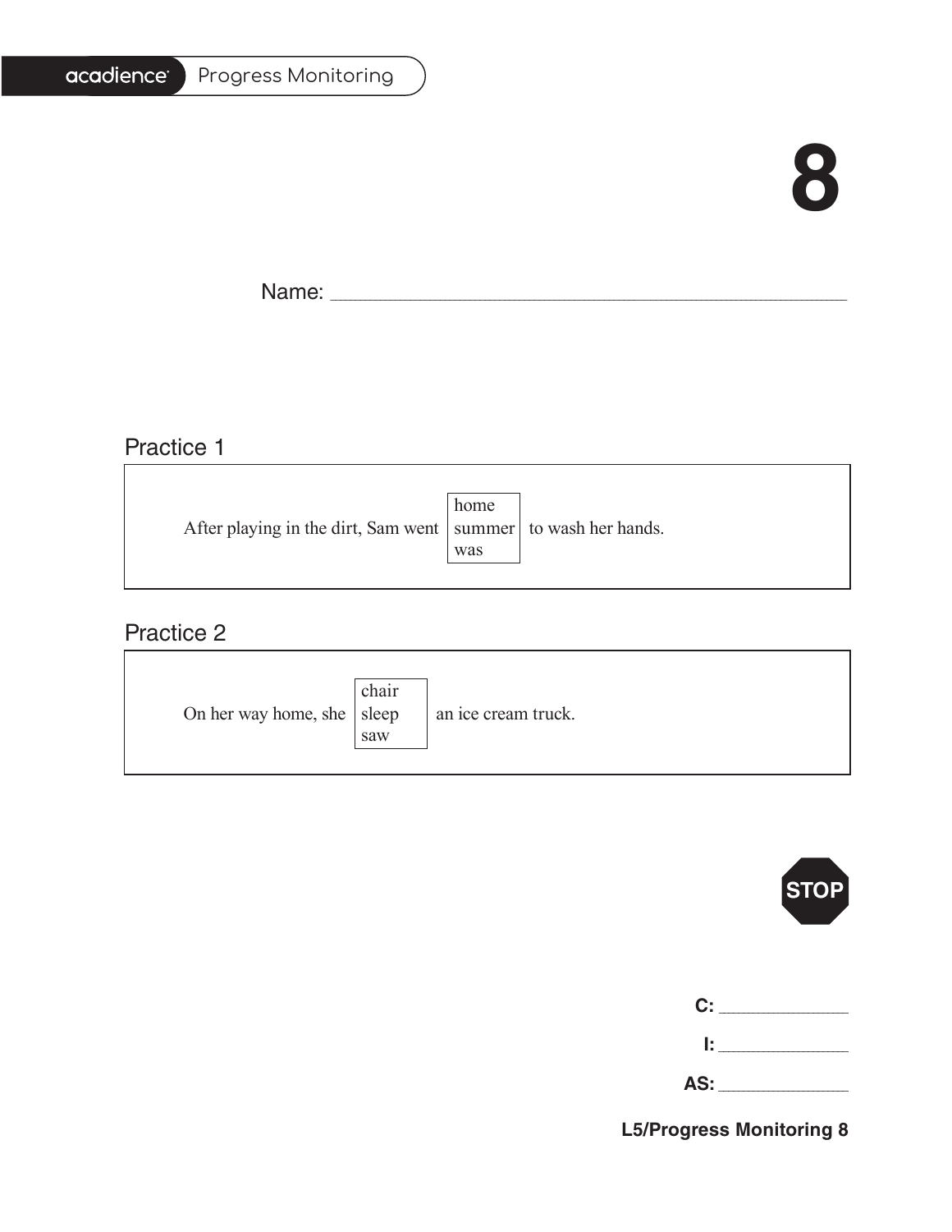acadience Progress Monitoring

# 8

Name: ____________________________________________

## Practice 1

After playing in the dirt, Sam went [home / summer / was] to wash her hands.

## Practice 2

On her way home, she [chair / sleep / saw] an ice cream truck.

STOP

**C:** ______________

**I:** ______________

**AS:** ______________

**L5/Progress Monitoring 8**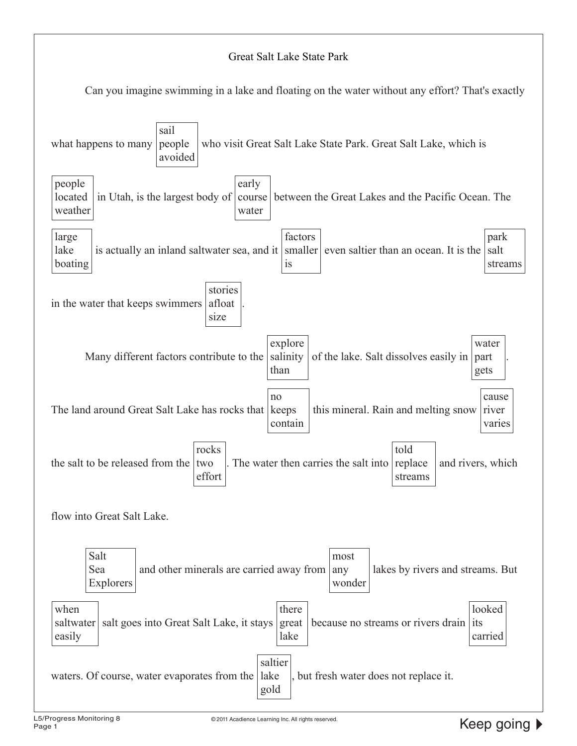Great Salt Lake State Park

Can you imagine swimming in a lake and floating on the water without any effort? That's exactly what happens to many [sail / people / avoided] who visit Great Salt Lake State Park. Great Salt Lake, which is [people / located / weather] in Utah, is the largest body of [early / course / water] between the Great Lakes and the Pacific Ocean. The [large / lake / boating] is actually an inland saltwater sea, and it [factors / smaller / is] even saltier than an ocean. It is the [park / salt / streams] in the water that keeps swimmers [stories / afloat / size].

Many different factors contribute to the [explore / salinity / than] of the lake. Salt dissolves easily in [water / part / gets]. The land around Great Salt Lake has rocks that [no / keeps / contain] this mineral. Rain and melting snow [cause / river / varies] the salt to be released from the [rocks / two / effort]. The water then carries the salt into [told / replace / streams] and rivers, which flow into Great Salt Lake.

[Salt / Sea / Explorers] and other minerals are carried away from [most / any / wonder] lakes by rivers and streams. But [when / saltwater / easily] salt goes into Great Salt Lake, it stays [there / great / lake] because no streams or rivers drain [looked / its / carried] waters. Of course, water evaporates from the [saltier / lake / gold], but fresh water does not replace it.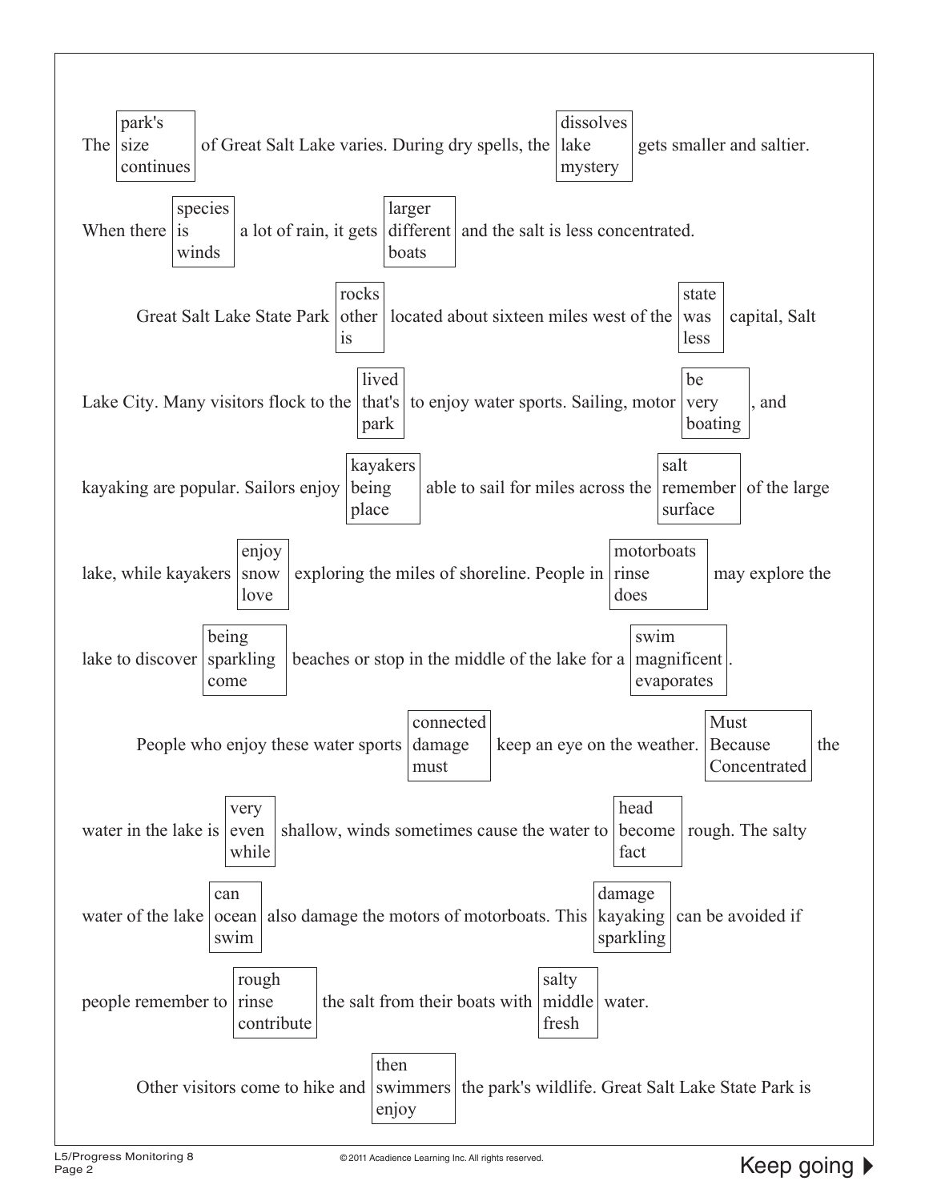The [park's / size / continues] of Great Salt Lake varies. During dry spells, the [dissolves / lake / mystery] gets smaller and saltier. When there [species / is / winds] a lot of rain, it gets [larger / different / boats] and the salt is less concentrated.

Great Salt Lake State Park [rocks / other / is] located about sixteen miles west of the [state / was / less] capital, Salt Lake City. Many visitors flock to the [lived / that's / park] to enjoy water sports. Sailing, motor [be / very / boating], and kayaking are popular. Sailors enjoy [kayakers / being / place] able to sail for miles across the [salt / remember / surface] of the large lake, while kayakers [enjoy / snow / love] exploring the miles of shoreline. People in [motorboats / rinse / does] may explore the lake to discover [being / sparkling / come] beaches or stop in the middle of the lake for a [swim / magnificent / evaporates].

People who enjoy these water sports [connected / damage / must] keep an eye on the weather. [Must / Because / Concentrated] the water in the lake is [very / even / while] shallow, winds sometimes cause the water to [head / become / fact] rough. The salty water of the lake [can / ocean / swim] also damage the motors of motorboats. This [damage / kayaking / sparkling] can be avoided if people remember to [rough / rinse / contribute] the salt from their boats with [salty / middle / fresh] water.

Other visitors come to hike and [then / swimmers / enjoy] the park's wildlife. Great Salt Lake State Park is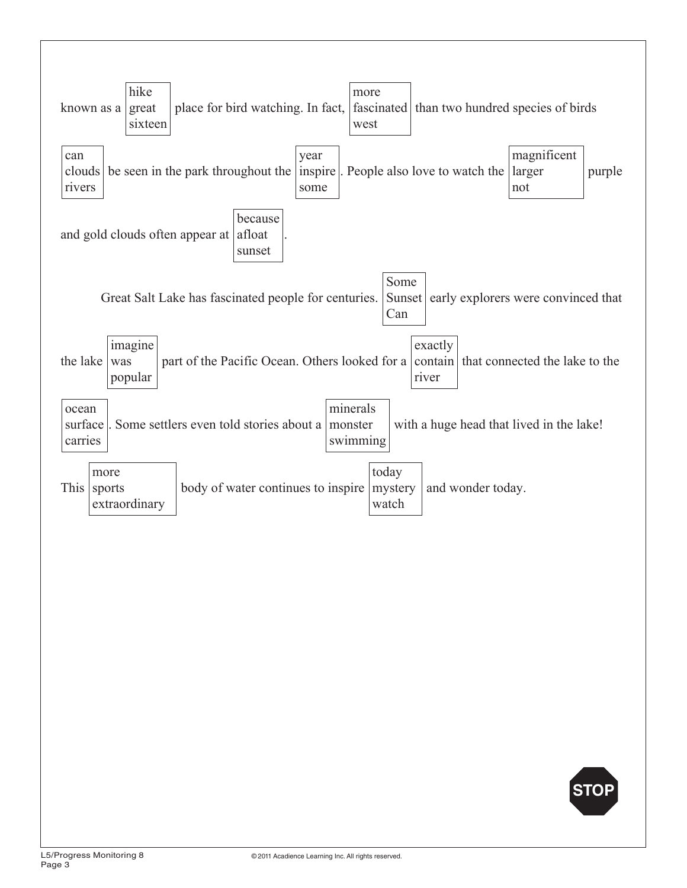known as a [hike / great / sixteen] place for bird watching. In fact, [more / fascinated / west] than two hundred species of birds [can / clouds / rivers] be seen in the park throughout the [year / inspire / some]. People also love to watch the [magnificent / larger / not] purple and gold clouds often appear at [because / afloat / sunset].

Great Salt Lake has fascinated people for centuries. [Some / Sunset / Can] early explorers were convinced that the lake [imagine / was / popular] part of the Pacific Ocean. Others looked for a [exactly / contain / river] that connected the lake to the [ocean / surface / carries]. Some settlers even told stories about a [minerals / monster / swimming] with a huge head that lived in the lake! This [more / sports / extraordinary] body of water continues to inspire [today / mystery / watch] and wonder today.

STOP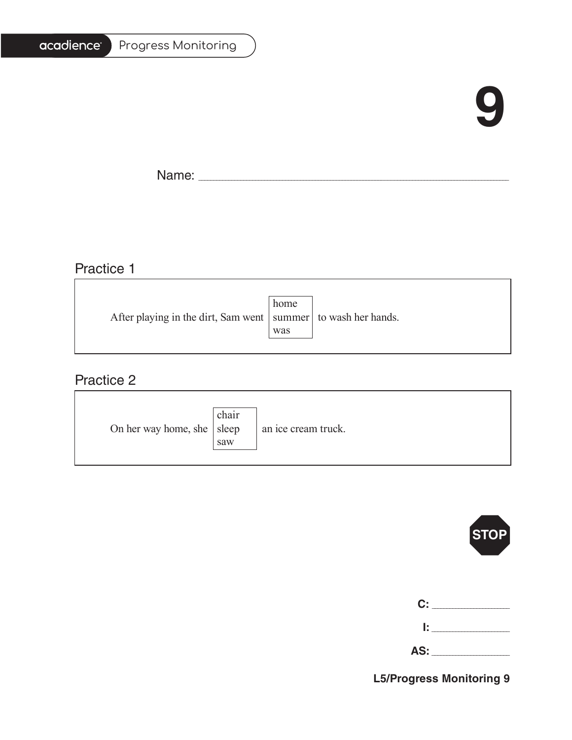acadience Progress Monitoring

# 9

Name: ______________________________________________

## Practice 1

After playing in the dirt, Sam went [home / summer / was] to wash her hands.

## Practice 2

On her way home, she [chair / sleep / saw] an ice cream truck.

STOP

**C:** ____________

**I:** ____________

**AS:** ____________

**L5/Progress Monitoring 9**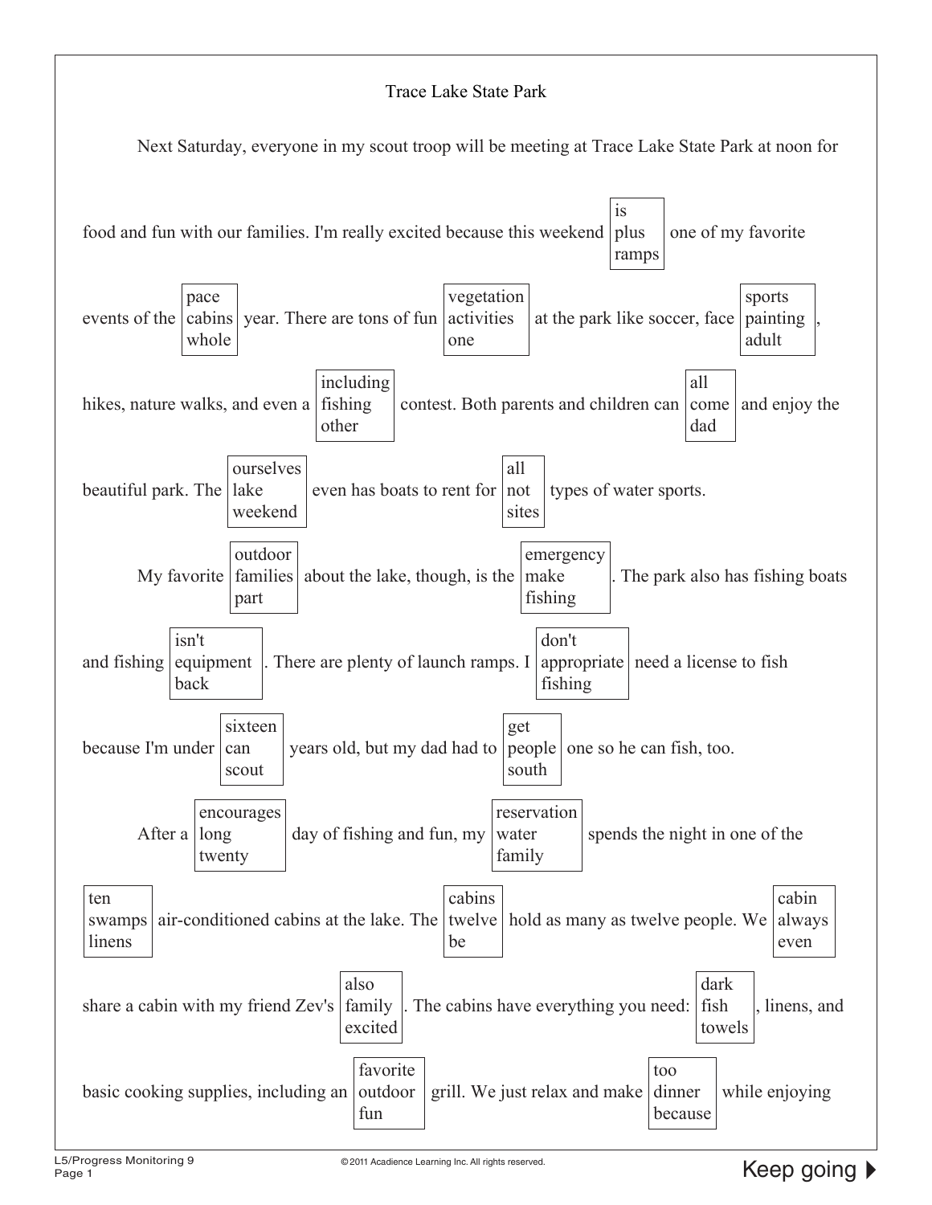# Trace Lake State Park

Next Saturday, everyone in my scout troop will be meeting at Trace Lake State Park at noon for food and fun with our families. I'm really excited because this weekend [is / plus / ramps] one of my favorite events of the [pace / cabins / whole] year. There are tons of fun [vegetation / activities / one] at the park like soccer, face [sports / painting / adult], hikes, nature walks, and even a [including / fishing / other] contest. Both parents and children can [all / come / dad] and enjoy the beautiful park. The [ourselves / lake / weekend] even has boats to rent for [all / not / sites] types of water sports.

My favorite [outdoor / families / part] about the lake, though, is the [emergency / make / fishing]. The park also has fishing boats and fishing [isn't / equipment / back]. There are plenty of launch ramps. I [don't / appropriate / fishing] need a license to fish because I'm under [sixteen / can / scout] years old, but my dad had to [get / people / south] one so he can fish, too.

After a [encourages / long / twenty] day of fishing and fun, my [reservation / water / family] spends the night in one of the [ten / swamps / linens] air-conditioned cabins at the lake. The [cabins / twelve / be] hold as many as twelve people. We [cabin / always / even] share a cabin with my friend Zev's [also / family / excited]. The cabins have everything you need: [dark / fish / towels], linens, and basic cooking supplies, including an [favorite / outdoor / fun] grill. We just relax and make [too / dinner / because] while enjoying

L5/Progress Monitoring 9

© 2011 Acadience Learning Inc. All rights reserved.

Keep going ▶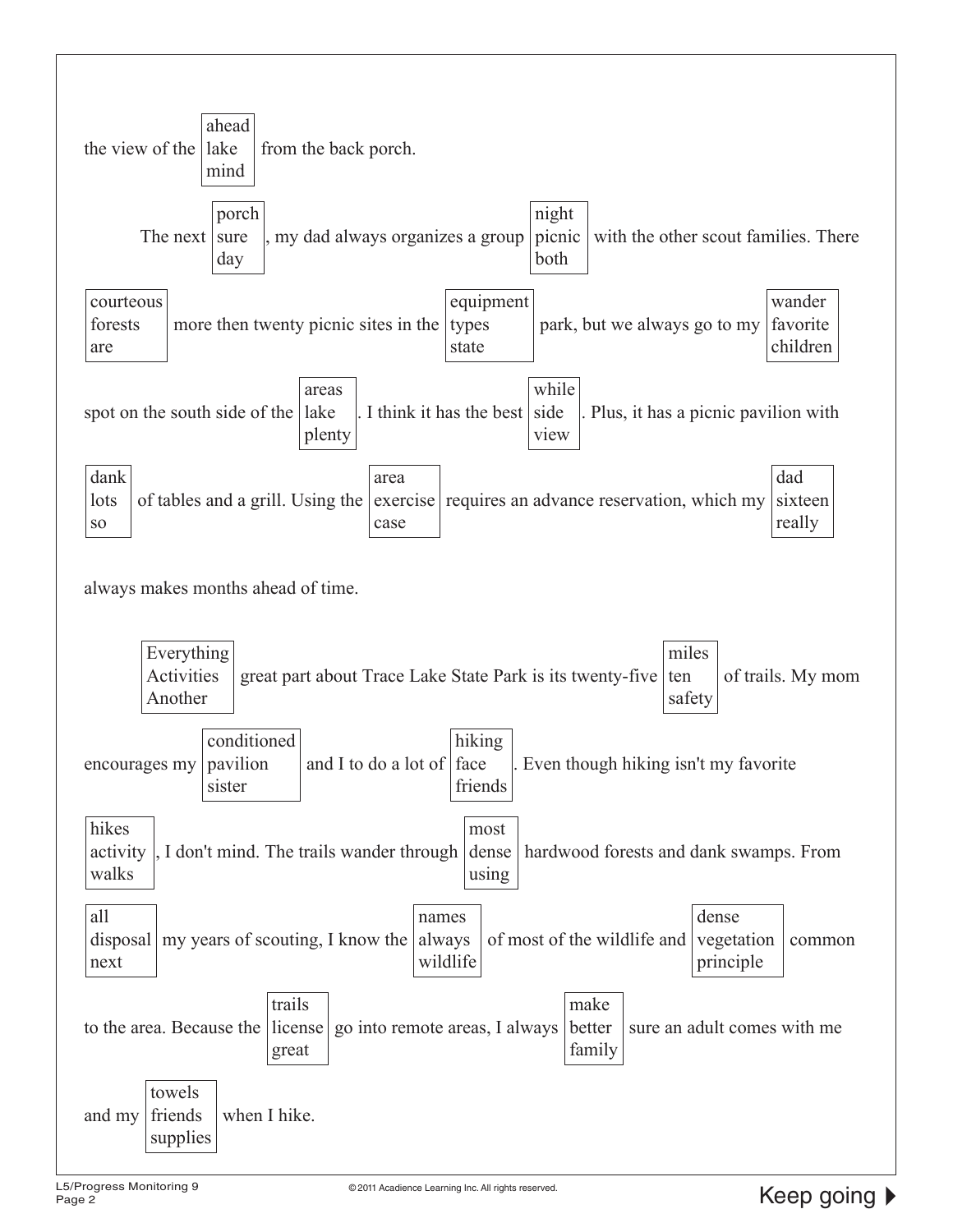the view of the [ahead / lake / mind] from the back porch.

The next [porch / sure / day], my dad always organizes a group [night / picnic / both] with the other scout families. There [courteous / forests / are] more then twenty picnic sites in the [equipment / types / state] park, but we always go to my [wander / favorite / children] spot on the south side of the [areas / lake / plenty]. I think it has the best [while / side / view]. Plus, it has a picnic pavilion with [dank / lots / so] of tables and a grill. Using the [area / exercise / case] requires an advance reservation, which my [dad / sixteen / really] always makes months ahead of time.

[Everything / Activities / Another] great part about Trace Lake State Park is its twenty-five [miles / ten / safety] of trails. My mom encourages my [conditioned / pavilion / sister] and I to do a lot of [hiking / face / friends]. Even though hiking isn't my favorite [hikes / activity / walks], I don't mind. The trails wander through [most / dense / using] hardwood forests and dank swamps. From [all / disposal / next] my years of scouting, I know the [names / always / wildlife] of most of the wildlife and [dense / vegetation / principle] common to the area. Because the [trails / license / great] go into remote areas, I always [make / better / family] sure an adult comes with me and my [towels / friends / supplies] when I hike.

Keep going ▶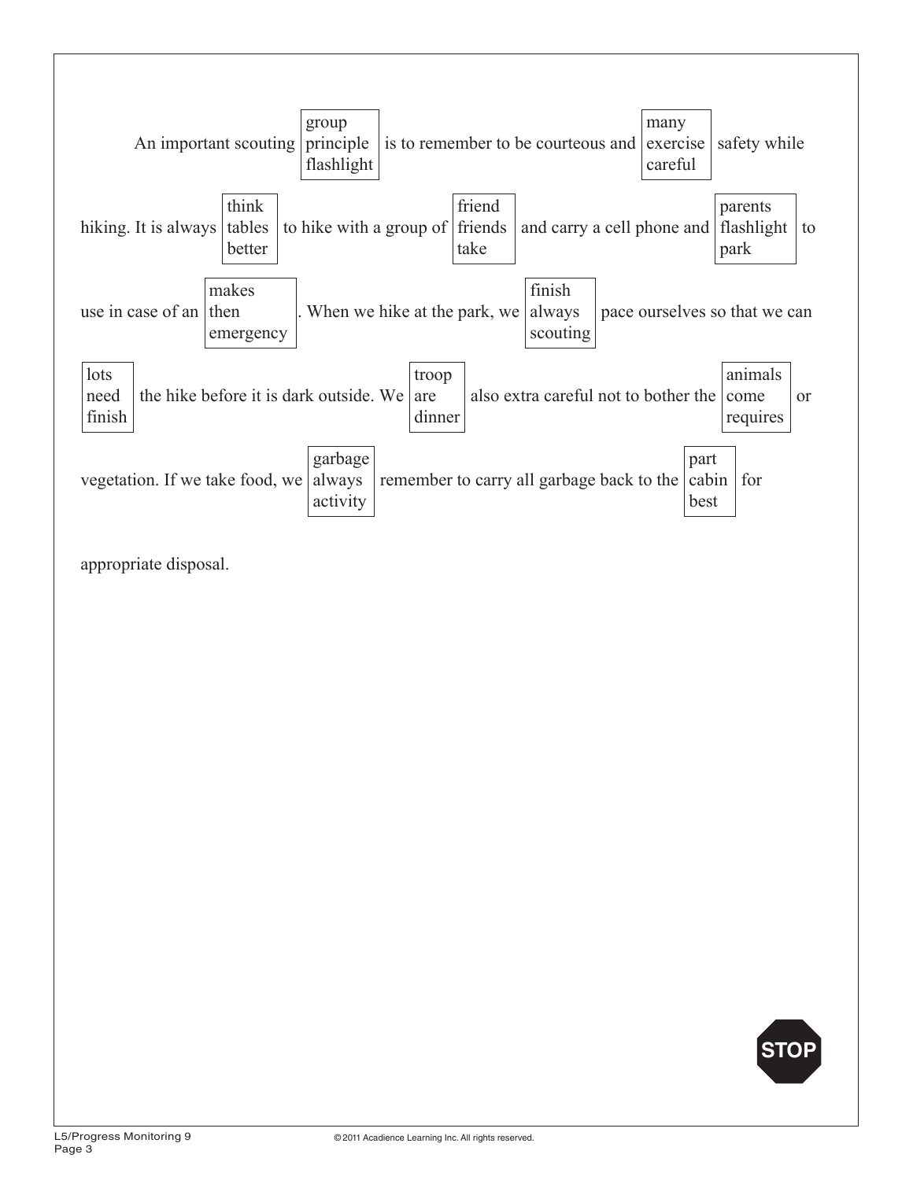An important scouting [group / principle / flashlight] is to remember to be courteous and [many / exercise / careful] safety while hiking. It is always [think / tables / better] to hike with a group of [friend / friends / take] and carry a cell phone and [parents / flashlight / park] to use in case of an [makes / then / emergency]. When we hike at the park, we [finish / always / scouting] pace ourselves so that we can [lots / need / finish] the hike before it is dark outside. We [troop / are / dinner] also extra careful not to bother the [animals / come / requires] or vegetation. If we take food, we [garbage / always / activity] remember to carry all garbage back to the [part / cabin / best] for appropriate disposal.

STOP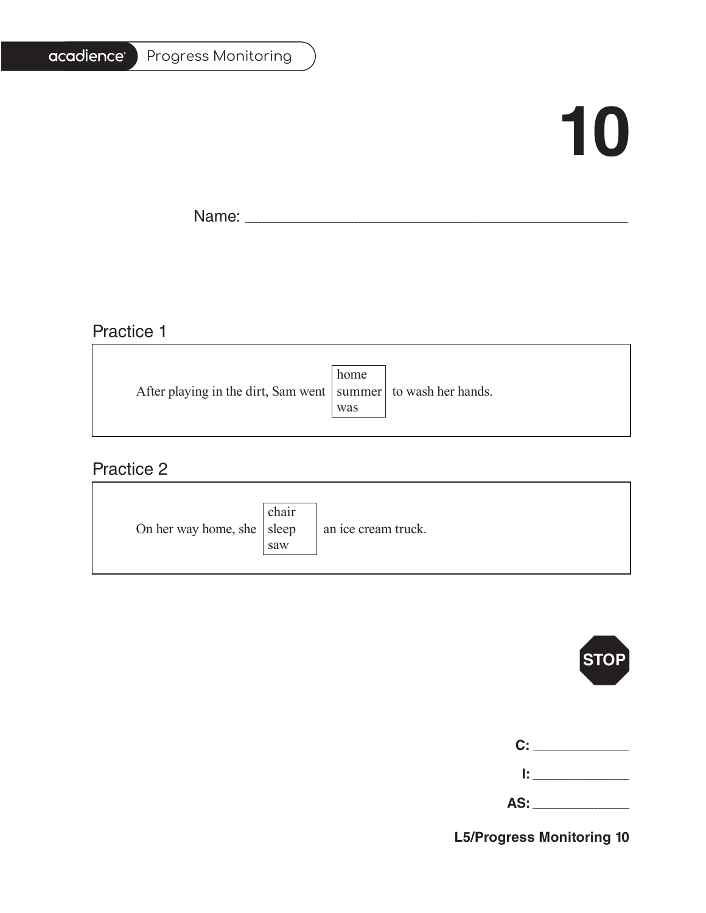acadience Progress Monitoring

# 10

Name: ______________________________________________

## Practice 1

After playing in the dirt, Sam went [home / summer / was] to wash her hands.

## Practice 2

On her way home, she [chair / sleep / saw] an ice cream truck.

STOP

**C:** ____________

**I:** ____________

**AS:** ____________

**L5/Progress Monitoring 10**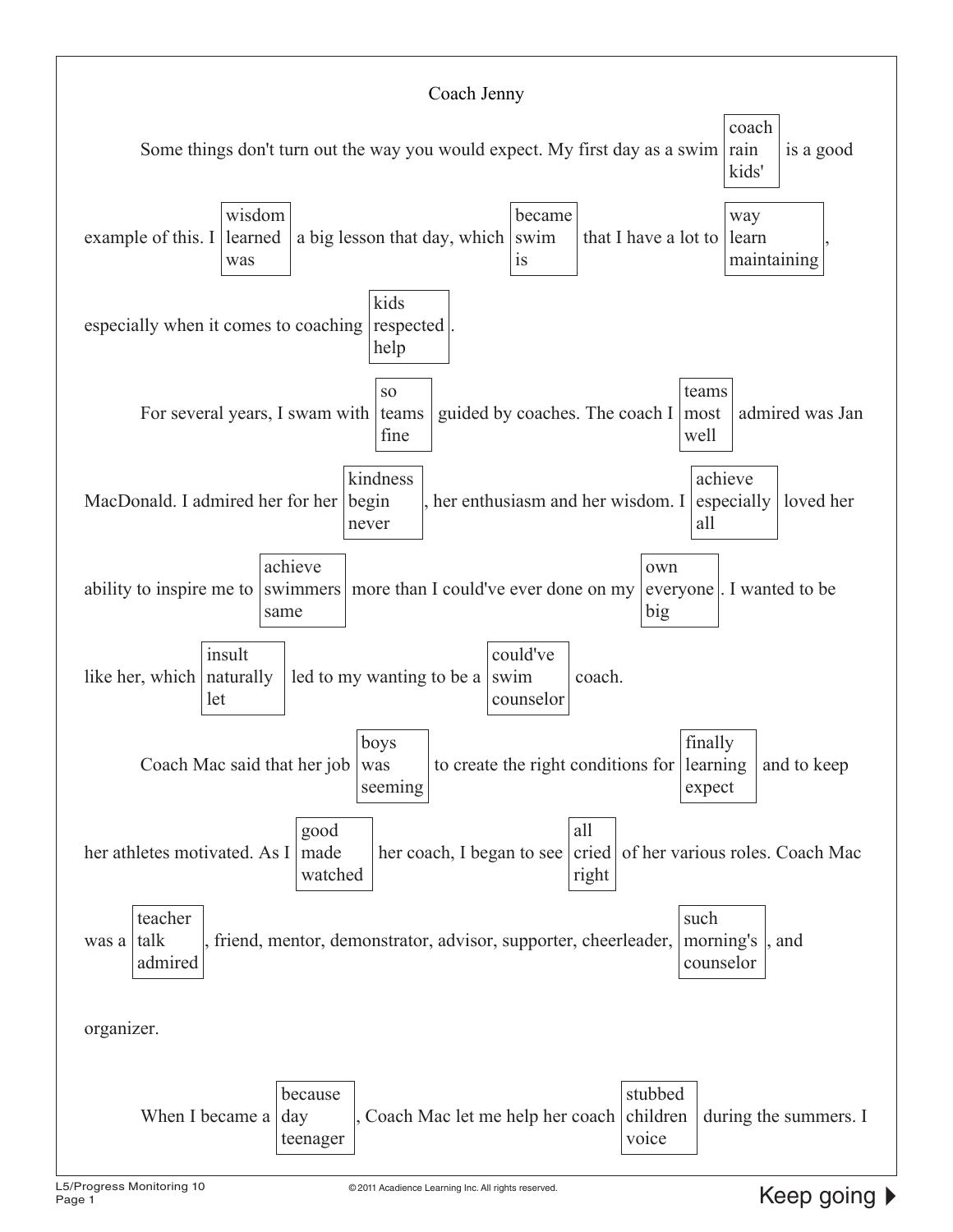# Coach Jenny

Some things don't turn out the way you would expect. My first day as a swim [coach / rain / kids'] is a good example of this. I [wisdom / learned / was] a big lesson that day, which [became / swim / is] that I have a lot to [way / learn / maintaining], especially when it comes to coaching [kids / respected / help].

For several years, I swam with [so / teams / fine] guided by coaches. The coach I [teams / most / well] admired was Jan MacDonald. I admired her for her [kindness / begin / never], her enthusiasm and her wisdom. I [achieve / especially / all] loved her ability to inspire me to [achieve / swimmers / same] more than I could've ever done on my [own / everyone / big]. I wanted to be like her, which [insult / naturally / let] led to my wanting to be a [could've / swim / counselor] coach.

Coach Mac said that her job [boys / was / seeming] to create the right conditions for [finally / learning / expect] and to keep her athletes motivated. As I [good / made / watched] her coach, I began to see [all / cried / right] of her various roles. Coach Mac was a [teacher / talk / admired], friend, mentor, demonstrator, advisor, supporter, cheerleader, [such / morning's / counselor], and organizer.

When I became a [because / day / teenager], Coach Mac let me help her coach [stubbed / children / voice] during the summers. I

Keep going ▶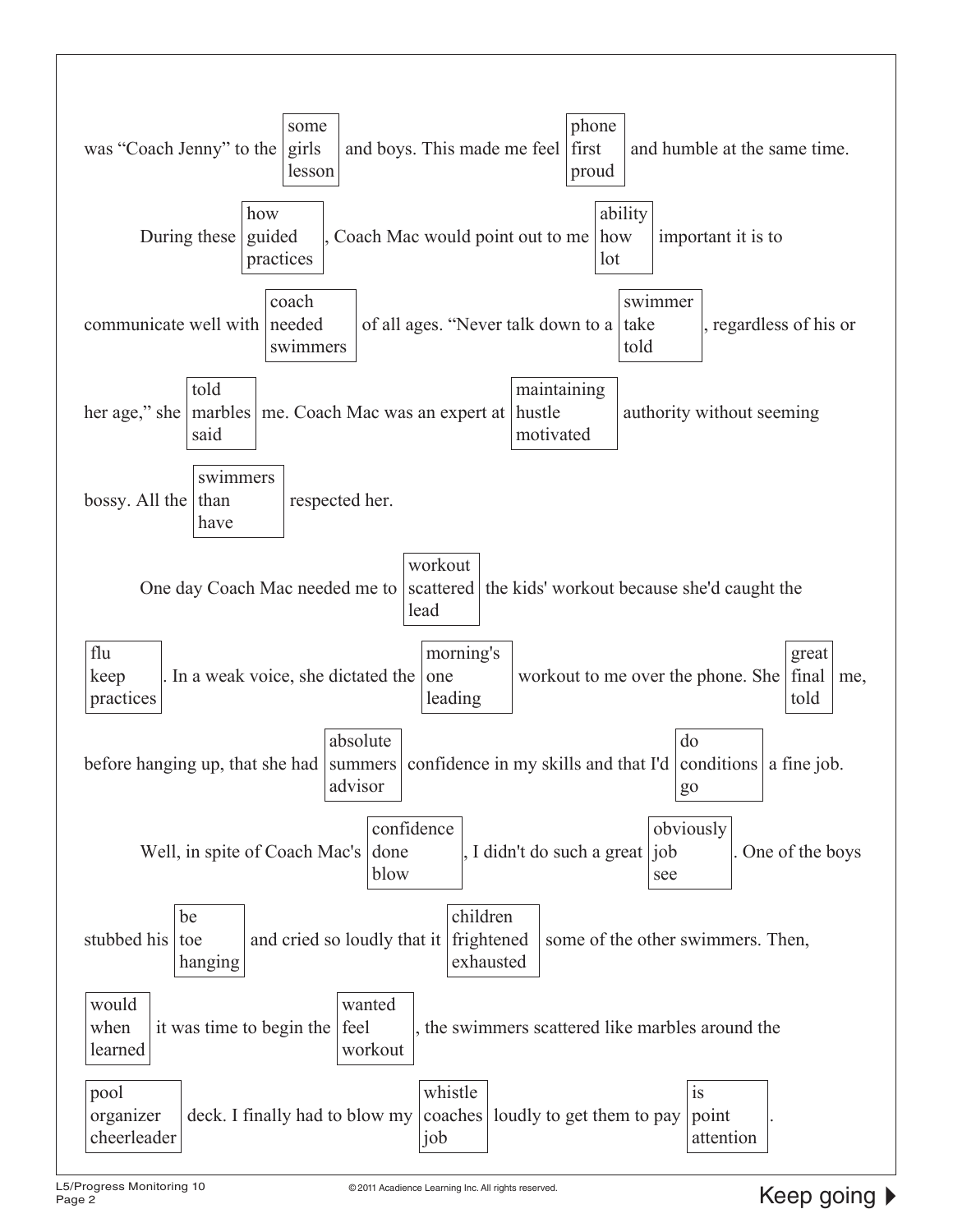was "Coach Jenny" to the [some / girls / lesson] and boys. This made me feel [phone / first / proud] and humble at the same time.

During these [how / guided / practices], Coach Mac would point out to me [ability / how / lot] important it is to communicate well with [coach / needed / swimmers] of all ages. "Never talk down to a [swimmer / take / told], regardless of his or her age," she [told / marbles / said] me. Coach Mac was an expert at [maintaining / hustle / motivated] authority without seeming bossy. All the [swimmers / than / have] respected her.

One day Coach Mac needed me to [workout / scattered / lead] the kids' workout because she'd caught the [flu / keep / practices]. In a weak voice, she dictated the [morning's / one / leading] workout to me over the phone. She [great / final / told] me, before hanging up, that she had [absolute / summers / advisor] confidence in my skills and that I'd [do / conditions / go] a fine job.

Well, in spite of Coach Mac's [confidence / done / blow], I didn't do such a great [obviously / job / see]. One of the boys stubbed his [be / toe / hanging] and cried so loudly that it [children / frightened / exhausted] some of the other swimmers. Then, [would / when / learned] it was time to begin the [wanted / feel / workout], the swimmers scattered like marbles around the [pool / organizer / cheerleader] deck. I finally had to blow my [whistle / coaches / job] loudly to get them to pay [is / point / attention].

Keep going ▶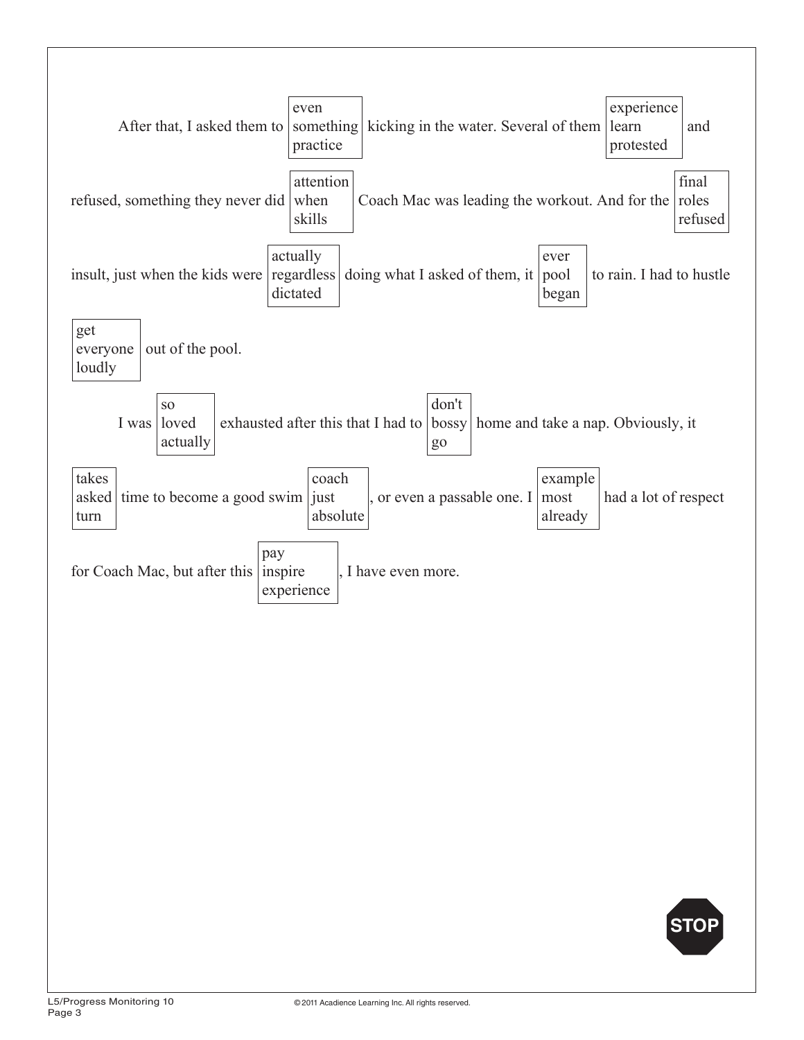After that, I asked them to [even / something / practice] kicking in the water. Several of them [experience / learn / protested] and refused, something they never did [attention / when / skills] Coach Mac was leading the workout. And for the [final / roles / refused] insult, just when the kids were [actually / regardless / dictated] doing what I asked of them, it [ever / pool / began] to rain. I had to hustle [get / everyone / loudly] out of the pool.

I was [so / loved / actually] exhausted after this that I had to [don't / bossy / go] home and take a nap. Obviously, it [takes / asked / turn] time to become a good swim [coach / just / absolute], or even a passable one. I [example / most / already] had a lot of respect for Coach Mac, but after this [pay / inspire / experience], I have even more.

STOP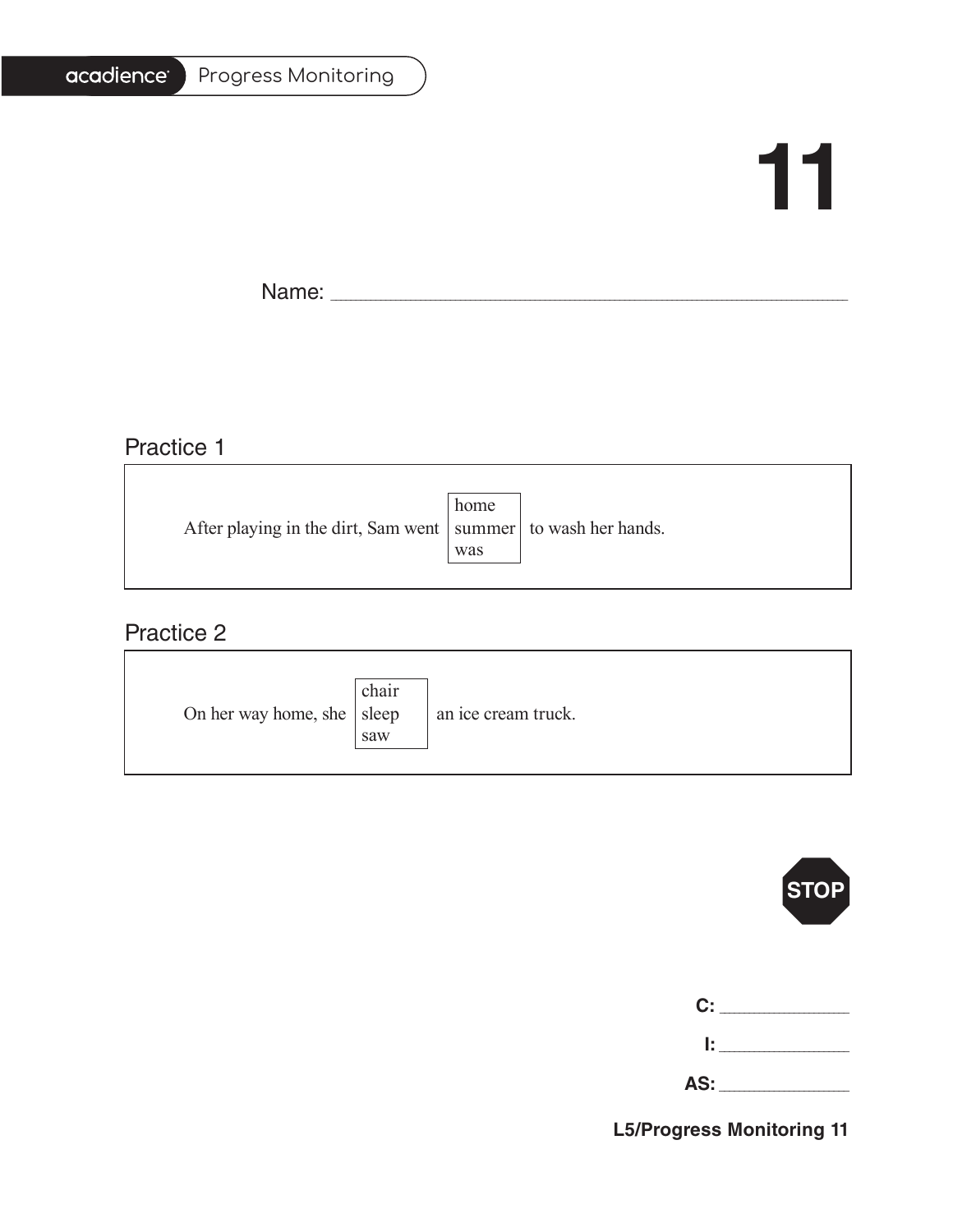acadience Progress Monitoring

# 11

Name: ____________________________________________

## Practice 1

After playing in the dirt, Sam went [home / summer / was] to wash her hands.

## Practice 2

On her way home, she [chair / sleep / saw] an ice cream truck.

STOP

**C:** ____________

**I:** ____________

**AS:** ____________

**L5/Progress Monitoring 11**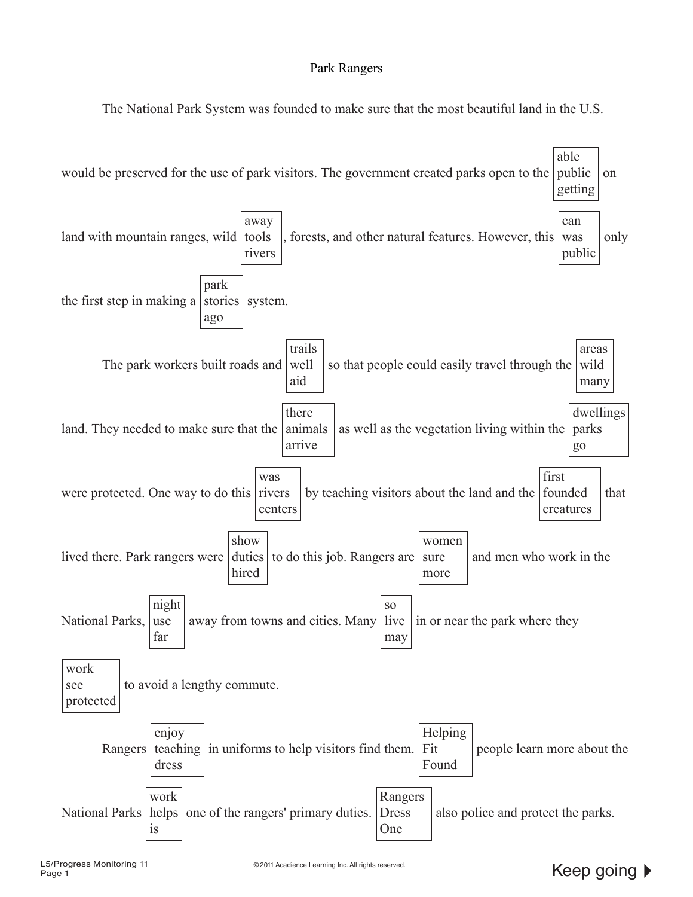# Park Rangers

The National Park System was founded to make sure that the most beautiful land in the U.S. would be preserved for the use of park visitors. The government created parks open to the [able / public / getting] on land with mountain ranges, wild [away / tools / rivers], forests, and other natural features. However, this [can / was / public] only the first step in making a [park / stories / ago] system.

The park workers built roads and [trails / well / aid] so that people could easily travel through the [areas / wild / many] land. They needed to make sure that the [there / animals / arrive] as well as the vegetation living within the [dwellings / parks / go] were protected. One way to do this [was / rivers / centers] by teaching visitors about the land and the [first / founded / creatures] that lived there. Park rangers were [show / duties / hired] to do this job. Rangers are [women / sure / more] and men who work in the National Parks, [night / use / far] away from towns and cities. Many [so / live / may] in or near the park where they [work / see / protected] to avoid a lengthy commute.

Rangers [enjoy / teaching / dress] in uniforms to help visitors find them. [Helping / Fit / Found] people learn more about the National Parks [work / helps / is] one of the rangers' primary duties. [Rangers / Dress / One] also police and protect the parks.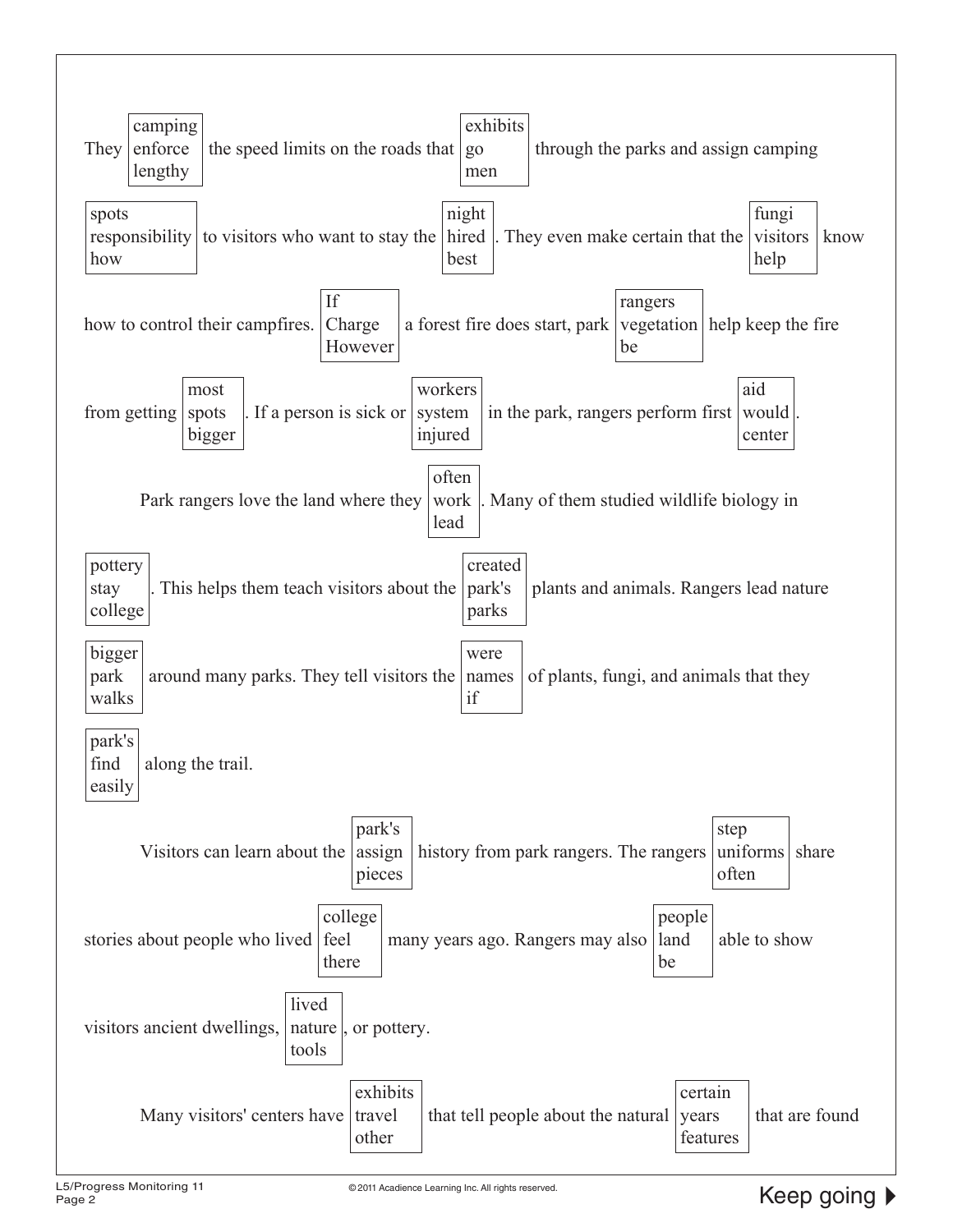They [camping / enforce / lengthy] the speed limits on the roads that [exhibits / go / men] through the parks and assign camping [spots / responsibility / how] to visitors who want to stay the [night / hired / best]. They even make certain that the [fungi / visitors / help] know how to control their campfires. [If / Charge / However] a forest fire does start, park [rangers / vegetation / be] help keep the fire from getting [most / spots / bigger]. If a person is sick or [workers / system / injured] in the park, rangers perform first [aid / would / center].

Park rangers love the land where they [often / work / lead]. Many of them studied wildlife biology in [pottery / stay / college]. This helps them teach visitors about the [created / park's / parks] plants and animals. Rangers lead nature [bigger / park / walks] around many parks. They tell visitors the [were / names / if] of plants, fungi, and animals that they [park's / find / easily] along the trail.

Visitors can learn about the [park's / assign / pieces] history from park rangers. The rangers [step / uniforms / often] share stories about people who lived [college / feel / there] many years ago. Rangers may also [people / land / be] able to show visitors ancient dwellings, [lived / nature / tools], or pottery.

Many visitors' centers have [exhibits / travel / other] that tell people about the natural [certain / years / features] that are found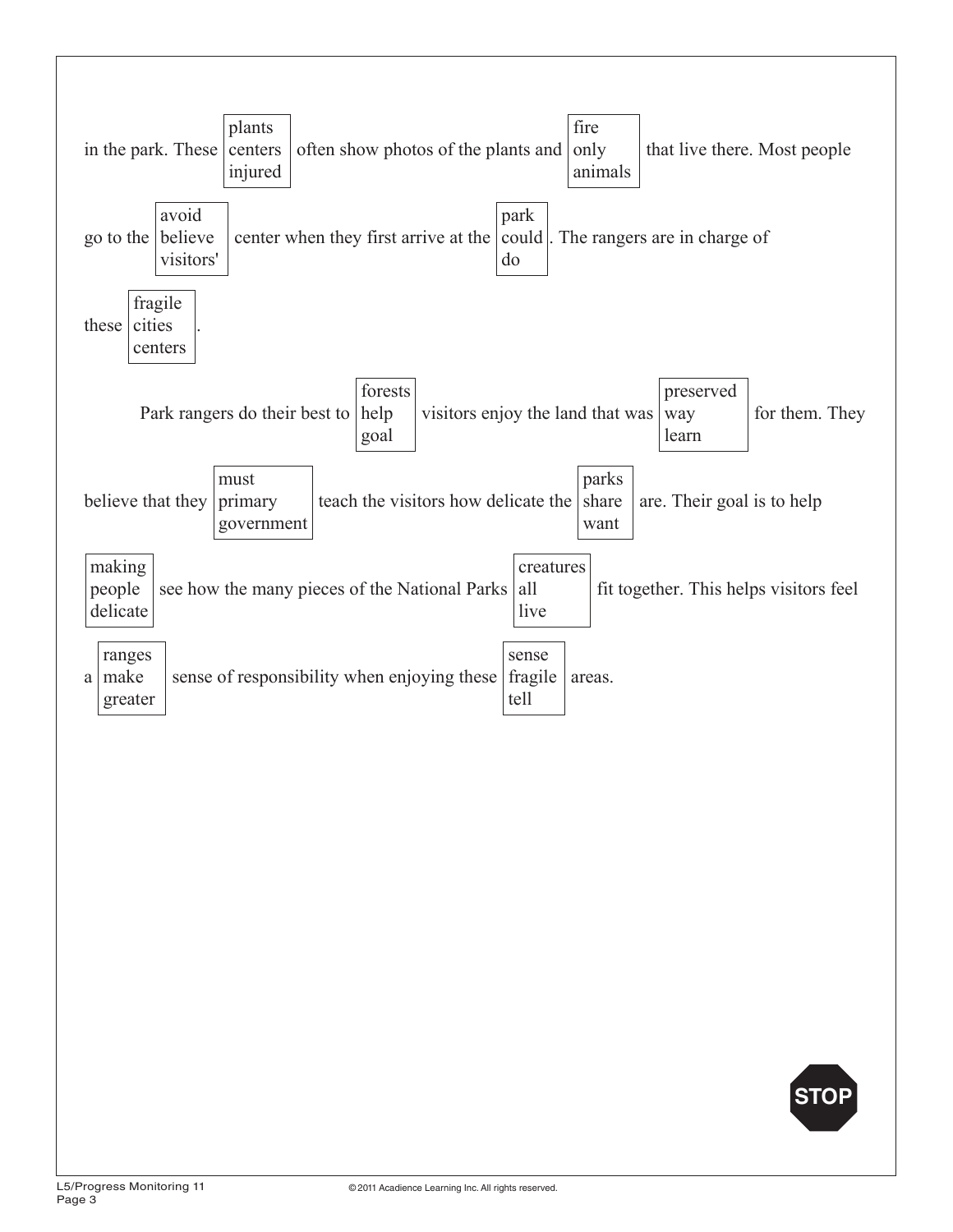in the park. These [plants / centers / injured] often show photos of the plants and [fire / only / animals] that live there. Most people go to the [avoid / believe / visitors'] center when they first arrive at the [park / could / do]. The rangers are in charge of these [fragile / cities / centers].

Park rangers do their best to [forests / help / goal] visitors enjoy the land that was [preserved / way / learn] for them. They believe that they [must / primary / government] teach the visitors how delicate the [parks / share / want] are. Their goal is to help [making / people / delicate] see how the many pieces of the National Parks [creatures / all / live] fit together. This helps visitors feel a [ranges / make / greater] sense of responsibility when enjoying these [sense / fragile / tell] areas.

STOP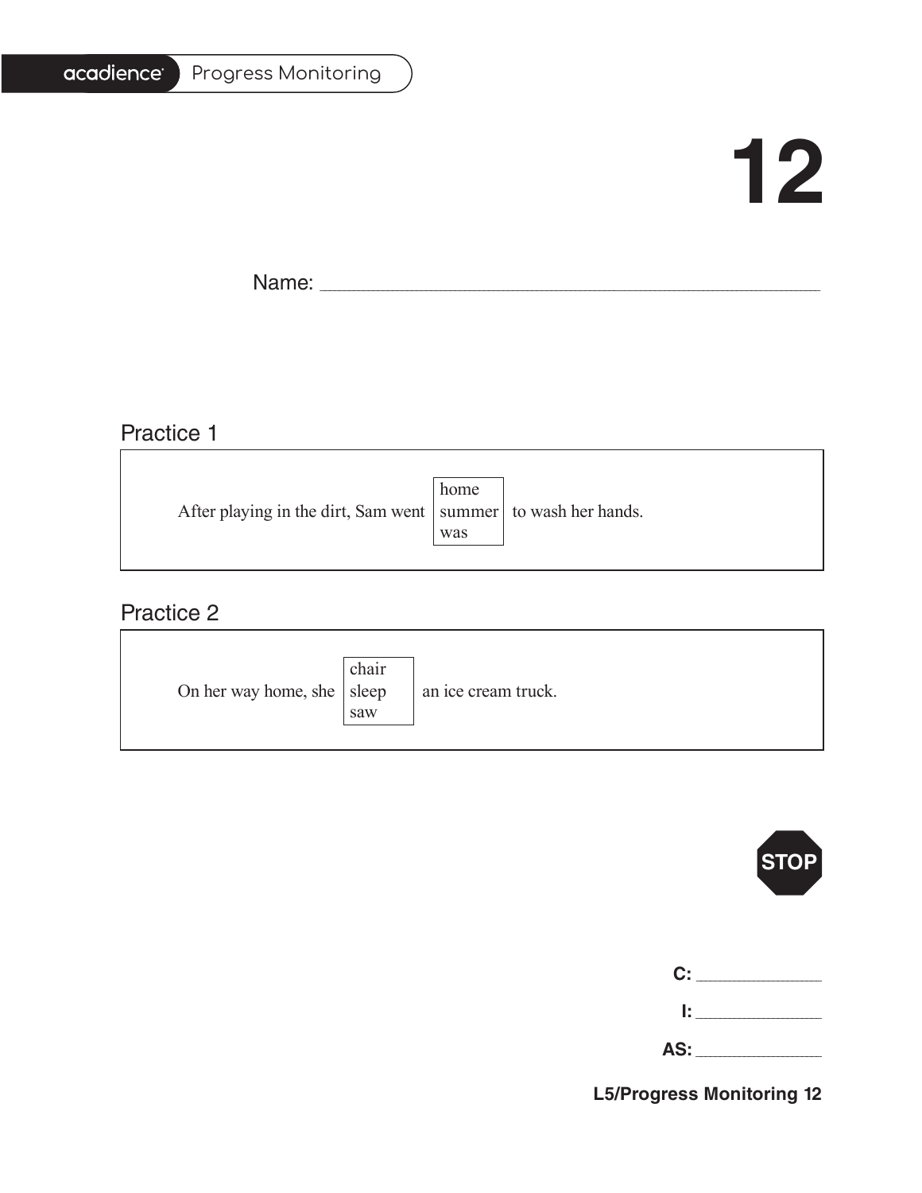acadience Progress Monitoring

# 12

Name: ____________________________________________

## Practice 1

After playing in the dirt, Sam went [home / summer / was] to wash her hands.

## Practice 2

On her way home, she [chair / sleep / saw] an ice cream truck.

STOP

**C:** ______________

**I:** ______________

**AS:** ______________

**L5/Progress Monitoring 12**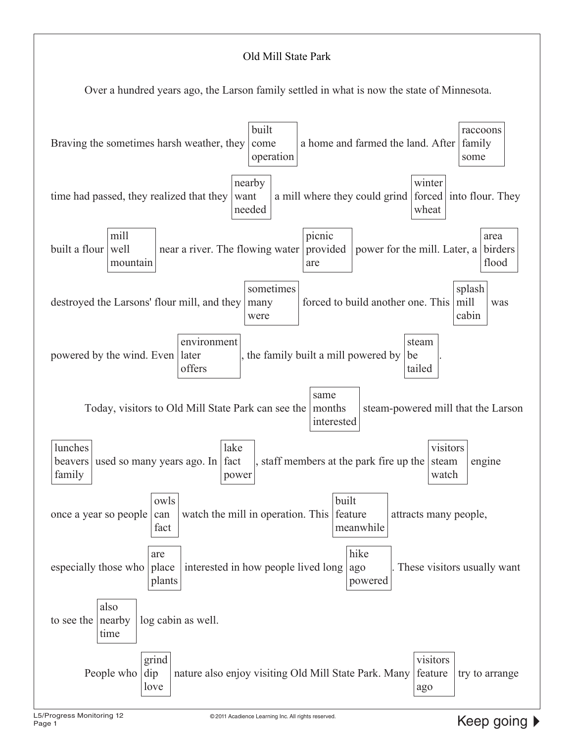Old Mill State Park

Over a hundred years ago, the Larson family settled in what is now the state of Minnesota.

Braving the sometimes harsh weather, they [built / come / operation] a home and farmed the land. After [raccoons / family / some] time had passed, they realized that they [nearby / want / needed] a mill where they could grind [winter / forced / wheat] into flour. They built a flour [mill / well / mountain] near a river. The flowing water [picnic / provided / are] power for the mill. Later, a [area / birders / flood] destroyed the Larsons' flour mill, and they [sometimes / many / were] forced to build another one. This [splash / mill / cabin] was powered by the wind. Even [environment / later / offers], the family built a mill powered by [steam / be / tailed].

Today, visitors to Old Mill State Park can see the [same / months / interested] steam-powered mill that the Larson [lunches / beavers / family] used so many years ago. In [lake / fact / power], staff members at the park fire up the [visitors / steam / watch] engine once a year so people [owls / can / fact] watch the mill in operation. This [built / feature / meanwhile] attracts many people, especially those who [are / place / plants] interested in how people lived long [hike / ago / powered]. These visitors usually want to see the [also / nearby / time] log cabin as well.

People who [grind / dip / love] nature also enjoy visiting Old Mill State Park. Many [visitors / feature / ago] try to arrange

Keep going ▶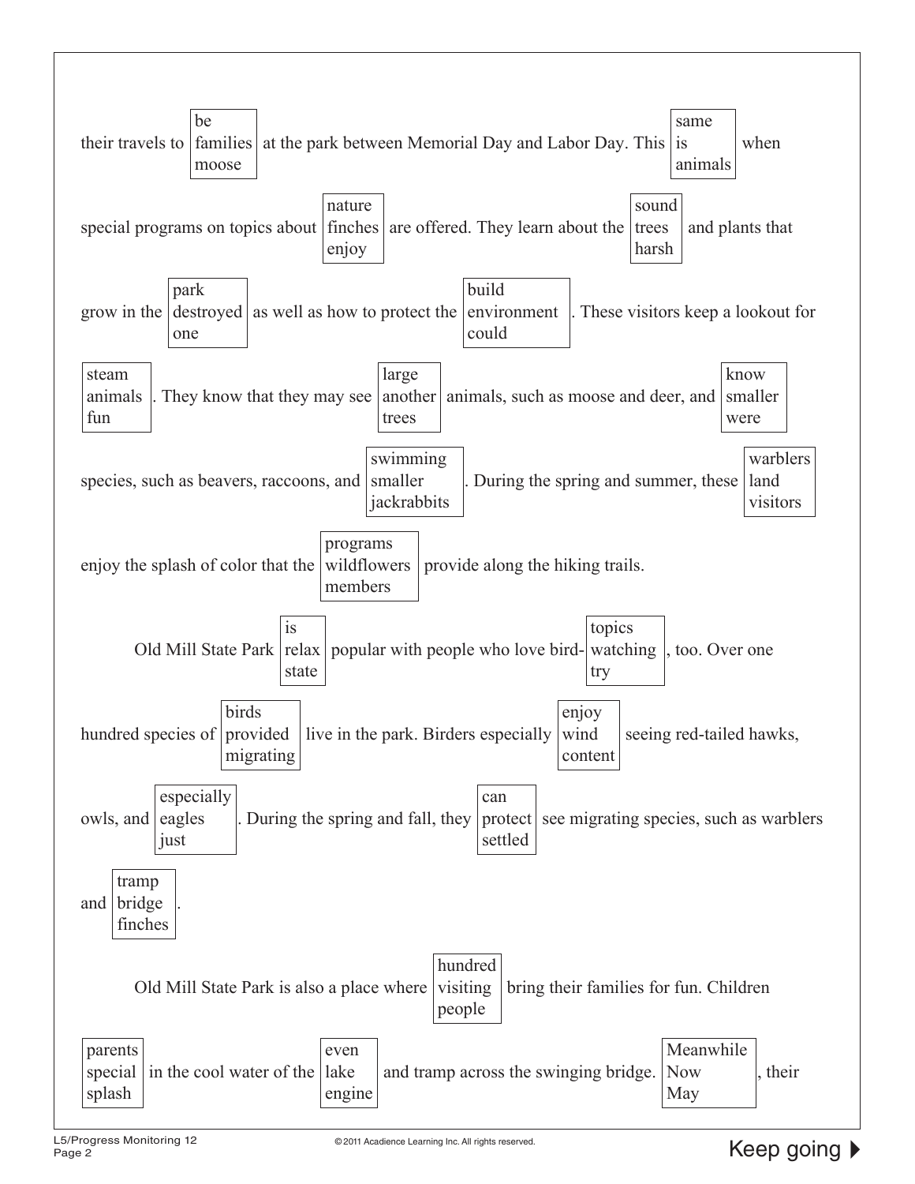their travels to [be / families / moose] at the park between Memorial Day and Labor Day. This [same / is / animals] when special programs on topics about [nature / finches / enjoy] are offered. They learn about the [sound / trees / harsh] and plants that grow in the [park / destroyed / one] as well as how to protect the [build / environment / could]. These visitors keep a lookout for [steam / animals / fun]. They know that they may see [large / another / trees] animals, such as moose and deer, and [know / smaller / were] species, such as beavers, raccoons, and [swimming / smaller / jackrabbits]. During the spring and summer, these [warblers / land / visitors] enjoy the splash of color that the [programs / wildflowers / members] provide along the hiking trails.

Old Mill State Park [is / relax / state] popular with people who love bird-[topics / watching / try], too. Over one hundred species of [birds / provided / migrating] live in the park. Birders especially [enjoy / wind / content] seeing red-tailed hawks, owls, and [especially / eagles / just]. During the spring and fall, they [can / protect / settled] see migrating species, such as warblers and [tramp / bridge / finches].

Old Mill State Park is also a place where [hundred / visiting / people] bring their families for fun. Children [parents / special / splash] in the cool water of the [even / lake / engine] and tramp across the swinging bridge. [Meanwhile / Now / May], their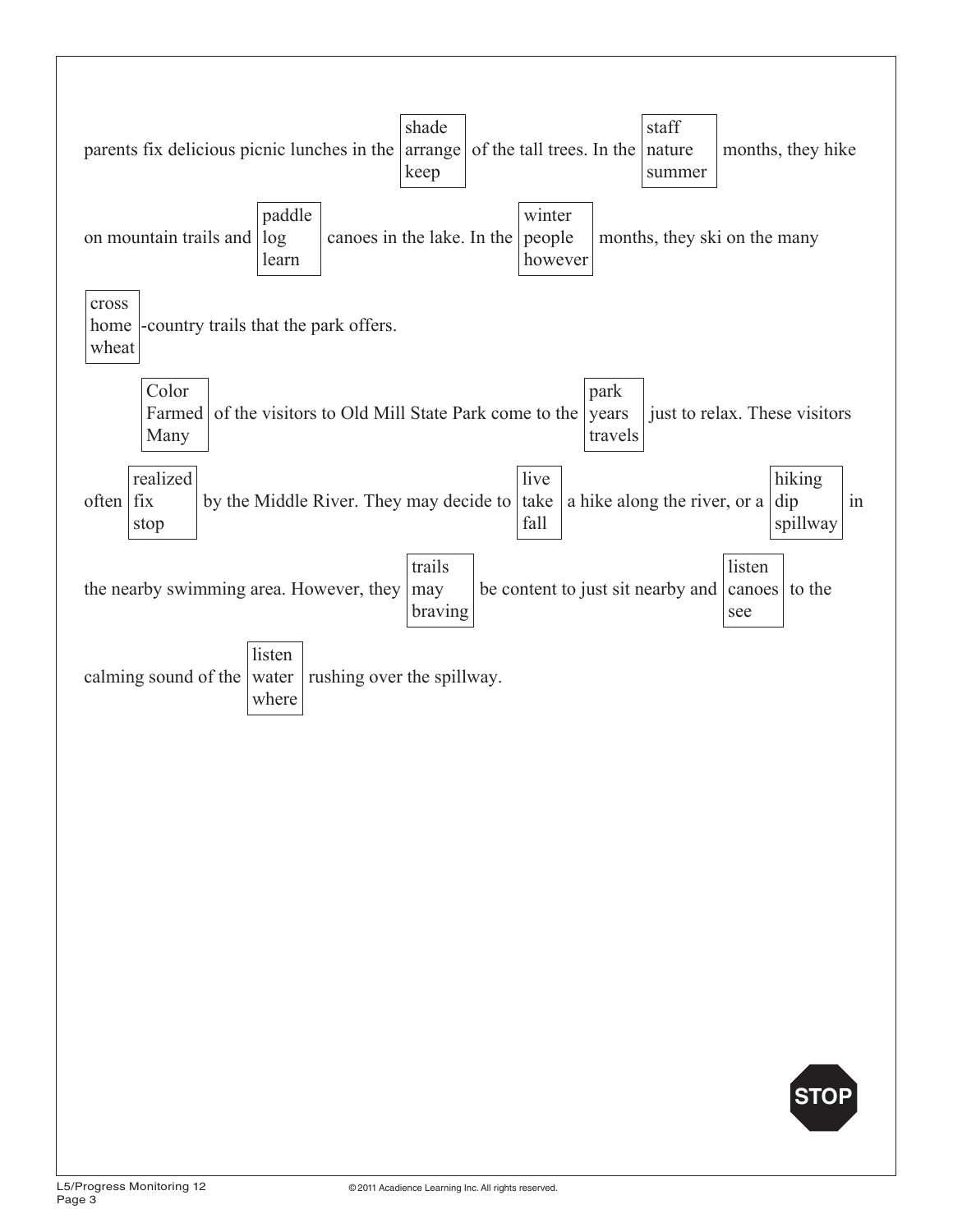parents fix delicious picnic lunches in the [shade / arrange / keep] of the tall trees. In the [staff / nature / summer] months, they hike on mountain trails and [paddle / log / learn] canoes in the lake. In the [winter / people / however] months, they ski on the many [cross / home / wheat] -country trails that the park offers.

[Color / Farmed / Many] of the visitors to Old Mill State Park come to the [park / years / travels] just to relax. These visitors often [realized / fix / stop] by the Middle River. They may decide to [live / take / fall] a hike along the river, or a [hiking / dip / spillway] in the nearby swimming area. However, they [trails / may / braving] be content to just sit nearby and [listen / canoes / see] to the calming sound of the [listen / water / where] rushing over the spillway.

STOP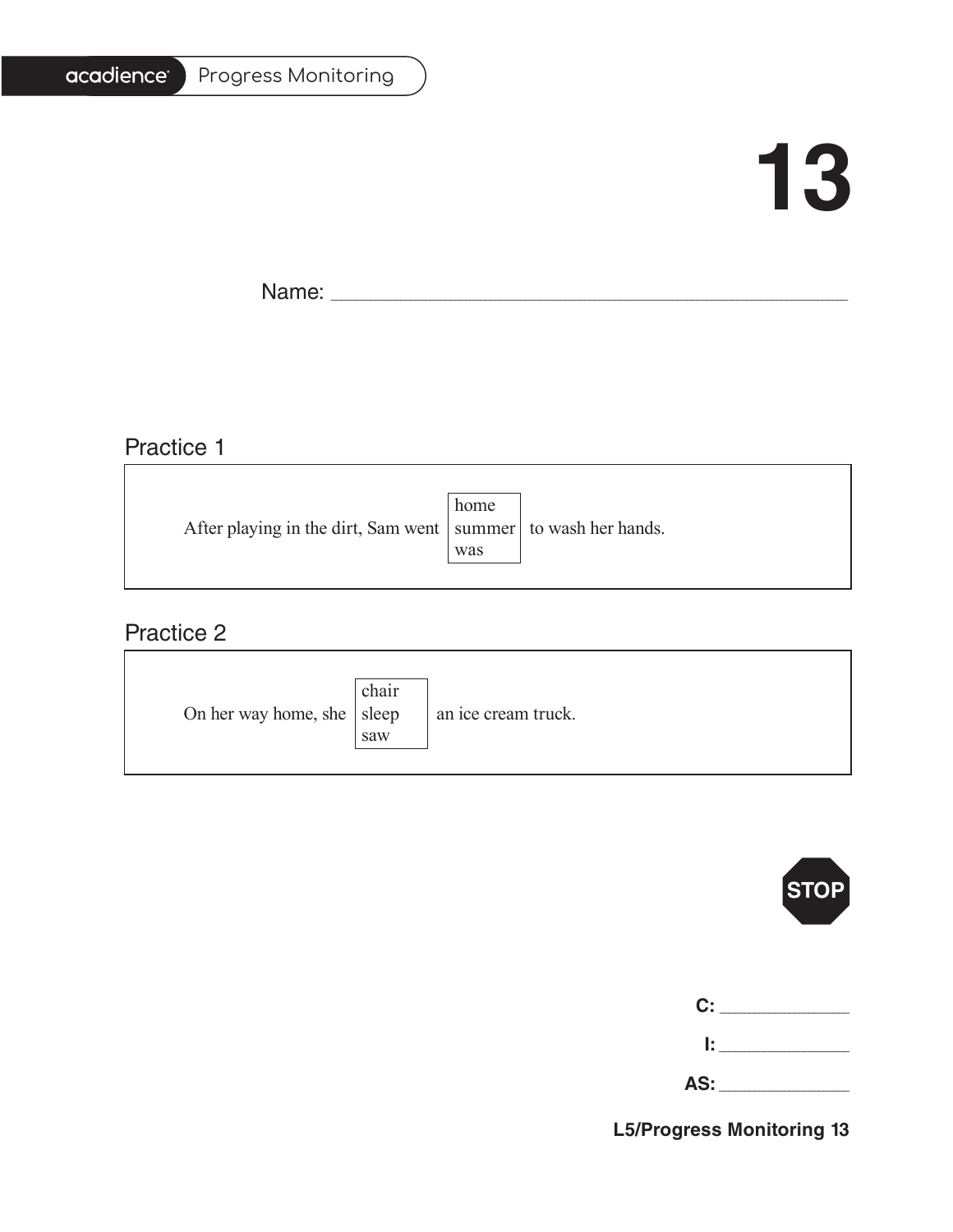# 13

Name: ______________________________

## Practice 1

After playing in the dirt, Sam went [home / summer / was] to wash her hands.

## Practice 2

On her way home, she [chair / sleep / saw] an ice cream truck.

STOP

**C:** ____________

**I:** ____________

**AS:** ____________

**L5/Progress Monitoring 13**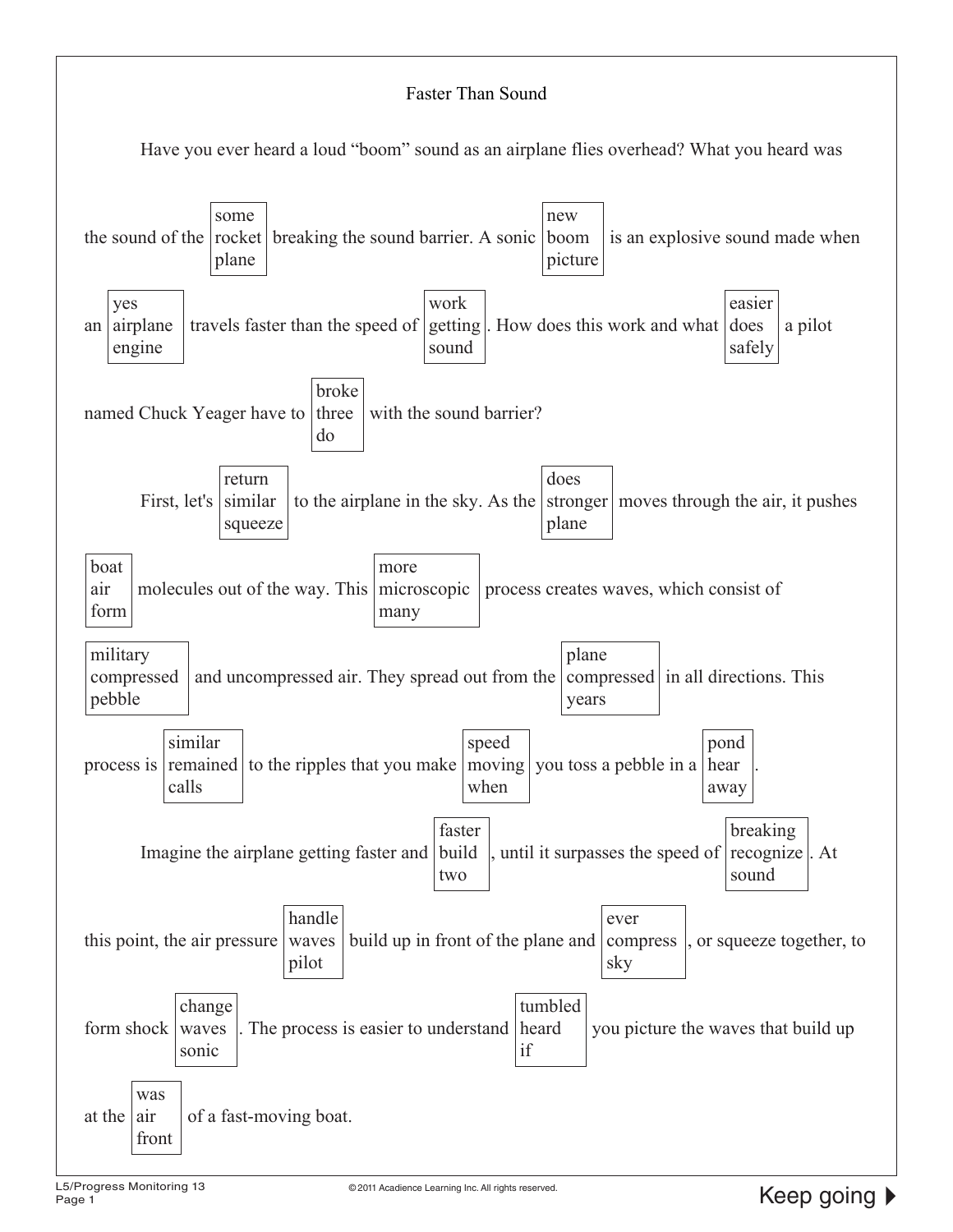# Faster Than Sound

Have you ever heard a loud "boom" sound as an airplane flies overhead? What you heard was the sound of the [some / rocket / plane] breaking the sound barrier. A sonic [new / boom / picture] is an explosive sound made when an [yes / airplane / engine] travels faster than the speed of [work / getting / sound]. How does this work and what [easier / does / safely] a pilot named Chuck Yeager have to [broke / three / do] with the sound barrier?

First, let's [return / similar / squeeze] to the airplane in the sky. As the [does / stronger / plane] moves through the air, it pushes [boat / air / form] molecules out of the way. This [more / microscopic / many] process creates waves, which consist of [military / compressed / pebble] and uncompressed air. They spread out from the [plane / compressed / years] in all directions. This process is [similar / remained / calls] to the ripples that you make [speed / moving / when] you toss a pebble in a [pond / hear / away].

Imagine the airplane getting faster and [faster / build / two], until it surpasses the speed of [breaking / recognize / sound]. At this point, the air pressure [handle / waves / pilot] build up in front of the plane and [ever / compress / sky], or squeeze together, to form shock [change / waves / sonic]. The process is easier to understand [tumbled / heard / if] you picture the waves that build up at the [was / air / front] of a fast-moving boat.

L5/Progress Monitoring 13

©2011 Acadience Learning Inc. All rights reserved.

Keep going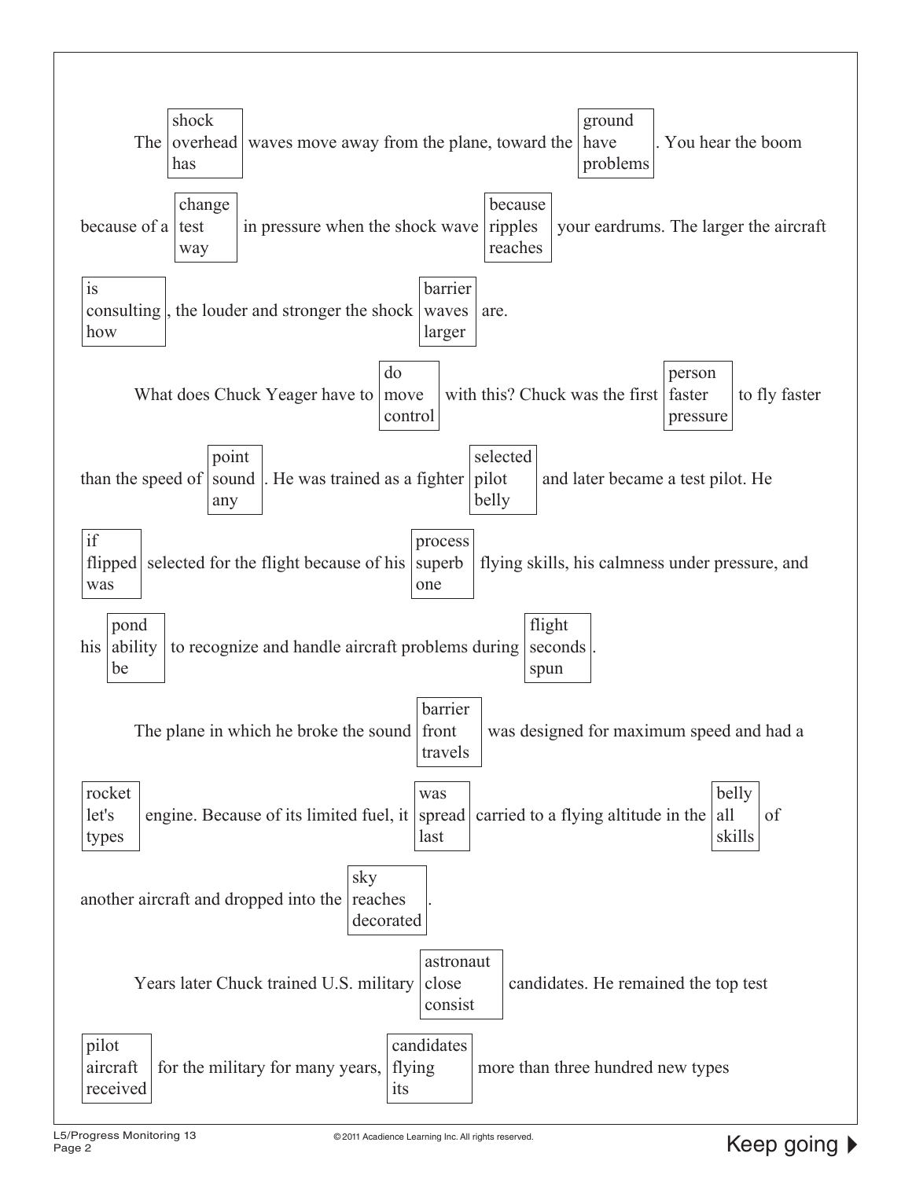The [shock / overhead / has] waves move away from the plane, toward the [ground / have / problems]. You hear the boom because of a [change / test / way] in pressure when the shock wave [because / ripples / reaches] your eardrums. The larger the aircraft [is / consulting / how], the louder and stronger the shock [barrier / waves / larger] are.

What does Chuck Yeager have to [do / move / control] with this? Chuck was the first [person / faster / pressure] to fly faster than the speed of [point / sound / any]. He was trained as a fighter [selected / pilot / belly] and later became a test pilot. He [if / flipped / was] selected for the flight because of his [process / superb / one] flying skills, his calmness under pressure, and his [pond / ability / be] to recognize and handle aircraft problems during [flight / seconds / spun].

The plane in which he broke the sound [barrier / front / travels] was designed for maximum speed and had a [rocket / let's / types] engine. Because of its limited fuel, it [was / spread / last] carried to a flying altitude in the [belly / all / skills] of another aircraft and dropped into the [sky / reaches / decorated].

Years later Chuck trained U.S. military [astronaut / close / consist] candidates. He remained the top test [pilot / aircraft / received] for the military for many years, [candidates / flying / its] more than three hundred new types

Keep going ▶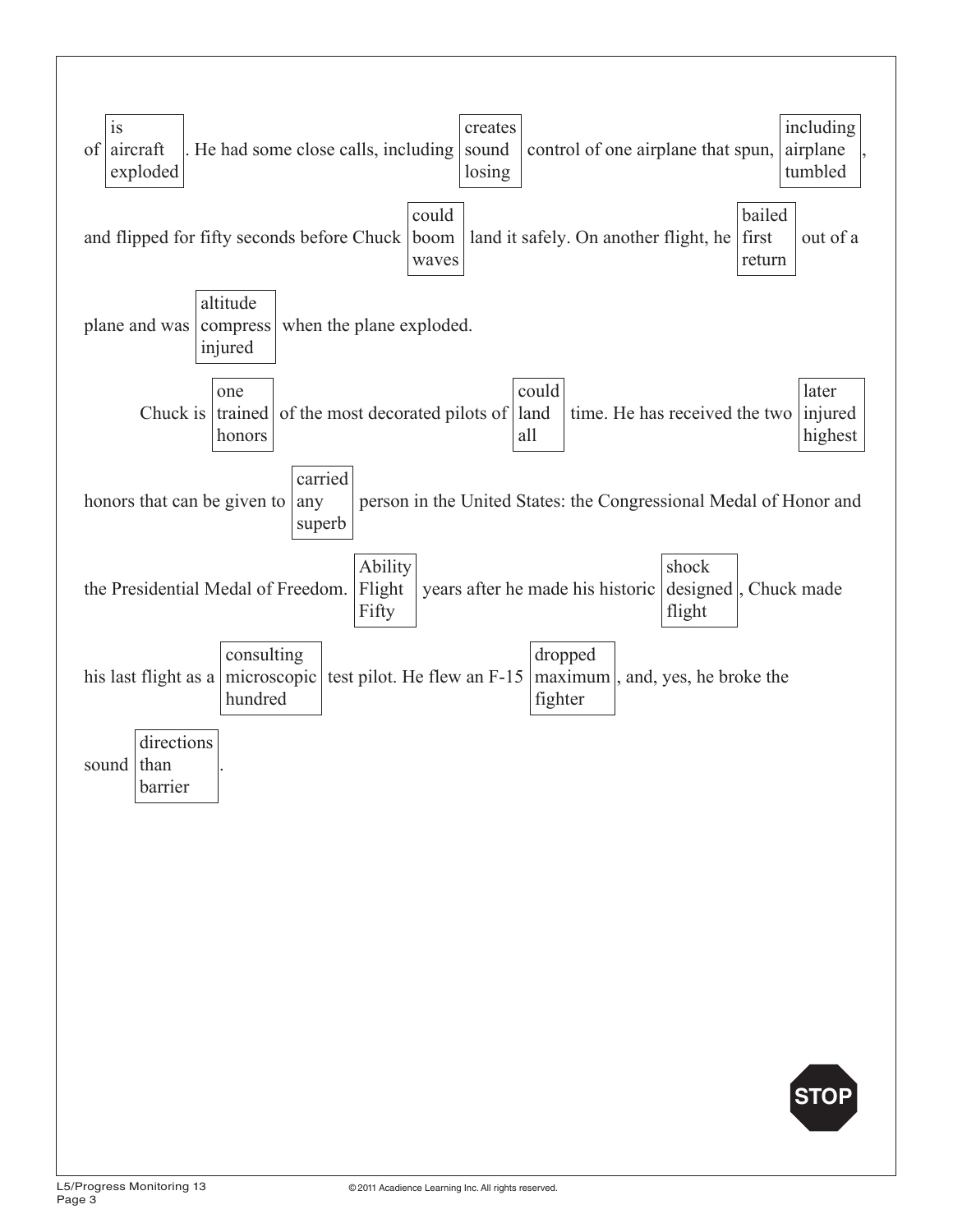of [is / aircraft / exploded]. He had some close calls, including [creates / sound / losing] control of one airplane that spun, [including / airplane / tumbled], and flipped for fifty seconds before Chuck [could / boom / waves] land it safely. On another flight, he [bailed / first / return] out of a plane and was [altitude / compress / injured] when the plane exploded.

Chuck is [one / trained / honors] of the most decorated pilots of [could / land / all] time. He has received the two [later / injured / highest] honors that can be given to [carried / any / superb] person in the United States: the Congressional Medal of Honor and the Presidential Medal of Freedom. [Ability / Flight / Fifty] years after he made his historic [shock / designed / flight], Chuck made his last flight as a [consulting / microscopic / hundred] test pilot. He flew an F-15 [dropped / maximum / fighter], and, yes, he broke the sound [directions / than / barrier].

STOP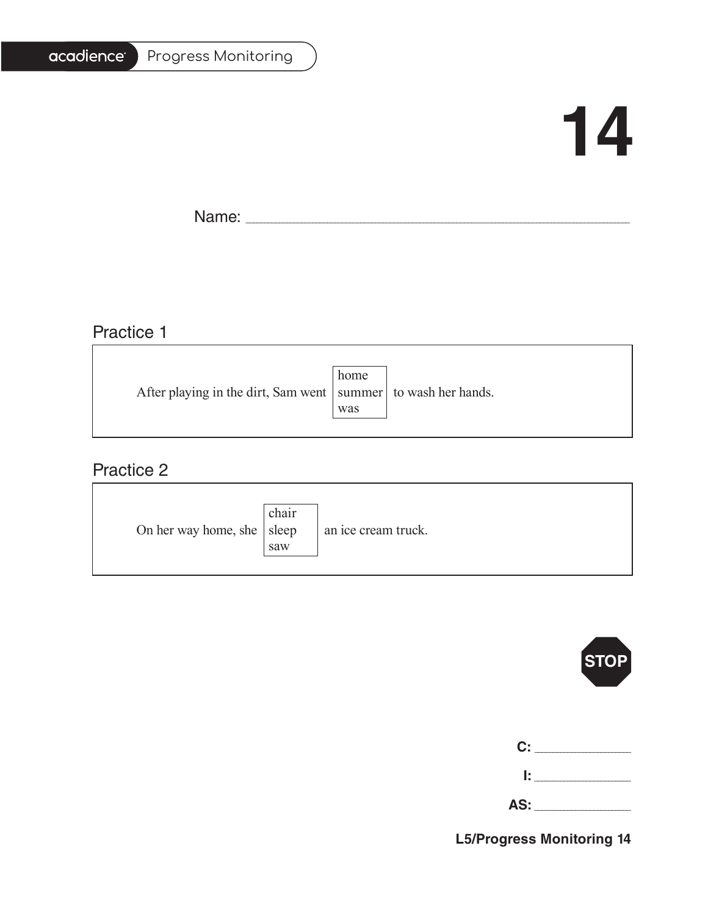acadience Progress Monitoring

# 14

Name: ____________________________________________

## Practice 1

After playing in the dirt, Sam went [home / summer / was] to wash her hands.

## Practice 2

On her way home, she [chair / sleep / saw] an ice cream truck.

STOP

C: ______________

I: ______________

AS: ______________

**L5/Progress Monitoring 14**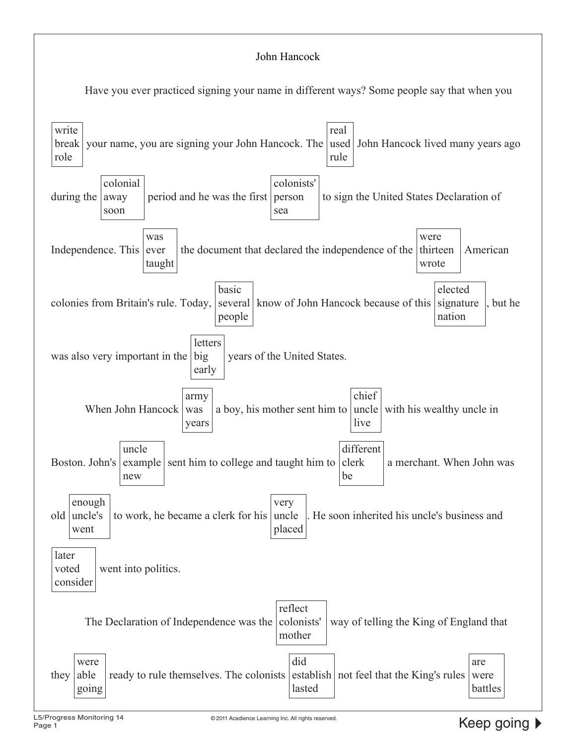# John Hancock

Have you ever practiced signing your name in different ways? Some people say that when you [write / break / role] your name, you are signing your John Hancock. The [real / used / rule] John Hancock lived many years ago during the [colonial / away / soon] period and he was the first [colonists' / person / sea] to sign the United States Declaration of Independence. This [was / ever / taught] the document that declared the independence of the [were / thirteen / wrote] American colonies from Britain's rule. Today, [basic / several / people] know of John Hancock because of this [elected / signature / nation], but he was also very important in the [letters / big / early] years of the United States.

When John Hancock [army / was / years] a boy, his mother sent him to [chief / uncle / live] with his wealthy uncle in Boston. John's [uncle / example / new] sent him to college and taught him to [different / clerk / be] a merchant. When John was old [enough / uncle's / went] to work, he became a clerk for his [very / uncle / placed]. He soon inherited his uncle's business and [later / voted / consider] went into politics.

The Declaration of Independence was the [reflect / colonists' / mother] way of telling the King of England that they [were / able / going] ready to rule themselves. The colonists [did / establish / lasted] not feel that the King's rules [are / were / battles]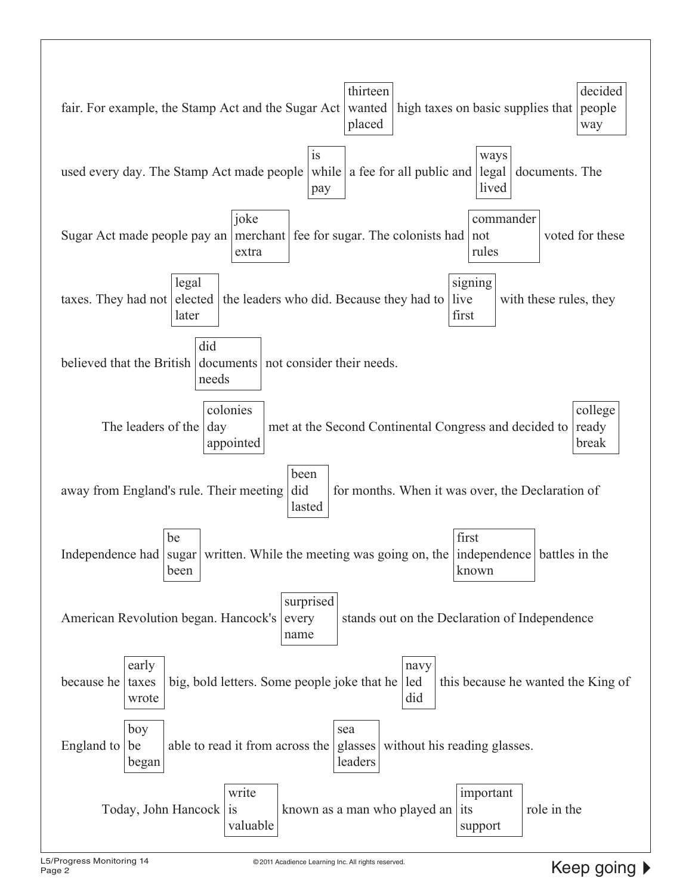fair. For example, the Stamp Act and the Sugar Act [thirteen / wanted / placed] high taxes on basic supplies that [decided / people / way] used every day. The Stamp Act made people [is / while / pay] a fee for all public and [ways / legal / lived] documents. The Sugar Act made people pay an [joke / merchant / extra] fee for sugar. The colonists had [commander / not / rules] voted for these taxes. They had not [legal / elected / later] the leaders who did. Because they had to [signing / live / first] with these rules, they believed that the British [did / documents / needs] not consider their needs.

The leaders of the [colonies / day / appointed] met at the Second Continental Congress and decided to [college / ready / break] away from England's rule. Their meeting [been / did / lasted] for months. When it was over, the Declaration of Independence had [be / sugar / been] written. While the meeting was going on, the [first / independence / known] battles in the American Revolution began. Hancock's [surprised / every / name] stands out on the Declaration of Independence because he [early / taxes / wrote] big, bold letters. Some people joke that he [navy / led / did] this because he wanted the King of England to [boy / be / began] able to read it from across the [sea / glasses / leaders] without his reading glasses.

Today, John Hancock [write / is / valuable] known as a man who played an [important / its / support] role in the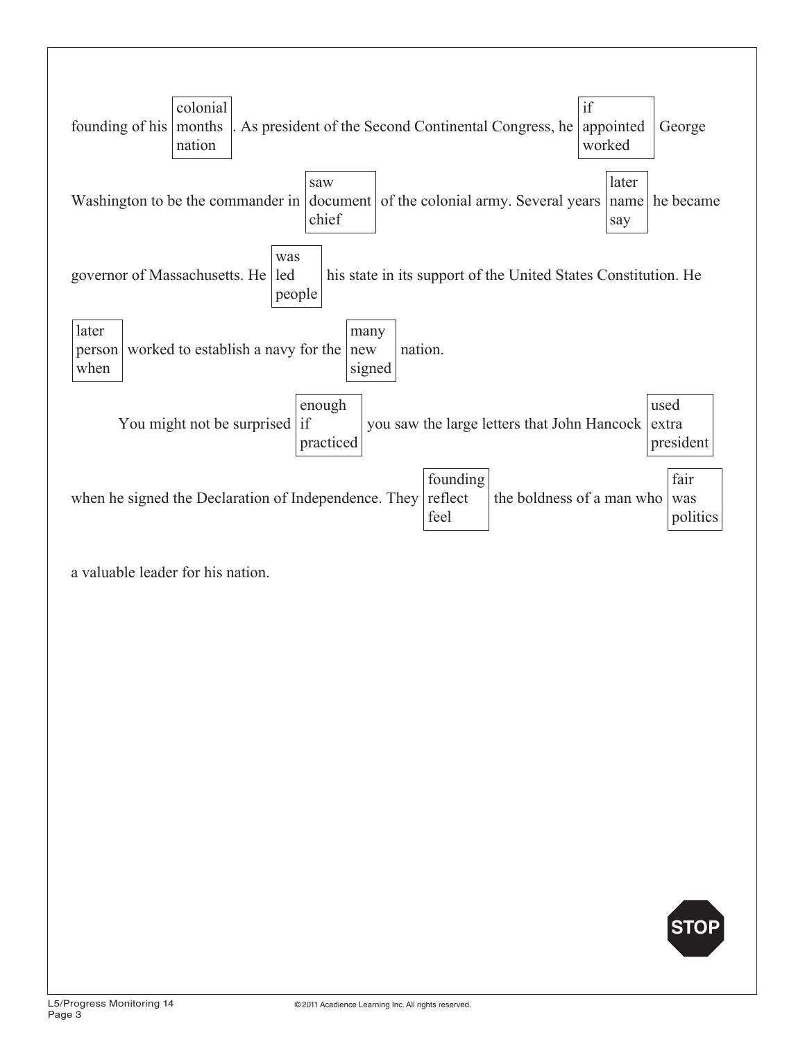founding of his [colonial / months / nation]. As president of the Second Continental Congress, he [if / appointed / worked] George Washington to be the commander in [saw / document / chief] of the colonial army. Several years [later / name / say] he became governor of Massachusetts. He [was / led / people] his state in its support of the United States Constitution. He [later / person / when] worked to establish a navy for the [many / new / signed] nation.

You might not be surprised [enough / if / practiced] you saw the large letters that John Hancock [used / extra / president] when he signed the Declaration of Independence. They [founding / reflect / feel] the boldness of a man who [fair / was / politics] a valuable leader for his nation.

STOP

L5/Progress Monitoring 14

© 2011 Acadience Learning Inc. All rights reserved.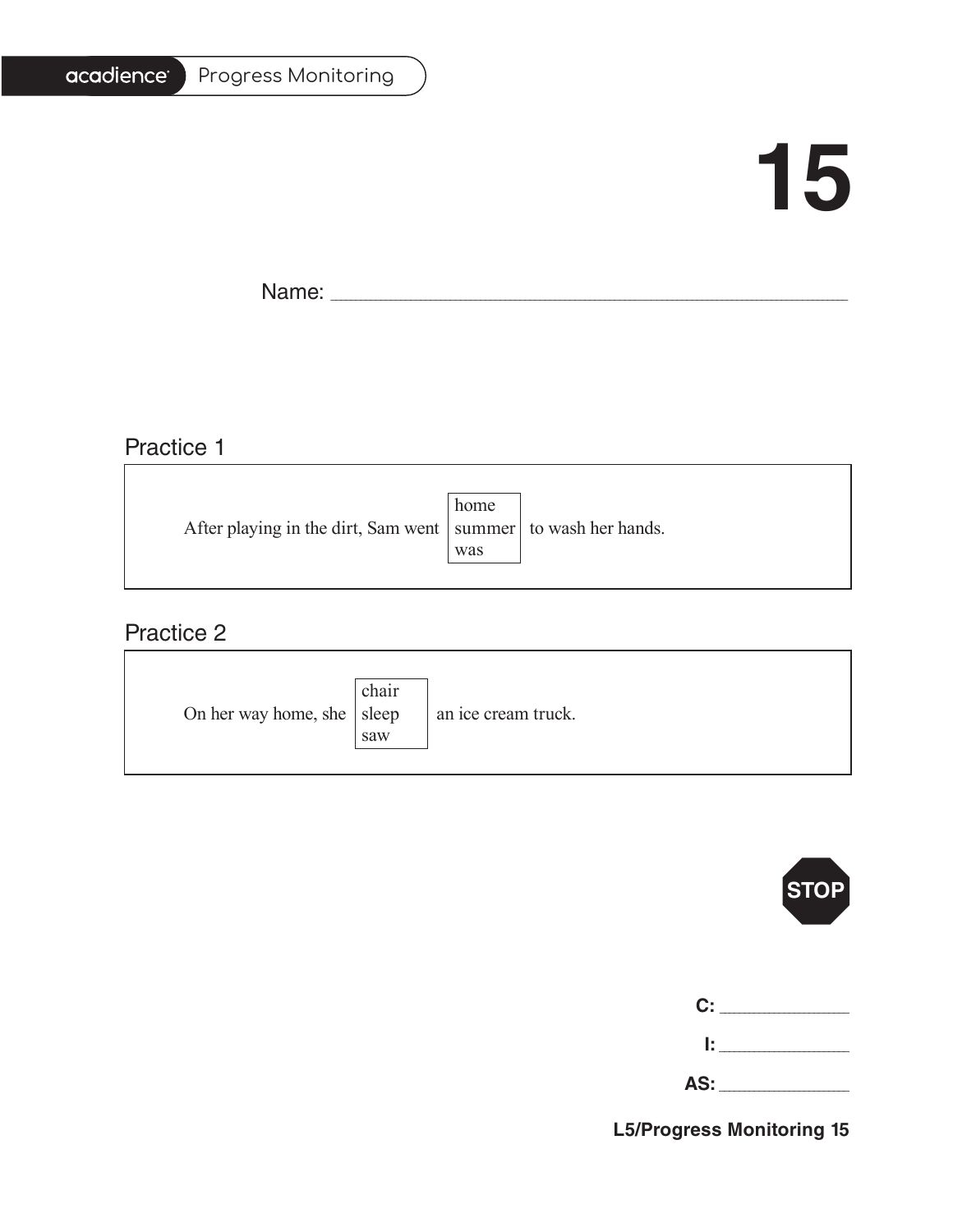# 15

Name: ______________________________

## Practice 1

After playing in the dirt, Sam went [home / summer / was] to wash her hands.

## Practice 2

On her way home, she [chair / sleep / saw] an ice cream truck.

STOP

**C:** __________

**I:** __________

**AS:** __________

**L5/Progress Monitoring 15**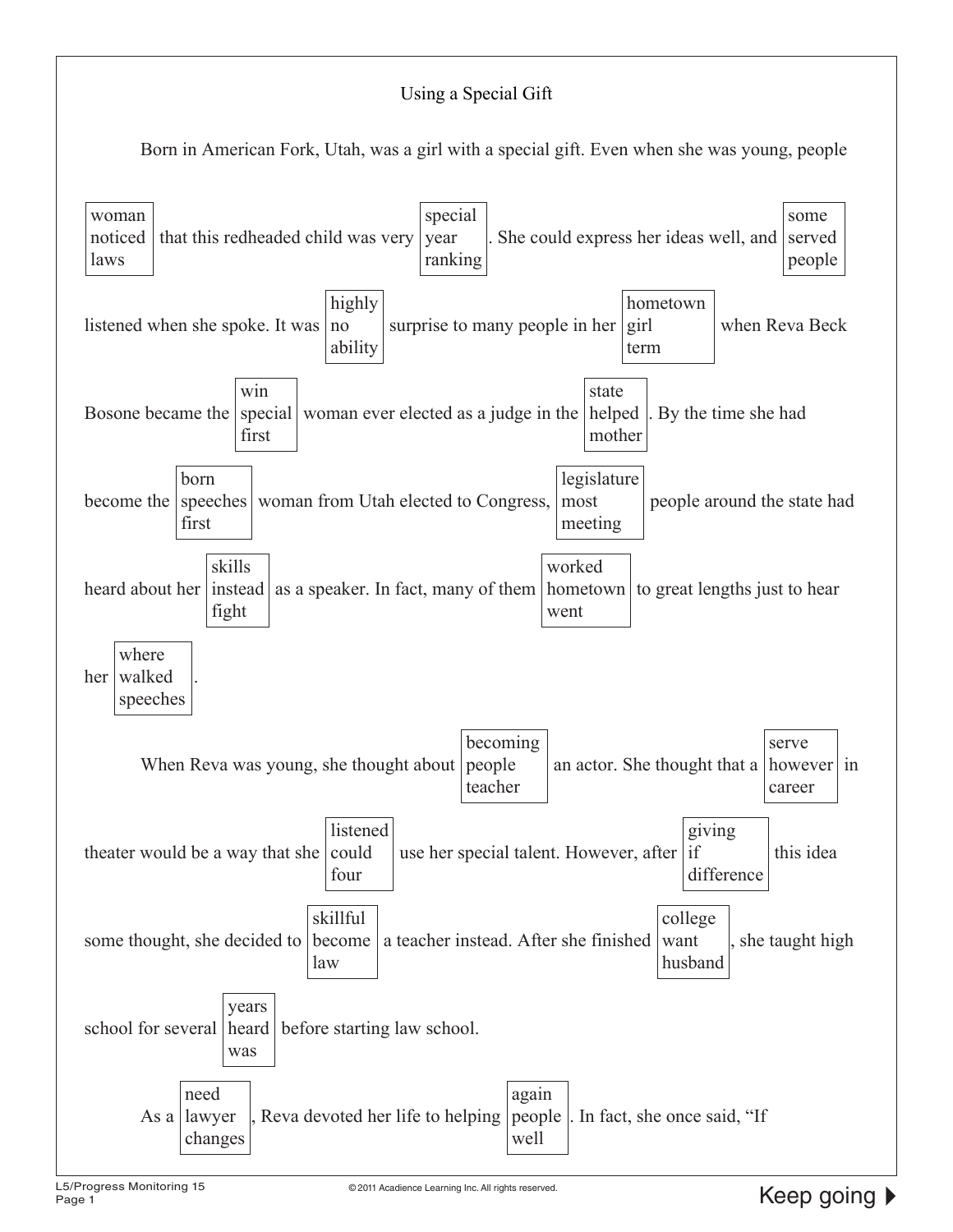Using a Special Gift

Born in American Fork, Utah, was a girl with a special gift. Even when she was young, people [woman / noticed / laws] that this redheaded child was very [special / year / ranking]. She could express her ideas well, and [some / served / people] listened when she spoke. It was [highly / no / ability] surprise to many people in her [hometown / girl / term] when Reva Beck Bosone became the [win / special / first] woman ever elected as a judge in the [state / helped / mother]. By the time she had become the [born / speeches / first] woman from Utah elected to Congress, [legislature / most / meeting] people around the state had heard about her [skills / instead / fight] as a speaker. In fact, many of them [worked / hometown / went] to great lengths just to hear her [where / walked / speeches].

When Reva was young, she thought about [becoming / people / teacher] an actor. She thought that a [serve / however / career] in theater would be a way that she [listened / could / four] use her special talent. However, after [giving / if / difference] this idea some thought, she decided to [skillful / become / law] a teacher instead. After she finished [college / want / husband], she taught high school for several [years / heard / was] before starting law school.

As a [need / lawyer / changes], Reva devoted her life to helping [again / people / well]. In fact, she once said, "If

Keep going ▶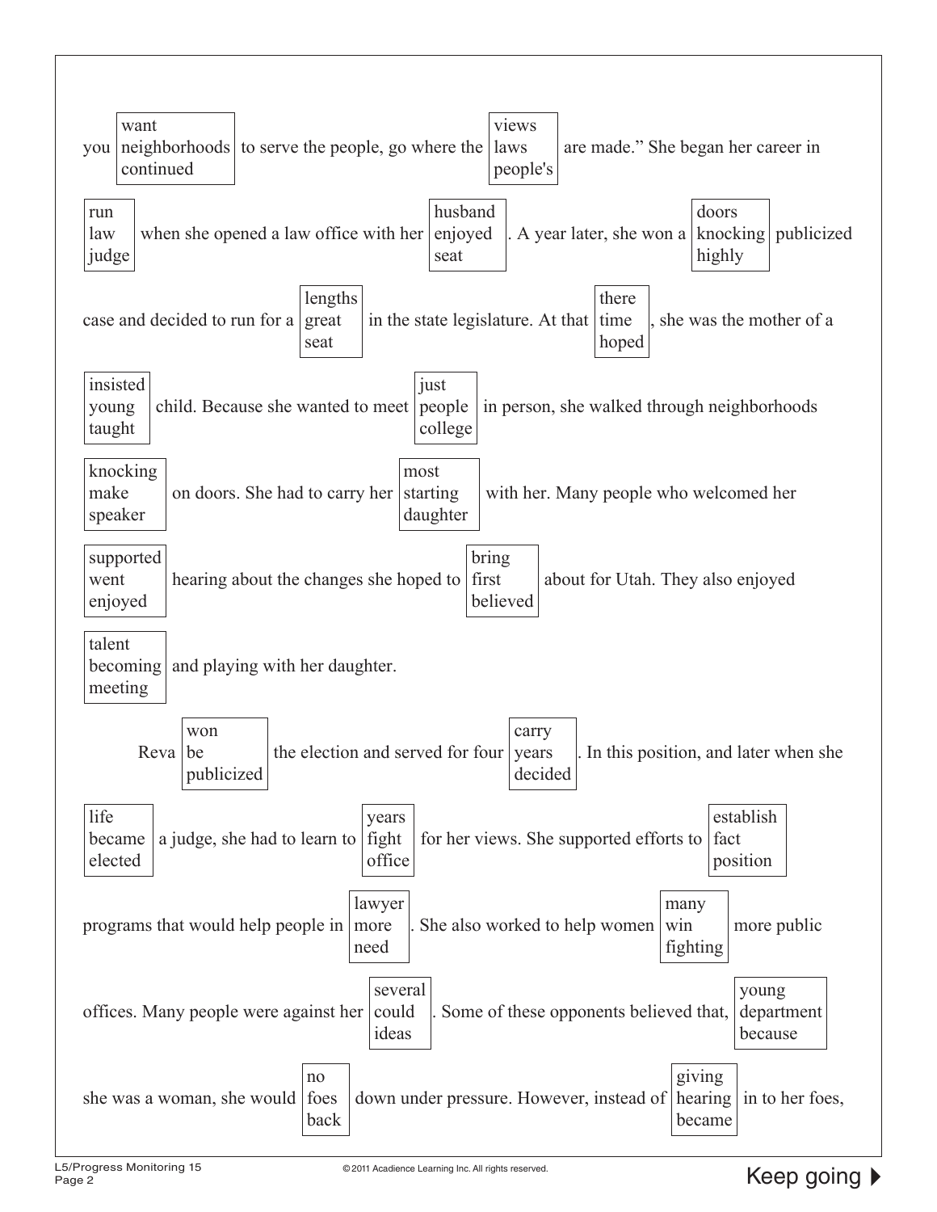you [want / neighborhoods / continued] to serve the people, go where the [views / laws / people's] are made." She began her career in [run / law / judge] when she opened a law office with her [husband / enjoyed / seat]. A year later, she won a [doors / knocking / highly] publicized case and decided to run for a [lengths / great / seat] in the state legislature. At that [there / time / hoped], she was the mother of a [insisted / young / taught] child. Because she wanted to meet [just / people / college] in person, she walked through neighborhoods [knocking / make / speaker] on doors. She had to carry her [most / starting / daughter] with her. Many people who welcomed her [supported / went / enjoyed] hearing about the changes she hoped to [bring / first / believed] about for Utah. They also enjoyed [talent / becoming / meeting] and playing with her daughter.

Reva [won / be / publicized] the election and served for four [carry / years / decided]. In this position, and later when she [life / became / elected] a judge, she had to learn to [years / fight / office] for her views. She supported efforts to [establish / fact / position] programs that would help people in [lawyer / more / need]. She also worked to help women [many / win / fighting] more public offices. Many people were against her [several / could / ideas]. Some of these opponents believed that, [young / department / because] she was a woman, she would [no / foes / back] down under pressure. However, instead of [giving / hearing / became] in to her foes,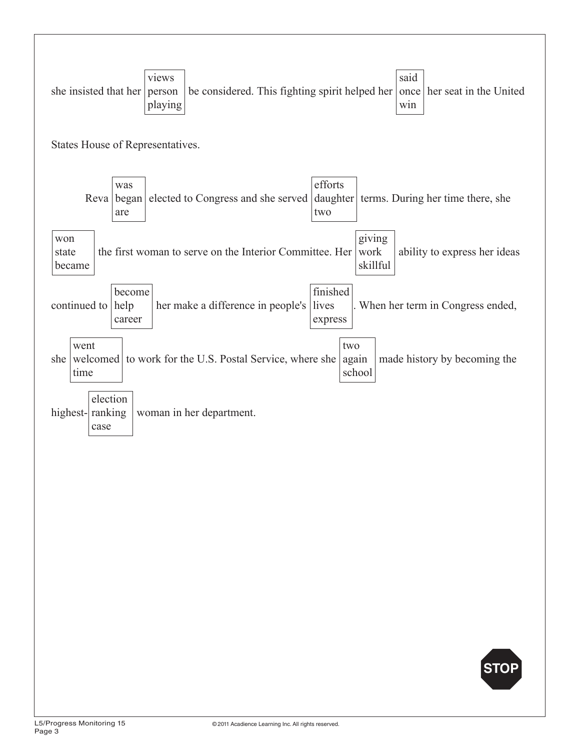she insisted that her [views / person / playing] be considered. This fighting spirit helped her [said / once / win] her seat in the United States House of Representatives.

Reva [was / began / are] elected to Congress and she served [efforts / daughter / two] terms. During her time there, she [won / state / became] the first woman to serve on the Interior Committee. Her [giving / work / skillful] ability to express her ideas continued to [become / help / career] her make a difference in people's [finished / lives / express]. When her term in Congress ended, she [went / welcomed / time] to work for the U.S. Postal Service, where she [two / again / school] made history by becoming the highest-[election / ranking / case] woman in her department.

STOP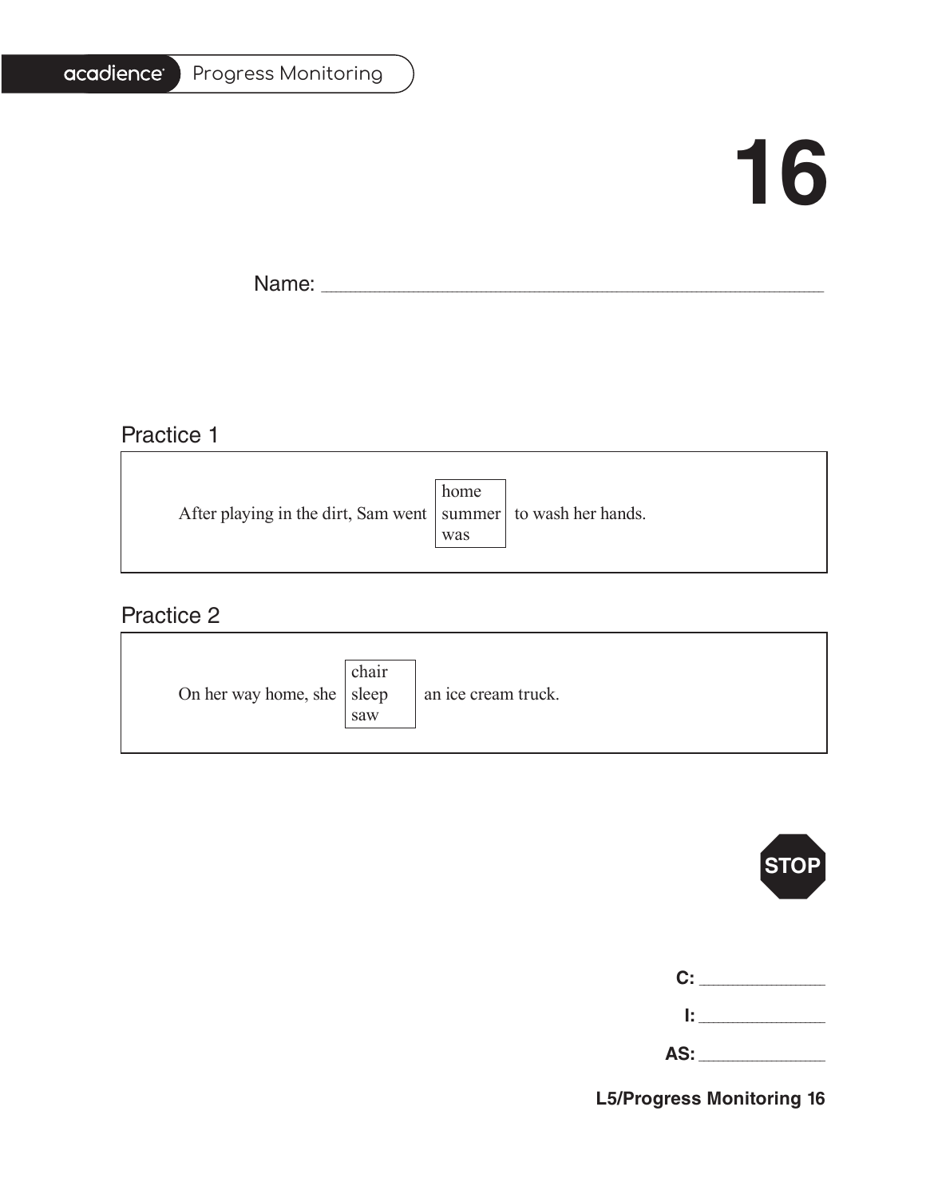acadience Progress Monitoring

# 16

Name: ______________________________________________

## Practice 1

After playing in the dirt, Sam went [home / summer / was] to wash her hands.

## Practice 2

On her way home, she [chair / sleep / saw] an ice cream truck.

STOP

**C:** ____________

**I:** ____________

**AS:** ____________

**L5/Progress Monitoring 16**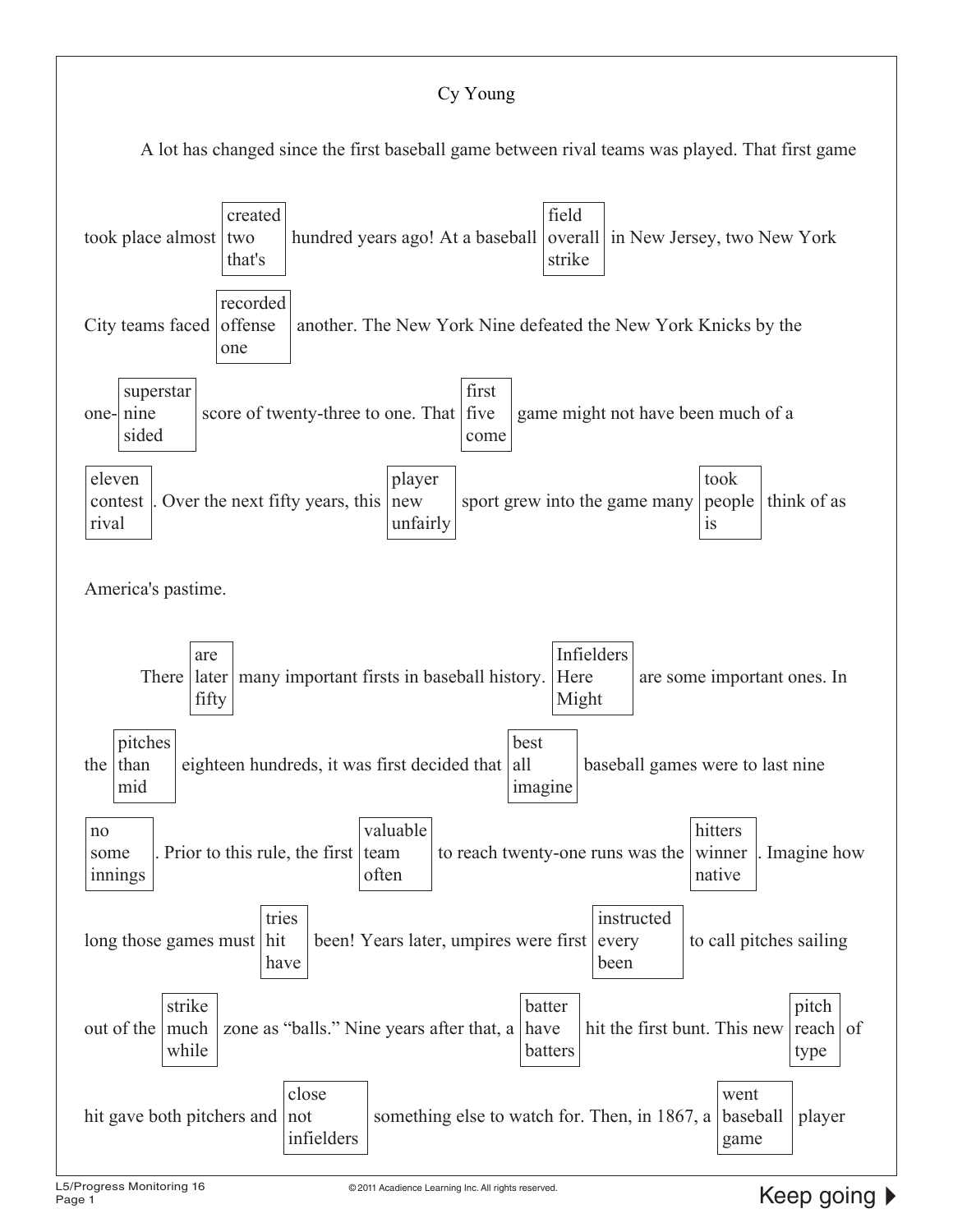# Cy Young

A lot has changed since the first baseball game between rival teams was played. That first game took place almost [created / two / that's] hundred years ago! At a baseball [field / overall / strike] in New Jersey, two New York City teams faced [recorded / offense / one] another. The New York Nine defeated the New York Knicks by the one- [superstar / nine / sided] score of twenty-three to one. That [first / five / come] game might not have been much of a [eleven / contest / rival]. Over the next fifty years, this [player / new / unfairly] sport grew into the game many [took / people / is] think of as America's pastime.

There [are / later / fifty] many important firsts in baseball history. [Infielders / Here / Might] are some important ones. In the [pitches / than / mid] eighteen hundreds, it was first decided that [best / all / imagine] baseball games were to last nine [no / some / innings]. Prior to this rule, the first [valuable / team / often] to reach twenty-one runs was the [hitters / winner / native]. Imagine how long those games must [tries / hit / have] been! Years later, umpires were first [instructed / every / been] to call pitches sailing out of the [strike / much / while] zone as "balls." Nine years after that, a [batter / have / batters] hit the first bunt. This new [pitch / reach / type] of hit gave both pitchers and [close / not / infielders] something else to watch for. Then, in 1867, a [went / baseball / game] player

Keep going ▶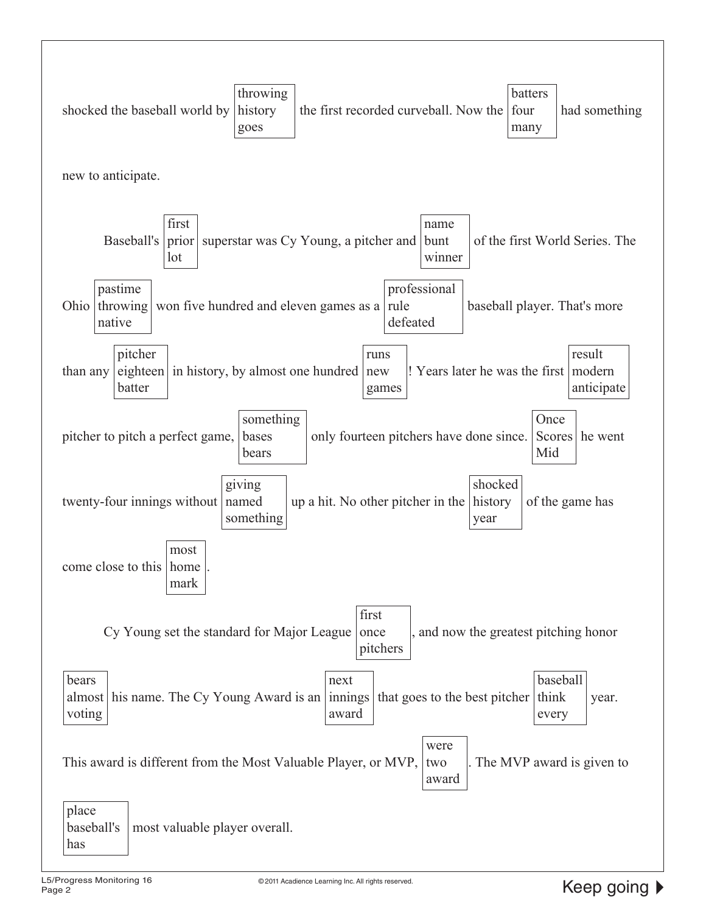shocked the baseball world by [throwing / history / goes] the first recorded curveball. Now the [batters / four / many] had something new to anticipate.

Baseball's [first / prior / lot] superstar was Cy Young, a pitcher and [name / bunt / winner] of the first World Series. The Ohio [pastime / throwing / native] won five hundred and eleven games as a [professional / rule / defeated] baseball player. That's more than any [pitcher / eighteen / batter] in history, by almost one hundred [runs / new / games]! Years later he was the first [result / modern / anticipate] pitcher to pitch a perfect game, [something / bases / bears] only fourteen pitchers have done since. [Once / Scores / Mid] he went twenty-four innings without [giving / named / something] up a hit. No other pitcher in the [shocked / history / year] of the game has come close to this [most / home / mark].

Cy Young set the standard for Major League [first / once / pitchers], and now the greatest pitching honor [bears / almost / voting] his name. The Cy Young Award is an [next / innings / award] that goes to the best pitcher [baseball / think / every] year. This award is different from the Most Valuable Player, or MVP, [were / two / award]. The MVP award is given to [place / baseball's / has] most valuable player overall.

Keep going ▶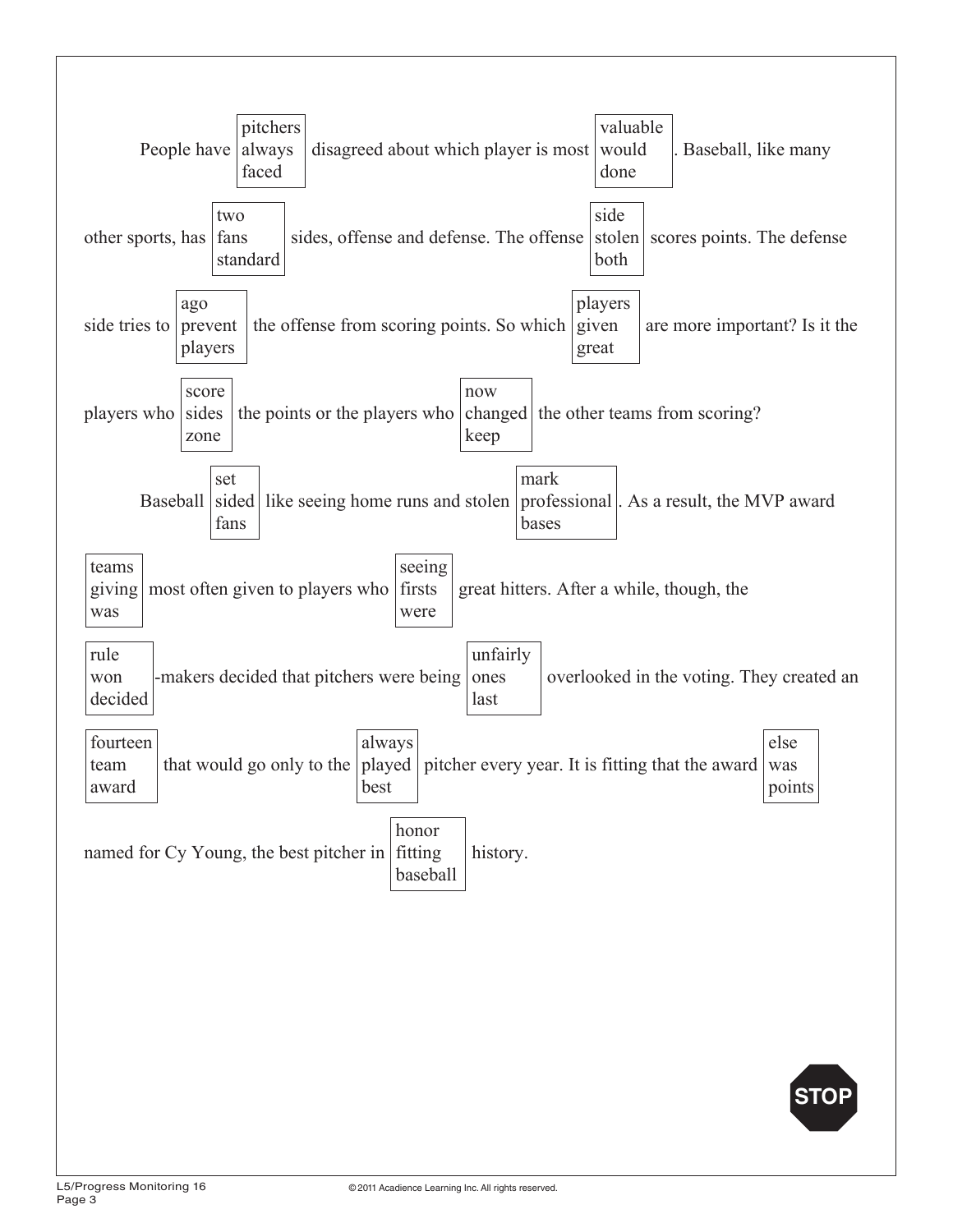People have [pitchers / always / faced] disagreed about which player is most [valuable / would / done]. Baseball, like many other sports, has [two / fans / standard] sides, offense and defense. The offense [side / stolen / both] scores points. The defense side tries to [ago / prevent / players] the offense from scoring points. So which [players / given / great] are more important? Is it the players who [score / sides / zone] the points or the players who [now / changed / keep] the other teams from scoring?

Baseball [set / sided / fans] like seeing home runs and stolen [mark / professional / bases]. As a result, the MVP award [teams / giving / was] most often given to players who [seeing / firsts / were] great hitters. After a while, though, the [rule / won / decided]-makers decided that pitchers were being [unfairly / ones / last] overlooked in the voting. They created an [fourteen / team / award] that would go only to the [always / played / best] pitcher every year. It is fitting that the award [else / was / points] named for Cy Young, the best pitcher in [honor / fitting / baseball] history.

**STOP**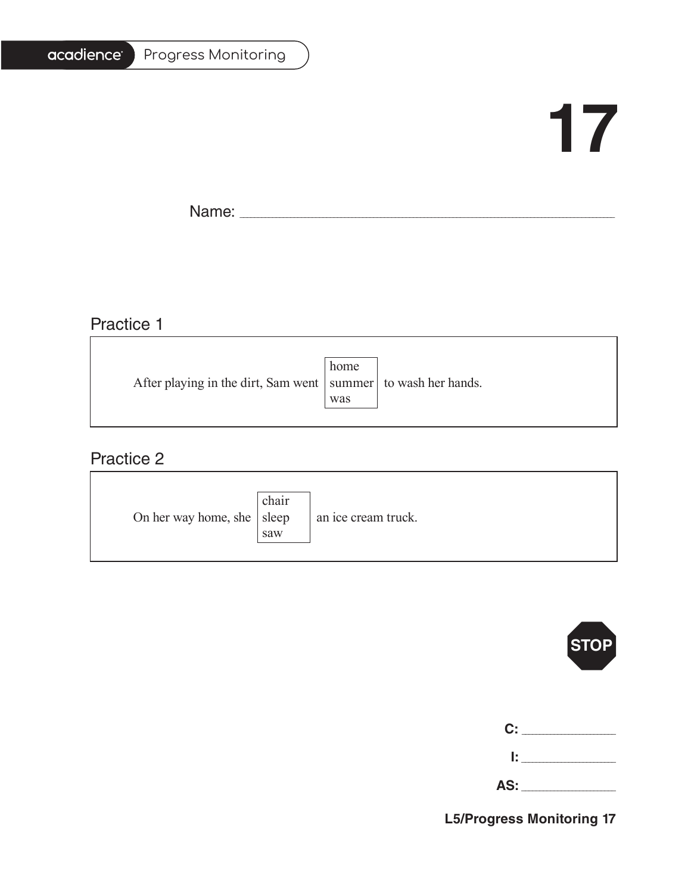acadience Progress Monitoring

# 17

Name: ______________________________

## Practice 1

After playing in the dirt, Sam went [home / summer / was] to wash her hands.

## Practice 2

On her way home, she [chair / sleep / saw] an ice cream truck.

STOP

**C:** ____________

**I:** ____________

**AS:** ____________

**L5/Progress Monitoring 17**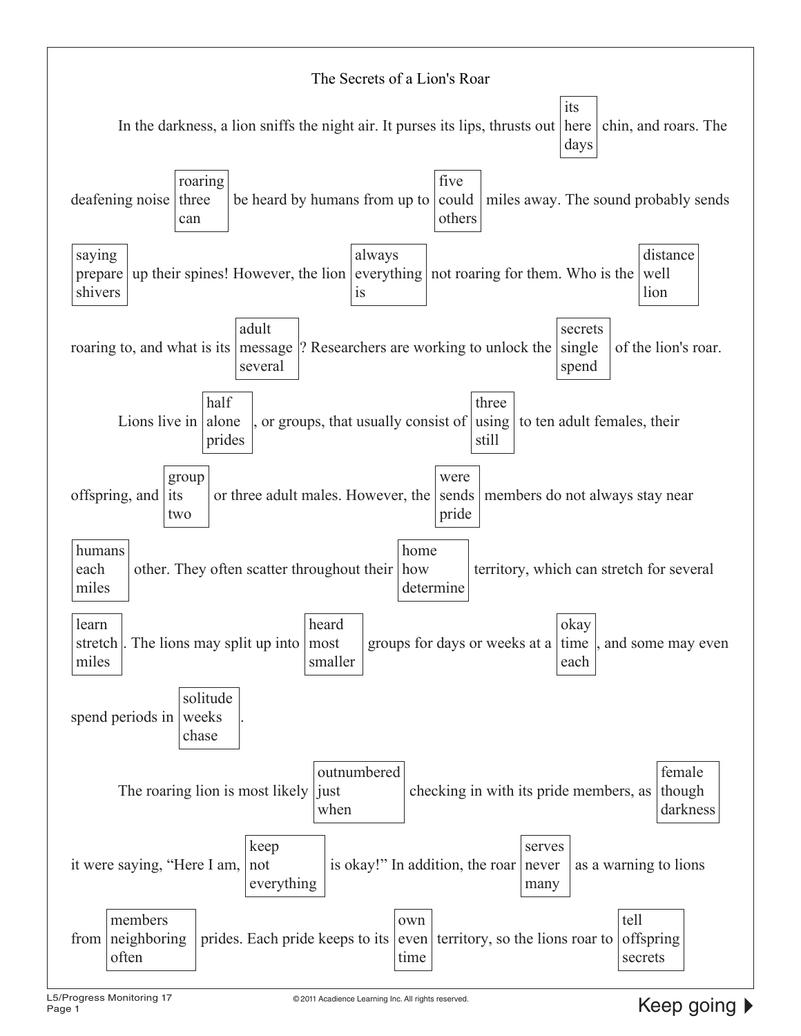# The Secrets of a Lion's Roar

In the darkness, a lion sniffs the night air. It purses its lips, thrusts out [its / here / days] chin, and roars. The deafening noise [roaring / three / can] be heard by humans from up to [five / could / others] miles away. The sound probably sends [saying / prepare / shivers] up their spines! However, the lion [always / everything / is] not roaring for them. Who is the [distance / well / lion] roaring to, and what is its [adult / message / several]? Researchers are working to unlock the [secrets / single / spend] of the lion's roar.

Lions live in [half / alone / prides], or groups, that usually consist of [three / using / still] to ten adult females, their offspring, and [group / its / two] or three adult males. However, the [were / sends / pride] members do not always stay near [humans / each / miles] other. They often scatter throughout their [home / how / determine] territory, which can stretch for several [learn / stretch / miles]. The lions may split up into [heard / most / smaller] groups for days or weeks at a [okay / time / each], and some may even spend periods in [solitude / weeks / chase].

The roaring lion is most likely [outnumbered / just / when] checking in with its pride members, as [female / though / darkness] it were saying, "Here I am, [keep / not / everything] is okay!" In addition, the roar [serves / never / many] as a warning to lions from [members / neighboring / often] prides. Each pride keeps to its [own / even / time] territory, so the lions roar to [tell / offspring / secrets]

L5/Progress Monitoring 17

© 2011 Acadience Learning Inc. All rights reserved.

Keep going ▶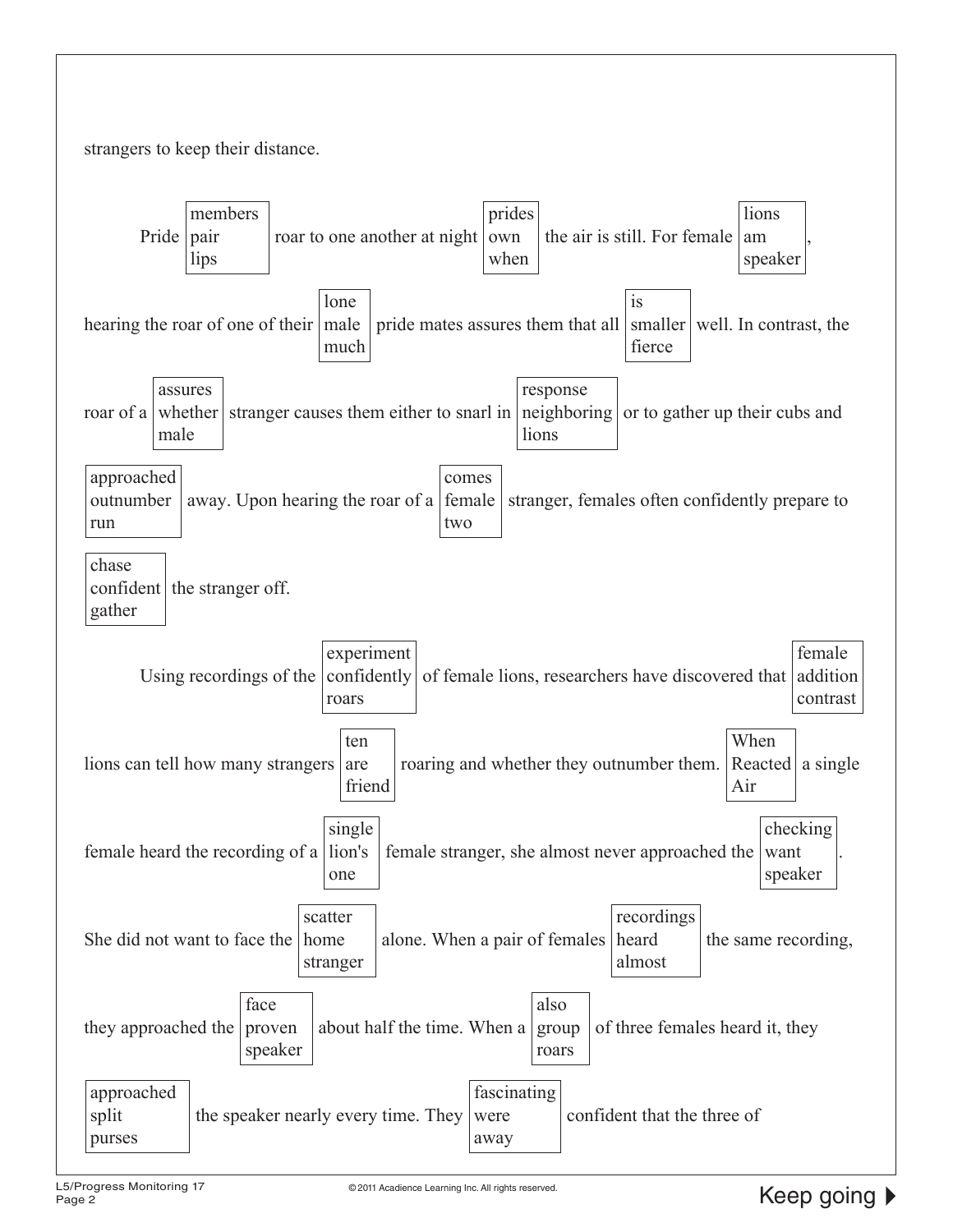strangers to keep their distance.

Pride [members / pair / lips] roar to one another at night [prides / own / when] the air is still. For female [lions / am / speaker], hearing the roar of one of their [lone / male / much] pride mates assures them that all [is / smaller / fierce] well. In contrast, the roar of a [assures / whether / male] stranger causes them either to snarl in [response / neighboring / lions] or to gather up their cubs and [approached / outnumber / run] away. Upon hearing the roar of a [comes / female / two] stranger, females often confidently prepare to [chase / confident / gather] the stranger off.

Using recordings of the [experiment / confidently / roars] of female lions, researchers have discovered that [female / addition / contrast] lions can tell how many strangers [ten / are / friend] roaring and whether they outnumber them. [When / Reacted / Air] a single female heard the recording of a [single / lion's / one] female stranger, she almost never approached the [checking / want / speaker]. She did not want to face the [scatter / home / stranger] alone. When a pair of females [recordings / heard / almost] the same recording, they approached the [face / proven / speaker] about half the time. When a [also / group / roars] of three females heard it, they [approached / split / purses] the speaker nearly every time. They [fascinating / were / away] confident that the three of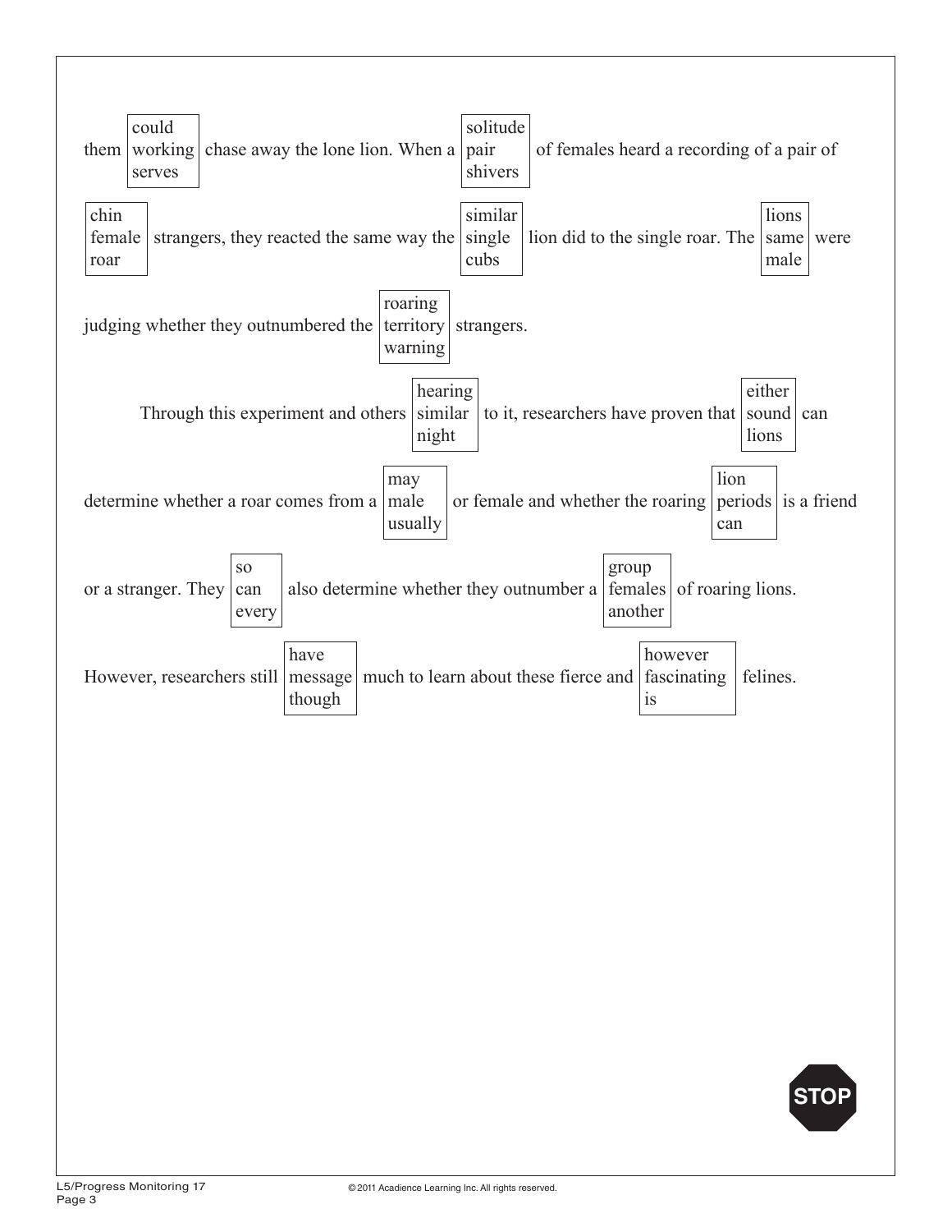them [could / working / serves] chase away the lone lion. When a [solitude / pair / shivers] of females heard a recording of a pair of [chin / female / roar] strangers, they reacted the same way the [similar / single / cubs] lion did to the single roar. The [lions / same / male] were judging whether they outnumbered the [roaring / territory / warning] strangers.

Through this experiment and others [hearing / similar / night] to it, researchers have proven that [either / sound / lions] can determine whether a roar comes from a [may / male / usually] or female and whether the roaring [lion / periods / can] is a friend or a stranger. They [so / can / every] also determine whether they outnumber a [group / females / another] of roaring lions. However, researchers still [have / message / though] much to learn about these fierce and [however / fascinating / is] felines.

STOP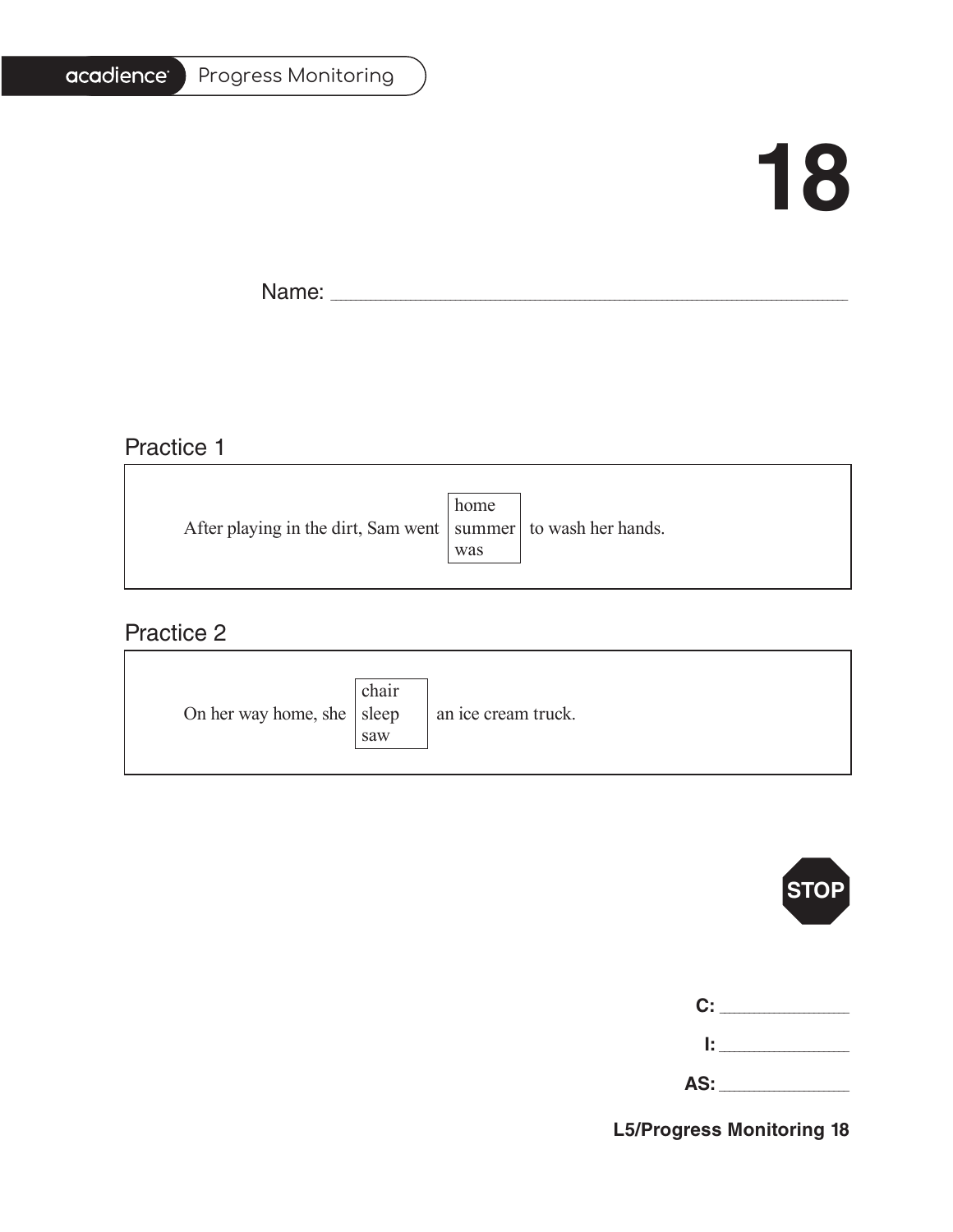# 18

Name: ___________________________________________

## Practice 1

After playing in the dirt, Sam went [home / summer / was] to wash her hands.

## Practice 2

On her way home, she [chair / sleep / saw] an ice cream truck.

STOP

**C:** ____________

**I:** ____________

**AS:** ____________

**L5/Progress Monitoring 18**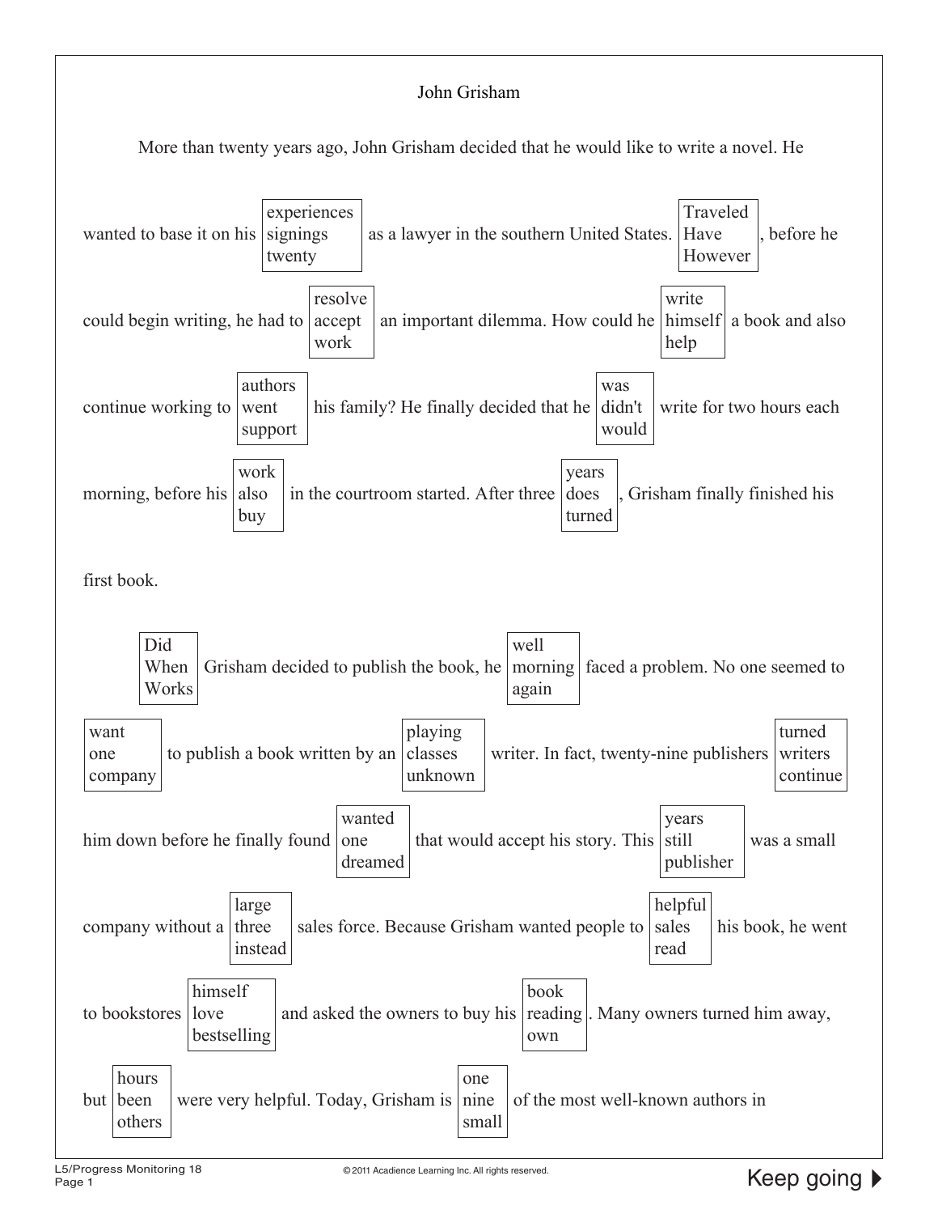# John Grisham

More than twenty years ago, John Grisham decided that he would like to write a novel. He wanted to base it on his [experiences / signings / twenty] as a lawyer in the southern United States. [Traveled / Have / However], before he could begin writing, he had to [resolve / accept / work] an important dilemma. How could he [write / himself / help] a book and also continue working to [authors / went / support] his family? He finally decided that he [was / didn't / would] write for two hours each morning, before his [work / also / buy] in the courtroom started. After three [years / does / turned], Grisham finally finished his first book.

[Did / When / Works] Grisham decided to publish the book, he [well / morning / again] faced a problem. No one seemed to [want / one / company] to publish a book written by an [playing / classes / unknown] writer. In fact, twenty-nine publishers [turned / writers / continue] him down before he finally found [wanted / one / dreamed] that would accept his story. This [years / still / publisher] was a small company without a [large / three / instead] sales force. Because Grisham wanted people to [helpful / sales / read] his book, he went to bookstores [himself / love / bestselling] and asked the owners to buy his [book / reading / own]. Many owners turned him away, but [hours / been / others] were very helpful. Today, Grisham is [one / nine / small] of the most well-known authors in

Keep going ▶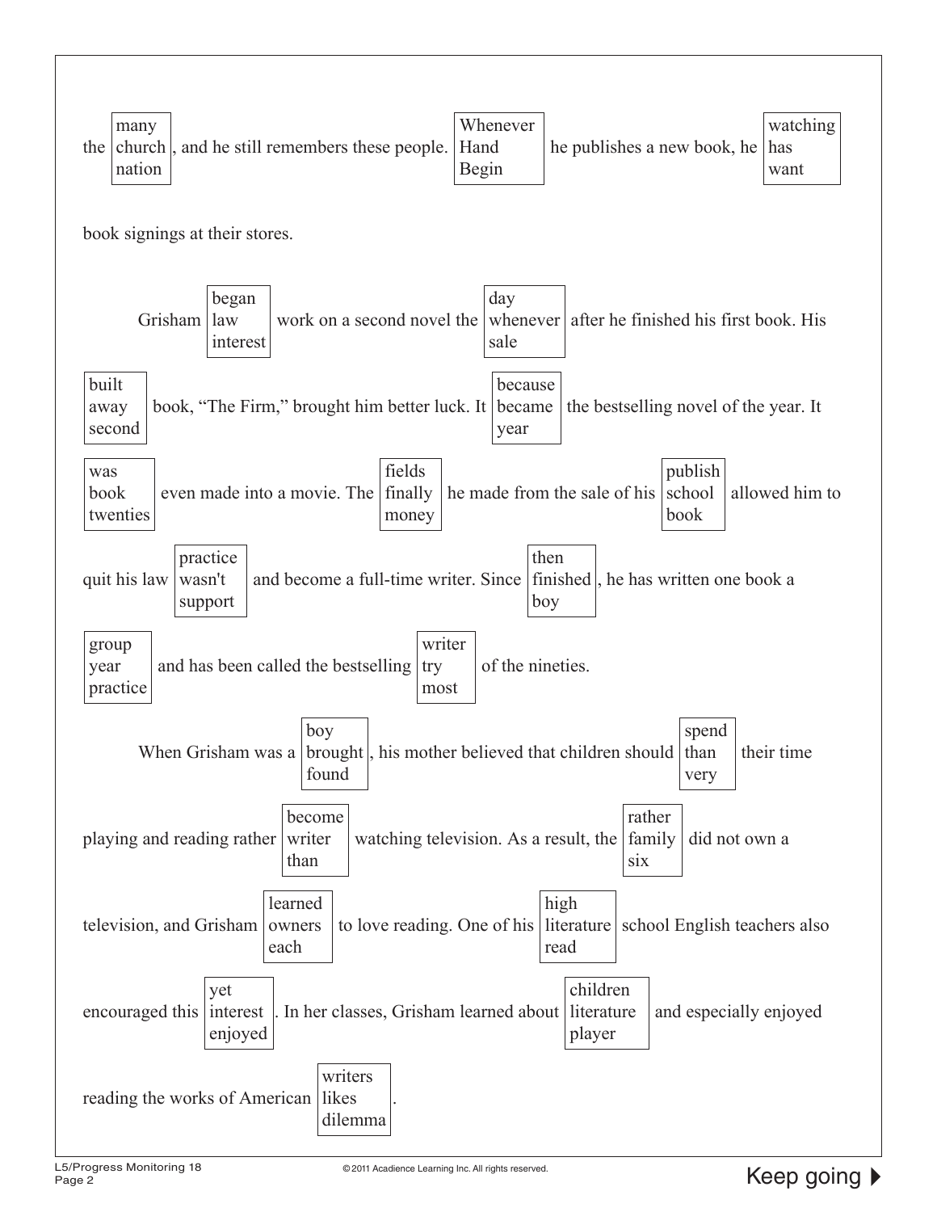the [many / church / nation], and he still remembers these people. [Whenever / Hand / Begin] he publishes a new book, he [watching / has / want] book signings at their stores.

Grisham [began / law / interest] work on a second novel the [day / whenever / sale] after he finished his first book. His [built / away / second] book, "The Firm," brought him better luck. It [because / became / year] the bestselling novel of the year. It [was / book / twenties] even made into a movie. The [fields / finally / money] he made from the sale of his [publish / school / book] allowed him to quit his law [practice / wasn't / support] and become a full-time writer. Since [then / finished / boy], he has written one book a [group / year / practice] and has been called the bestselling [writer / try / most] of the nineties.

When Grisham was a [boy / brought / found], his mother believed that children should [spend / than / very] their time playing and reading rather [become / writer / than] watching television. As a result, the [rather / family / six] did not own a television, and Grisham [learned / owners / each] to love reading. One of his [high / literature / read] school English teachers also encouraged this [yet / interest / enjoyed]. In her classes, Grisham learned about [children / literature / player] and especially enjoyed reading the works of American [writers / likes / dilemma].

Keep going ▶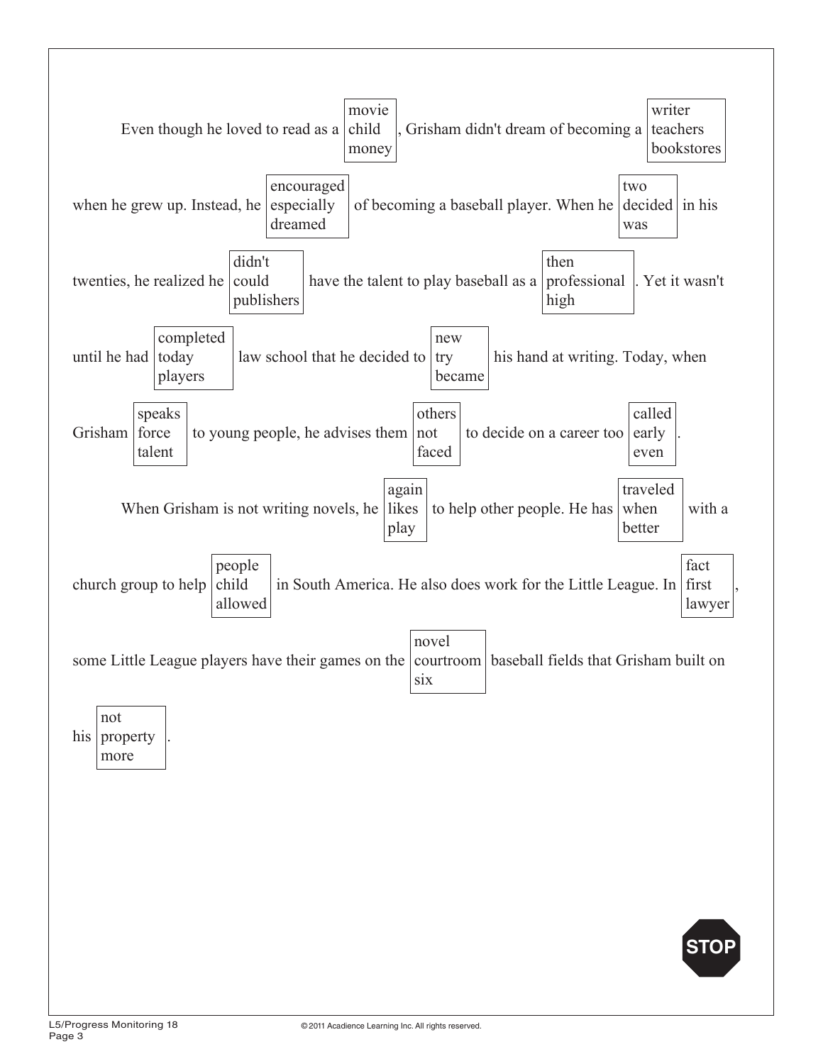Even though he loved to read as a [movie / child / money], Grisham didn't dream of becoming a [writer / teachers / bookstores] when he grew up. Instead, he [encouraged / especially / dreamed] of becoming a baseball player. When he [two / decided / was] in his twenties, he realized he [didn't / could / publishers] have the talent to play baseball as a [then / professional / high]. Yet it wasn't until he had [completed / today / players] law school that he decided to [new / try / became] his hand at writing. Today, when Grisham [speaks / force / talent] to young people, he advises them [others / not / faced] to decide on a career too [called / early / even].

When Grisham is not writing novels, he [again / likes / play] to help other people. He has [traveled / when / better] with a church group to help [people / child / allowed] in South America. He also does work for the Little League. In [fact / first / lawyer], some Little League players have their games on the [novel / courtroom / six] baseball fields that Grisham built on his [not / property / more].

STOP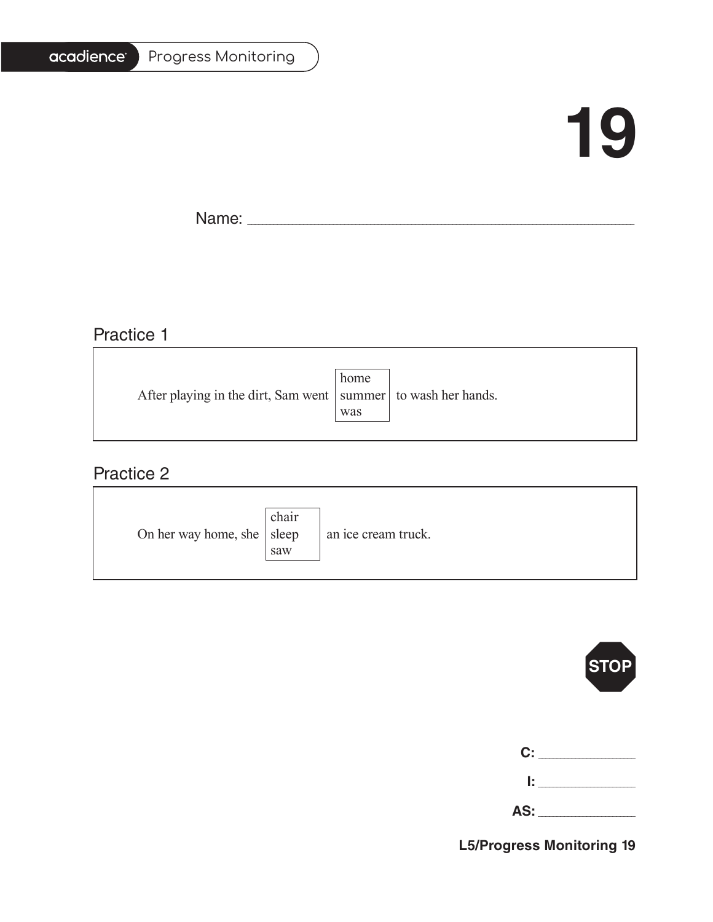acadience Progress Monitoring

# 19

Name: ______________________________________________

## Practice 1

After playing in the dirt, Sam went [home / summer / was] to wash her hands.

## Practice 2

On her way home, she [chair / sleep / saw] an ice cream truck.

STOP

**C:** ____________

**I:** ____________

**AS:** ____________

**L5/Progress Monitoring 19**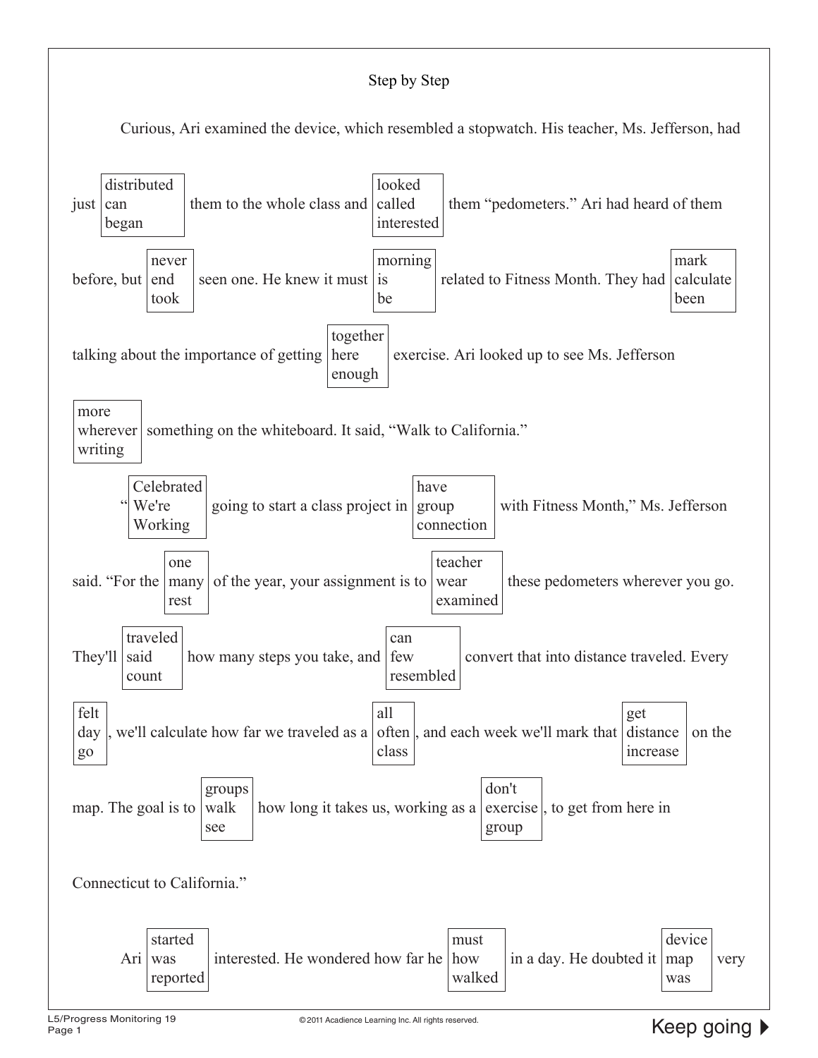# Step by Step

Curious, Ari examined the device, which resembled a stopwatch. His teacher, Ms. Jefferson, had just [distributed / can / began] them to the whole class and [looked / called / interested] them "pedometers." Ari had heard of them before, but [never / end / took] seen one. He knew it must [morning / is / be] related to Fitness Month. They had [mark / calculate / been] talking about the importance of getting [together / here / enough] exercise. Ari looked up to see Ms. Jefferson [more / wherever / writing] something on the whiteboard. It said, "Walk to California."

"[Celebrated / We're / Working] going to start a class project in [have / group / connection] with Fitness Month," Ms. Jefferson said. "For the [one / many / rest] of the year, your assignment is to [teacher / wear / examined] these pedometers wherever you go. They'll [traveled / said / count] how many steps you take, and [can / few / resembled] convert that into distance traveled. Every [felt / day / go], we'll calculate how far we traveled as a [all / often / class], and each week we'll mark that [get / distance / increase] on the map. The goal is to [groups / walk / see] how long it takes us, working as a [don't / exercise / group], to get from here in Connecticut to California."

Ari [started / was / reported] interested. He wondered how far he [must / how / walked] in a day. He doubted it [device / map / was] very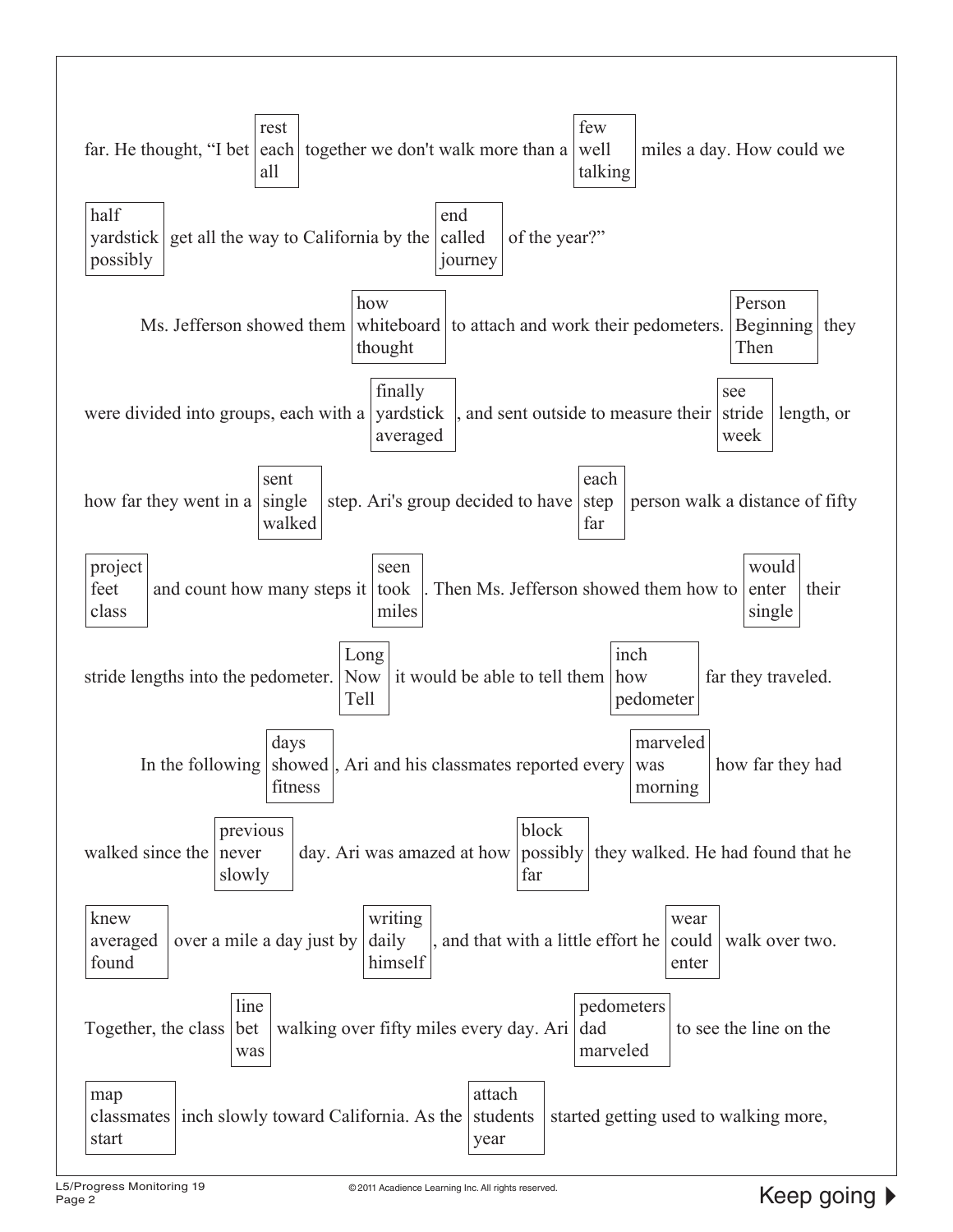far. He thought, "I bet [rest / each / all] together we don't walk more than a [few / well / talking] miles a day. How could we [half / yardstick / possibly] get all the way to California by the [end / called / journey] of the year?"

Ms. Jefferson showed them [how / whiteboard / thought] to attach and work their pedometers. [Person / Beginning / Then] they were divided into groups, each with a [finally / yardstick / averaged], and sent outside to measure their [see / stride / week] length, or how far they went in a [sent / single / walked] step. Ari's group decided to have [each / step / far] person walk a distance of fifty [project / feet / class] and count how many steps it [seen / took / miles]. Then Ms. Jefferson showed them how to [would / enter / single] their stride lengths into the pedometer. [Long / Now / Tell] it would be able to tell them [inch / how / pedometer] far they traveled.

In the following [days / showed / fitness], Ari and his classmates reported every [marveled / was / morning] how far they had walked since the [previous / never / slowly] day. Ari was amazed at how [block / possibly / far] they walked. He had found that he [knew / averaged / found] over a mile a day just by [writing / daily / himself], and that with a little effort he [wear / could / enter] walk over two. Together, the class [line / bet / was] walking over fifty miles every day. Ari [pedometers / dad / marveled] to see the line on the [map / classmates / start] inch slowly toward California. As the [attach / students / year] started getting used to walking more,

Keep going ▶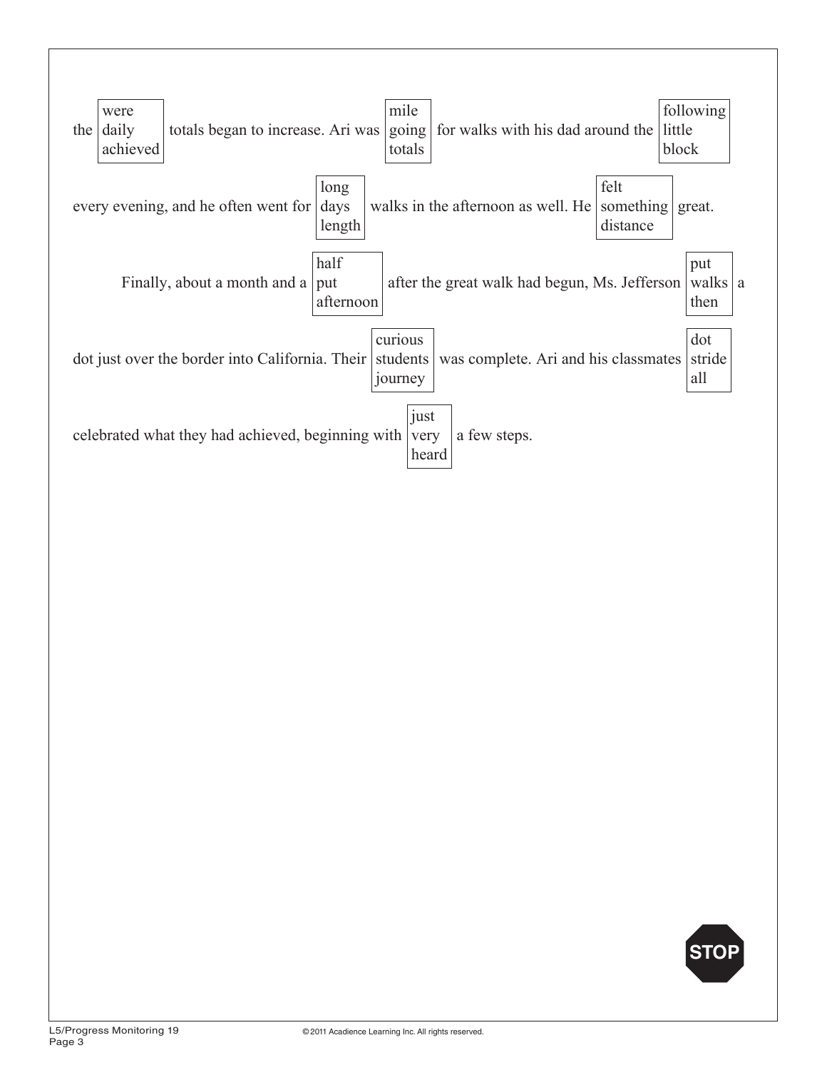the [were / daily / achieved] totals began to increase. Ari was [mile / going / totals] for walks with his dad around the [following / little / block] every evening, and he often went for [long / days / length] walks in the afternoon as well. He [felt / something / distance] great.

Finally, about a month and a [half / put / afternoon] after the great walk had begun, Ms. Jefferson [put / walks / then] a dot just over the border into California. Their [curious / students / journey] was complete. Ari and his classmates [dot / stride / all] celebrated what they had achieved, beginning with [just / very / heard] a few steps.

STOP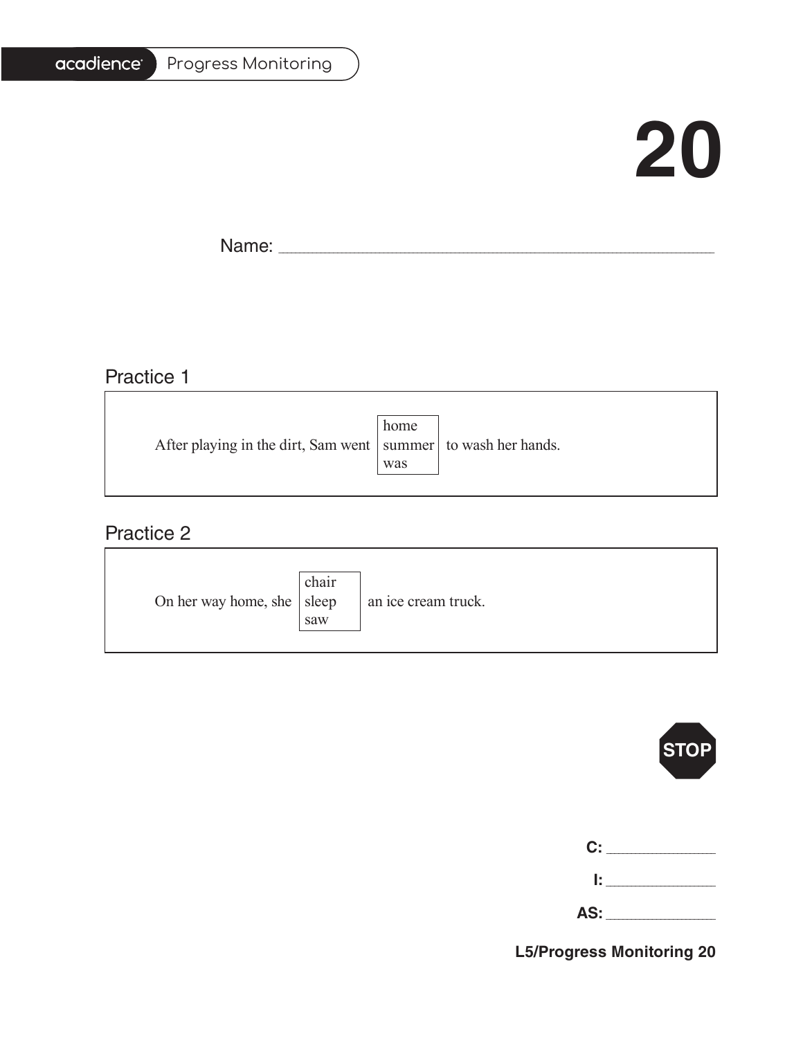acadience Progress Monitoring

# 20

Name: ______________________________

## Practice 1

After playing in the dirt, Sam went [home / summer / was] to wash her hands.

## Practice 2

On her way home, she [chair / sleep / saw] an ice cream truck.

STOP

**C:** ____________

**I:** ____________

**AS:** ____________

**L5/Progress Monitoring 20**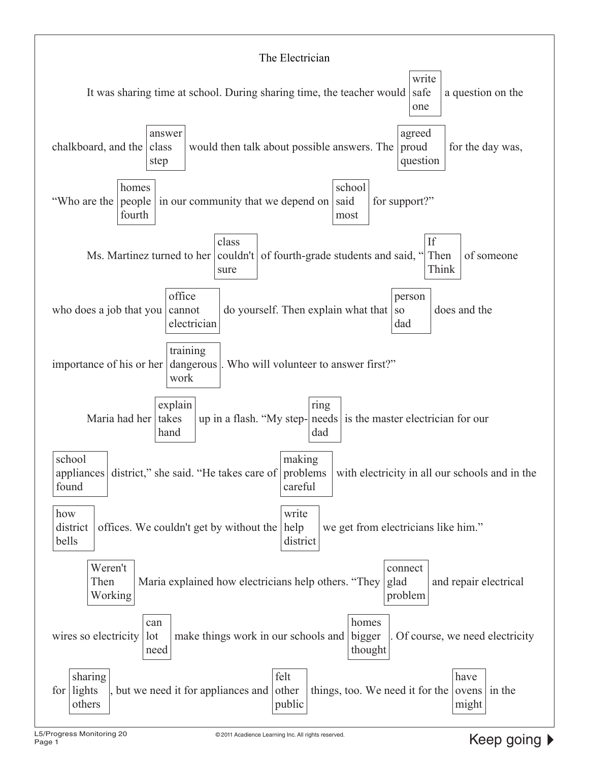# The Electrician

It was sharing time at school. During sharing time, the teacher would [write / safe / one] a question on the chalkboard, and the [answer / class / step] would then talk about possible answers. The [agreed / proud / question] for the day was, "Who are the [homes / people / fourth] in our community that we depend on [school / said / most] for support?"

Ms. Martinez turned to her [class / couldn't / sure] of fourth-grade students and said, "[If / Then / Think] of someone who does a job that you [office / cannot / electrician] do yourself. Then explain what that [person / so / dad] does and the importance of his or her [training / dangerous / work]. Who will volunteer to answer first?"

Maria had her [explain / takes / hand] up in a flash. "My step-[ring / needs / dad] is the master electrician for our [school / appliances / found] district," she said. "He takes care of [making / problems / careful] with electricity in all our schools and in the [how / district / bells] offices. We couldn't get by without the [write / help / district] we get from electricians like him."

[Weren't / Then / Working] Maria explained how electricians help others. "They [connect / glad / problem] and repair electrical wires so electricity [can / lot / need] make things work in our schools and [homes / bigger / thought]. Of course, we need electricity for [sharing / lights / others], but we need it for appliances and [felt / other / public] things, too. We need it for the [have / ovens / might] in the

Keep going ▶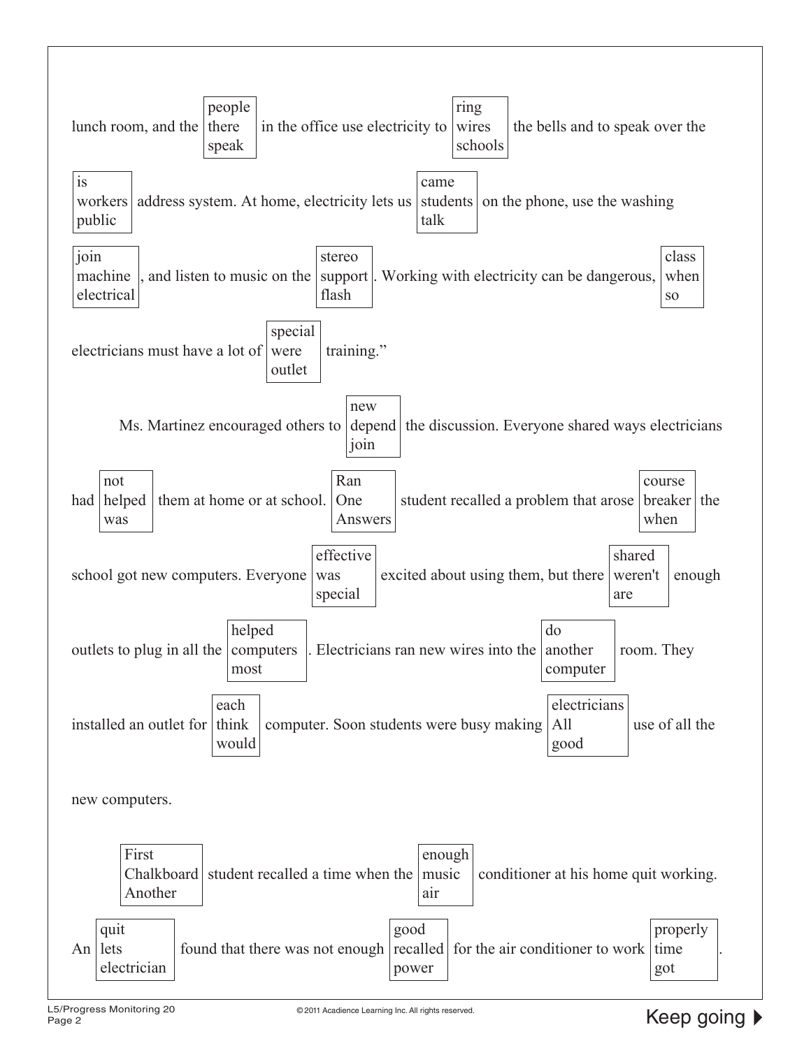lunch room, and the [people / there / speak] in the office use electricity to [ring / wires / schools] the bells and to speak over the [is / workers / public] address system. At home, electricity lets us [came / students / talk] on the phone, use the washing [join / machine / electrical], and listen to music on the [stereo / support / flash]. Working with electricity can be dangerous, [class / when / so] electricians must have a lot of [special / were / outlet] training."

Ms. Martinez encouraged others to [new / depend / join] the discussion. Everyone shared ways electricians had [not / helped / was] them at home or at school. [Ran / One / Answers] student recalled a problem that arose [course / breaker / when] the school got new computers. Everyone [effective / was / special] excited about using them, but there [shared / weren't / are] enough outlets to plug in all the [helped / computers / most]. Electricians ran new wires into the [do / another / computer] room. They installed an outlet for [each / think / would] computer. Soon students were busy making [electricians / All / good] use of all the new computers.

[First / Chalkboard / Another] student recalled a time when the [enough / music / air] conditioner at his home quit working. An [quit / lets / electrician] found that there was not enough [good / recalled / power] for the air conditioner to work [properly / time / got].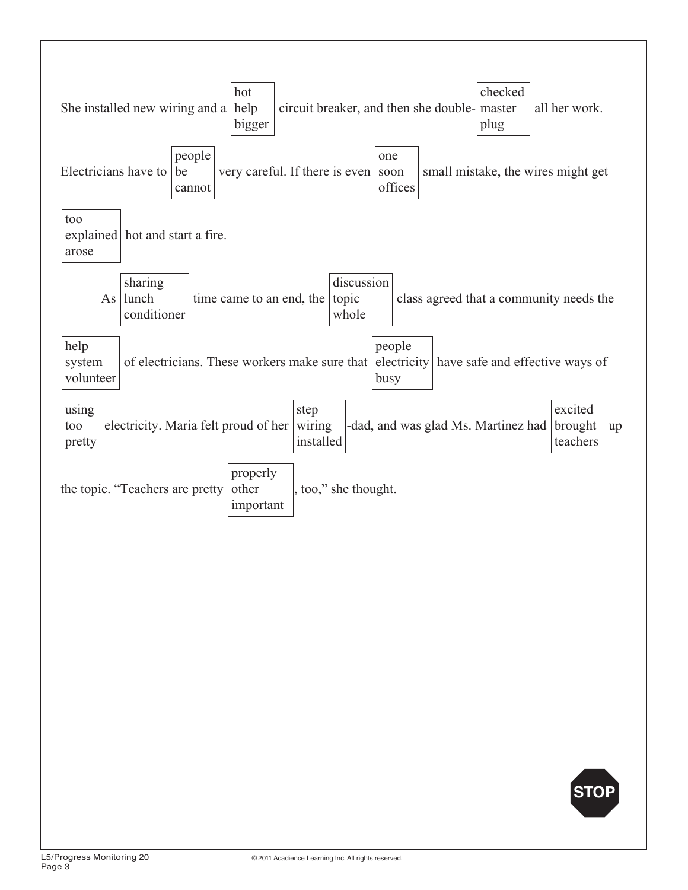She installed new wiring and a [hot / help / bigger] circuit breaker, and then she double-[checked / master / plug] all her work.

Electricians have to [people / be / cannot] very careful. If there is even [one / soon / offices] small mistake, the wires might get [too / explained / arose] hot and start a fire.

As [sharing / lunch / conditioner] time came to an end, the [discussion / topic / whole] class agreed that a community needs the [help / system / volunteer] of electricians. These workers make sure that [people / electricity / busy] have safe and effective ways of [using / too / pretty] electricity. Maria felt proud of her [step / wiring / installed]-dad, and was glad Ms. Martinez had [excited / brought / teachers] up the topic. "Teachers are pretty [properly / other / important], too," she thought.

STOP